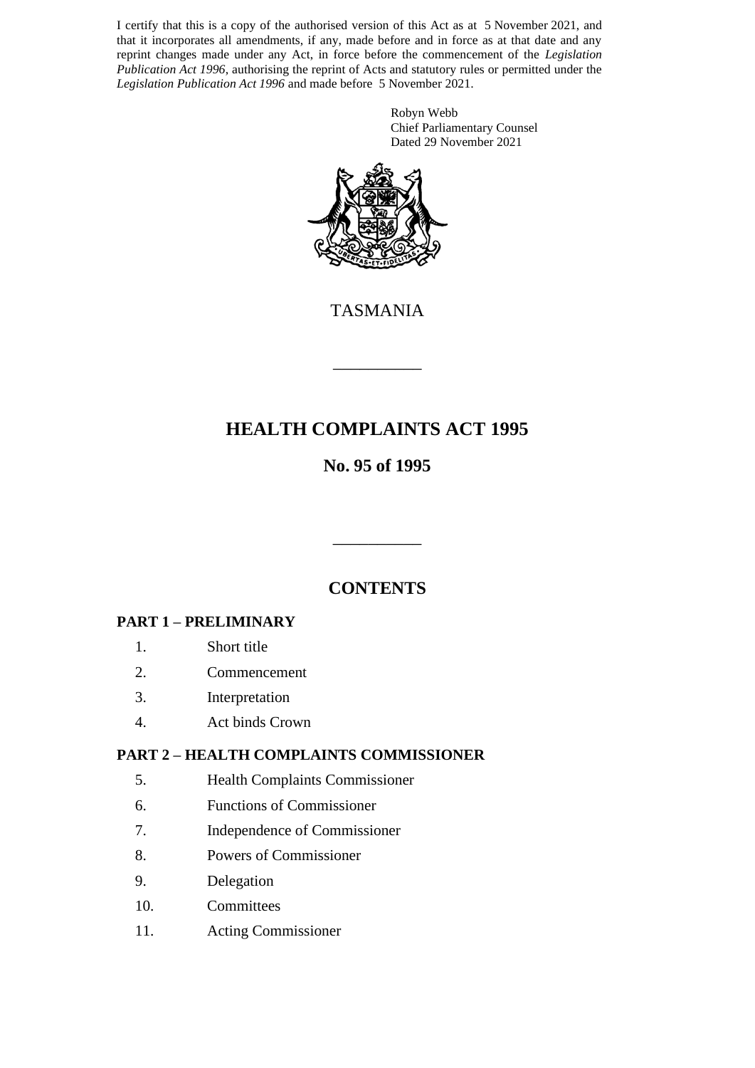I certify that this is a copy of the authorised version of this Act as at 5 November 2021, and that it incorporates all amendments, if any, made before and in force as at that date and any reprint changes made under any Act, in force before the commencement of the *Legislation Publication Act 1996*, authorising the reprint of Acts and statutory rules or permitted under the *Legislation Publication Act 1996* and made before 5 November 2021.

Robyn Webb
Chief Parliamentary Counsel
Dated 29 November 2021

TASMANIA

---

# HEALTH COMPLAINTS ACT 1995

## No. 95 of 1995

---

## CONTENTS

### PART 1 – PRELIMINARY

1. Short title
2. Commencement
3. Interpretation
4. Act binds Crown

### PART 2 – HEALTH COMPLAINTS COMMISSIONER

5. Health Complaints Commissioner
6. Functions of Commissioner
7. Independence of Commissioner
8. Powers of Commissioner
9. Delegation
10. Committees
11. Acting Commissioner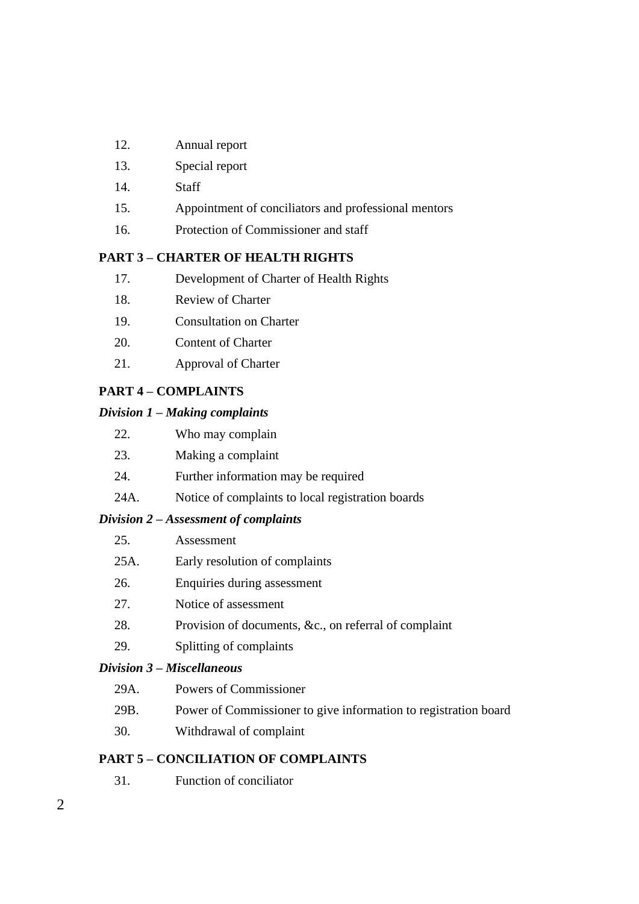12. Annual report
13. Special report
14. Staff
15. Appointment of conciliators and professional mentors
16. Protection of Commissioner and staff

**PART 3 – CHARTER OF HEALTH RIGHTS**

17. Development of Charter of Health Rights
18. Review of Charter
19. Consultation on Charter
20. Content of Charter
21. Approval of Charter

**PART 4 – COMPLAINTS**

***Division 1 – Making complaints***

22. Who may complain
23. Making a complaint
24. Further information may be required
24A. Notice of complaints to local registration boards

***Division 2 – Assessment of complaints***

25. Assessment
25A. Early resolution of complaints
26. Enquiries during assessment
27. Notice of assessment
28. Provision of documents, &c., on referral of complaint
29. Splitting of complaints

***Division 3 – Miscellaneous***

29A. Powers of Commissioner
29B. Power of Commissioner to give information to registration board
30. Withdrawal of complaint

**PART 5 – CONCILIATION OF COMPLAINTS**

31. Function of conciliator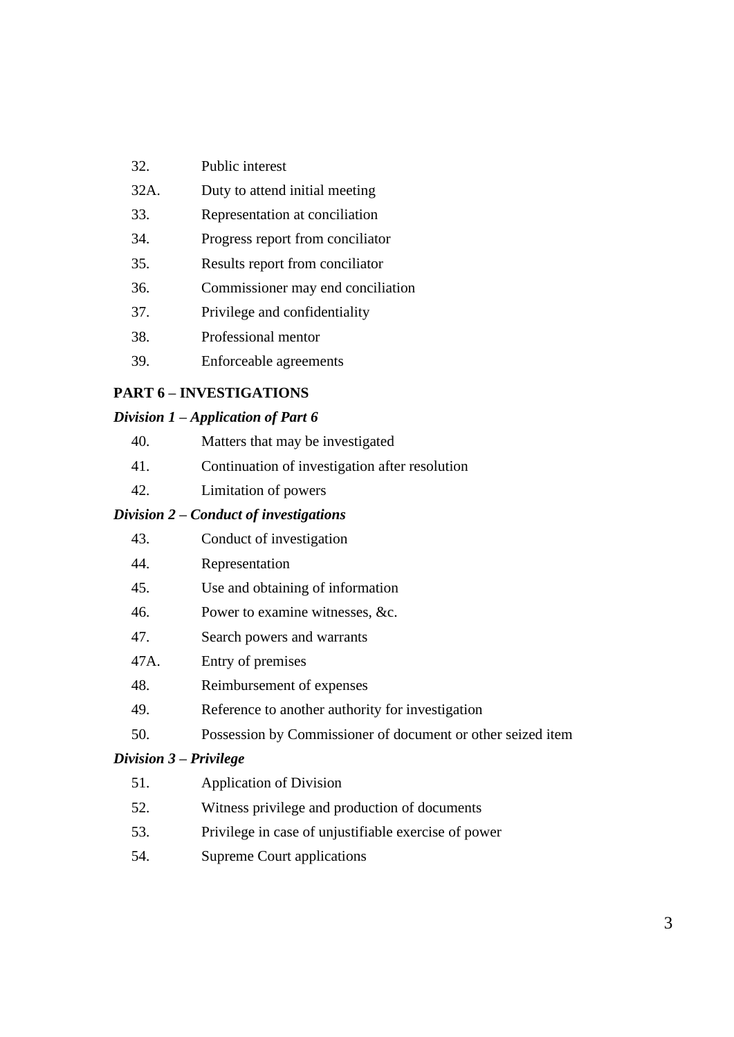32. Public interest

32A. Duty to attend initial meeting

33. Representation at conciliation

34. Progress report from conciliator

35. Results report from conciliator

36. Commissioner may end conciliation

37. Privilege and confidentiality

38. Professional mentor

39. Enforceable agreements

**PART 6 – INVESTIGATIONS**

***Division 1 – Application of Part 6***

40. Matters that may be investigated

41. Continuation of investigation after resolution

42. Limitation of powers

***Division 2 – Conduct of investigations***

43. Conduct of investigation

44. Representation

45. Use and obtaining of information

46. Power to examine witnesses, &c.

47. Search powers and warrants

47A. Entry of premises

48. Reimbursement of expenses

49. Reference to another authority for investigation

50. Possession by Commissioner of document or other seized item

***Division 3 – Privilege***

51. Application of Division

52. Witness privilege and production of documents

53. Privilege in case of unjustifiable exercise of power

54. Supreme Court applications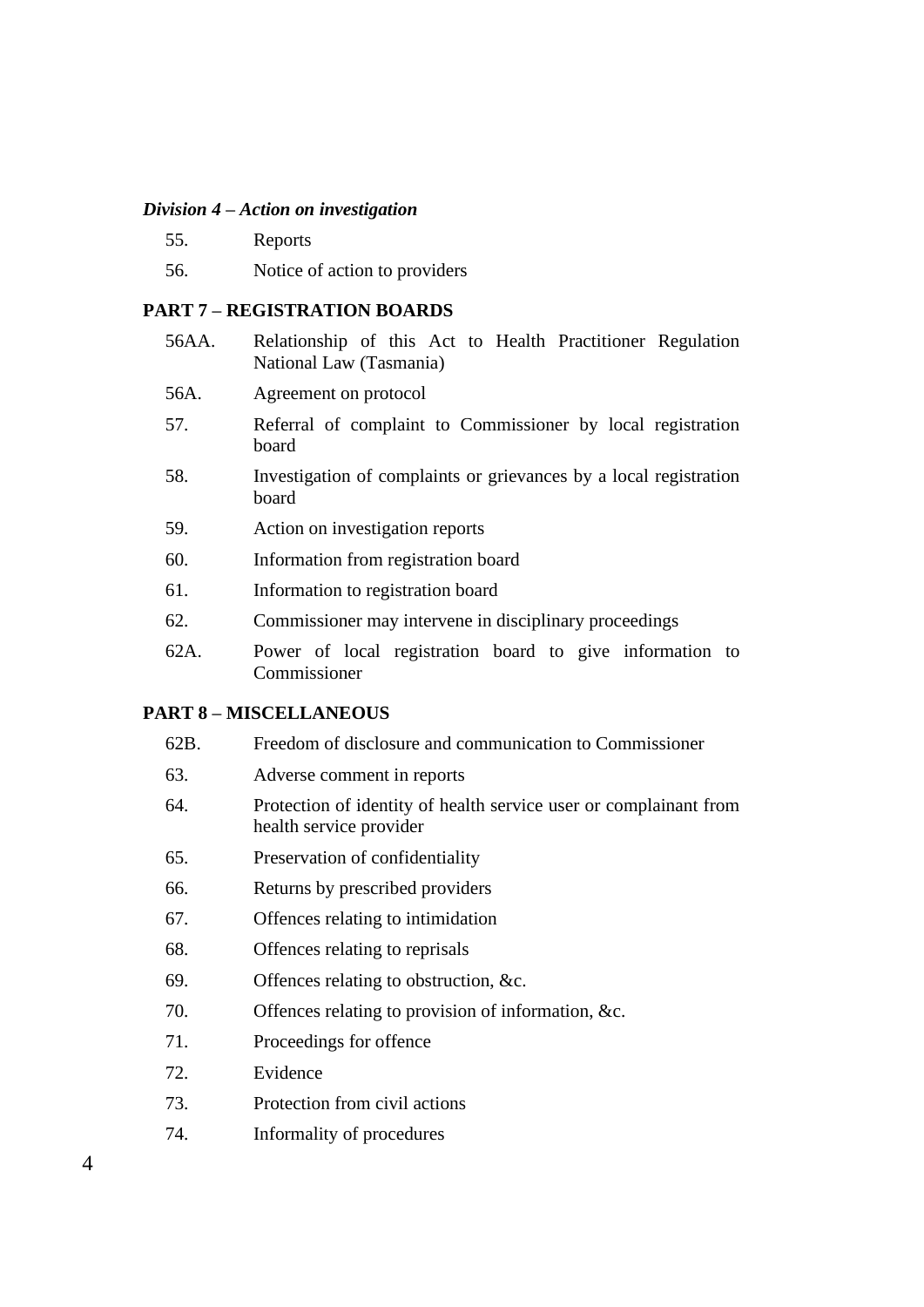*Division 4 – Action on investigation*

55. Reports

56. Notice of action to providers

**PART 7 – REGISTRATION BOARDS**

56AA. Relationship of this Act to Health Practitioner Regulation National Law (Tasmania)

56A. Agreement on protocol

57. Referral of complaint to Commissioner by local registration board

58. Investigation of complaints or grievances by a local registration board

59. Action on investigation reports

60. Information from registration board

61. Information to registration board

62. Commissioner may intervene in disciplinary proceedings

62A. Power of local registration board to give information to Commissioner

**PART 8 – MISCELLANEOUS**

62B. Freedom of disclosure and communication to Commissioner

63. Adverse comment in reports

64. Protection of identity of health service user or complainant from health service provider

65. Preservation of confidentiality

66. Returns by prescribed providers

67. Offences relating to intimidation

68. Offences relating to reprisals

69. Offences relating to obstruction, &c.

70. Offences relating to provision of information, &c.

71. Proceedings for offence

72. Evidence

73. Protection from civil actions

74. Informality of procedures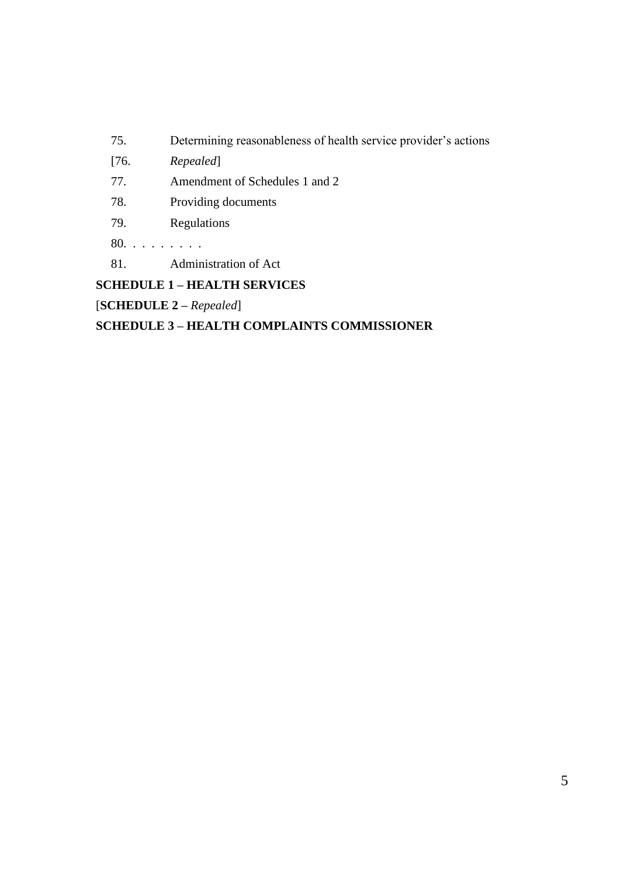75. Determining reasonableness of health service provider's actions

[76. *Repealed*]

77. Amendment of Schedules 1 and 2

78. Providing documents

79. Regulations

80. . . . . . . . .

81. Administration of Act

**SCHEDULE 1 – HEALTH SERVICES**

[**SCHEDULE 2 –** *Repealed*]

**SCHEDULE 3 – HEALTH COMPLAINTS COMMISSIONER**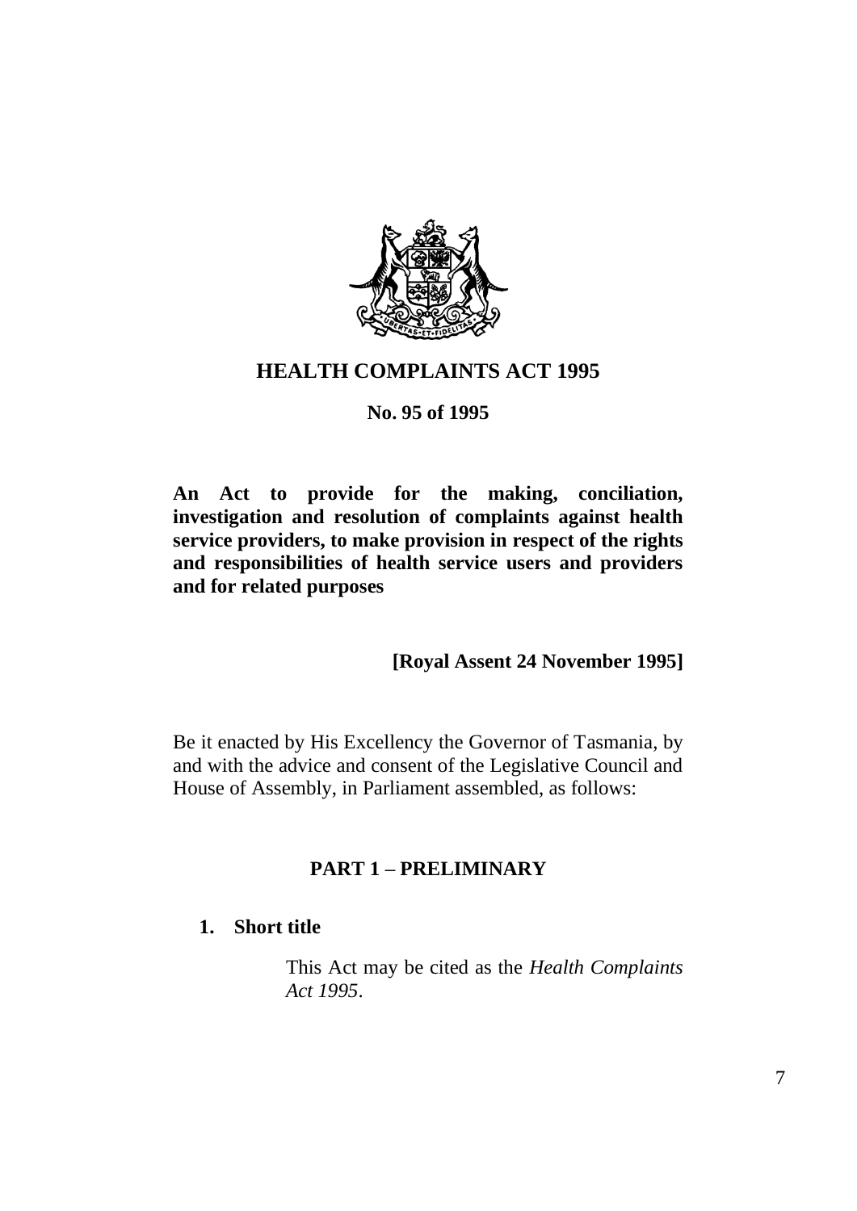# HEALTH COMPLAINTS ACT 1995

**No. 95 of 1995**

**An Act to provide for the making, conciliation, investigation and resolution of complaints against health service providers, to make provision in respect of the rights and responsibilities of health service users and providers and for related purposes**

**[Royal Assent 24 November 1995]**

Be it enacted by His Excellency the Governor of Tasmania, by and with the advice and consent of the Legislative Council and House of Assembly, in Parliament assembled, as follows:

## PART 1 – PRELIMINARY

### 1. Short title

This Act may be cited as the *Health Complaints Act 1995*.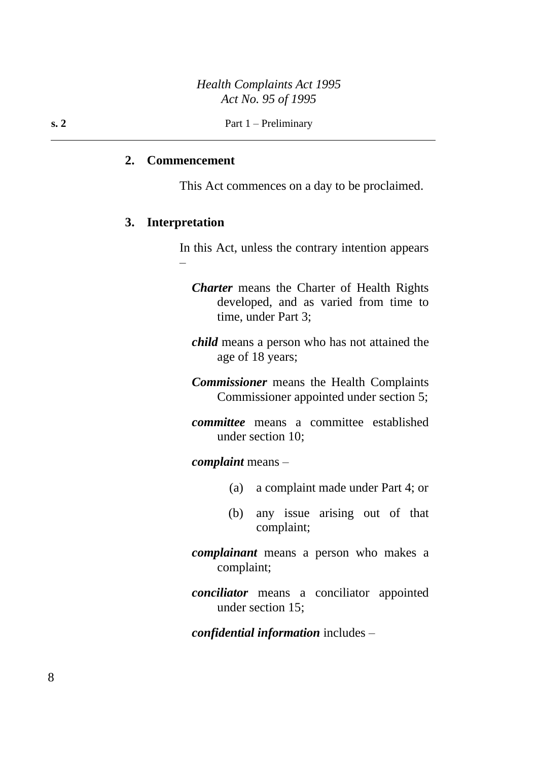## 2. Commencement

This Act commences on a day to be proclaimed.

## 3. Interpretation

In this Act, unless the contrary intention appears –

***Charter*** means the Charter of Health Rights developed, and as varied from time to time, under Part 3;

***child*** means a person who has not attained the age of 18 years;

***Commissioner*** means the Health Complaints Commissioner appointed under section 5;

***committee*** means a committee established under section 10;

***complaint*** means –

(a) a complaint made under Part 4; or

(b) any issue arising out of that complaint;

***complainant*** means a person who makes a complaint;

***conciliator*** means a conciliator appointed under section 15;

***confidential information*** includes –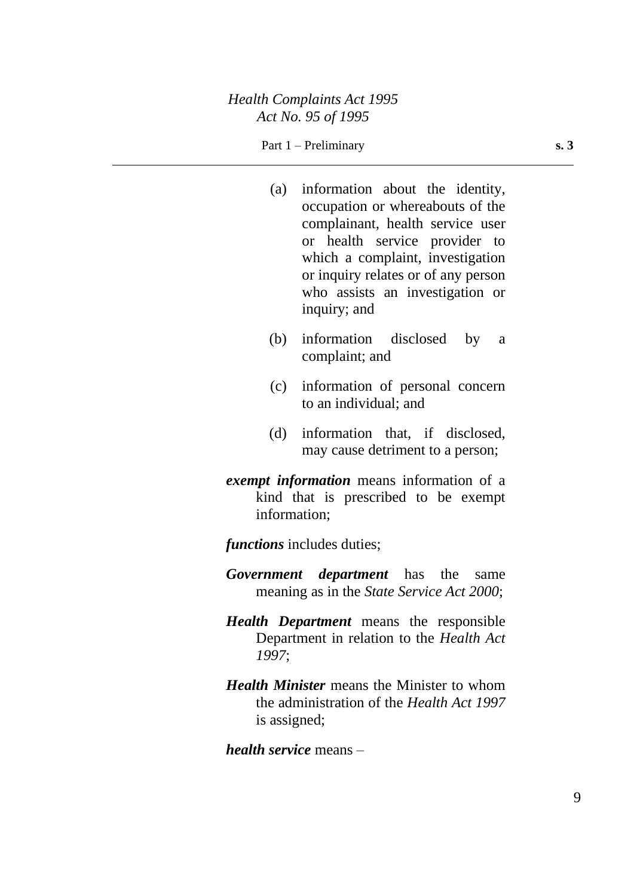(a) information about the identity, occupation or whereabouts of the complainant, health service user or health service provider to which a complaint, investigation or inquiry relates or of any person who assists an investigation or inquiry; and

(b) information disclosed by a complaint; and

(c) information of personal concern to an individual; and

(d) information that, if disclosed, may cause detriment to a person;

***exempt information*** means information of a kind that is prescribed to be exempt information;

***functions*** includes duties;

***Government department*** has the same meaning as in the *State Service Act 2000*;

***Health Department*** means the responsible Department in relation to the *Health Act 1997*;

***Health Minister*** means the Minister to whom the administration of the *Health Act 1997* is assigned;

***health service*** means –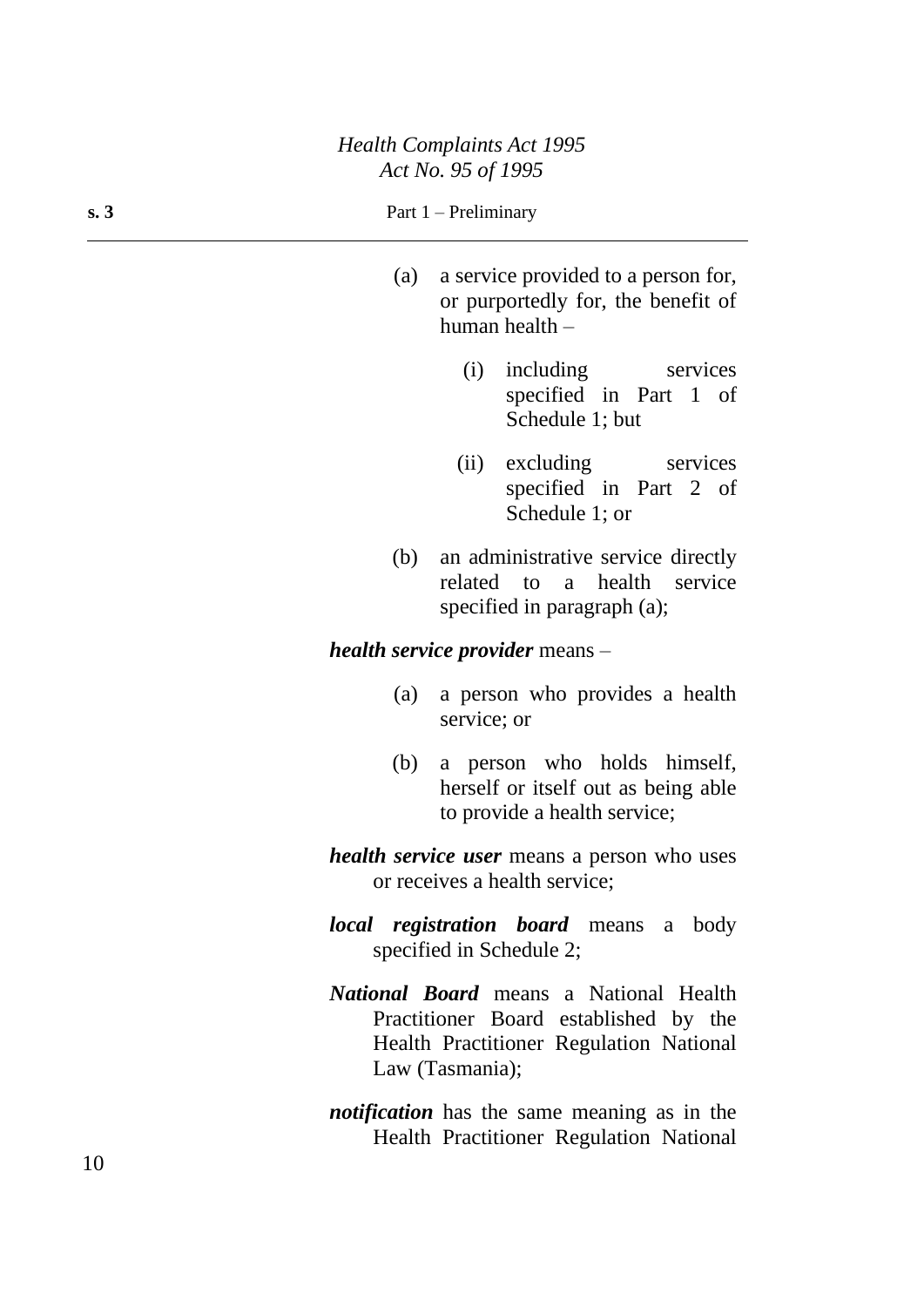(a) a service provided to a person for, or purportedly for, the benefit of human health –

   (i) including services specified in Part 1 of Schedule 1; but

   (ii) excluding services specified in Part 2 of Schedule 1; or

(b) an administrative service directly related to a health service specified in paragraph (a);

***health service provider*** means –

(a) a person who provides a health service; or

(b) a person who holds himself, herself or itself out as being able to provide a health service;

***health service user*** means a person who uses or receives a health service;

***local registration board*** means a body specified in Schedule 2;

***National Board*** means a National Health Practitioner Board established by the Health Practitioner Regulation National Law (Tasmania);

***notification*** has the same meaning as in the Health Practitioner Regulation National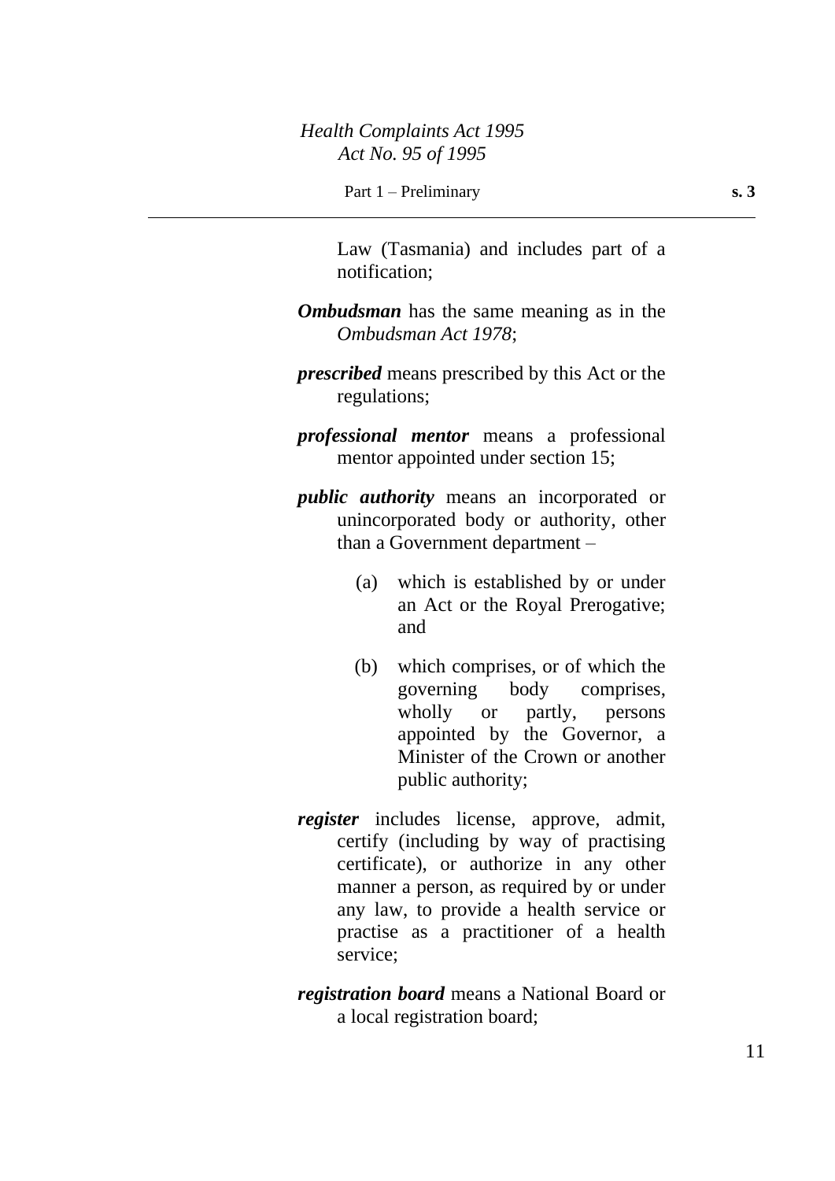Law (Tasmania) and includes part of a notification;

***Ombudsman*** has the same meaning as in the *Ombudsman Act 1978*;

***prescribed*** means prescribed by this Act or the regulations;

***professional mentor*** means a professional mentor appointed under section 15;

***public authority*** means an incorporated or unincorporated body or authority, other than a Government department –

(a) which is established by or under an Act or the Royal Prerogative; and

(b) which comprises, or of which the governing body comprises, wholly or partly, persons appointed by the Governor, a Minister of the Crown or another public authority;

***register*** includes license, approve, admit, certify (including by way of practising certificate), or authorize in any other manner a person, as required by or under any law, to provide a health service or practise as a practitioner of a health service;

***registration board*** means a National Board or a local registration board;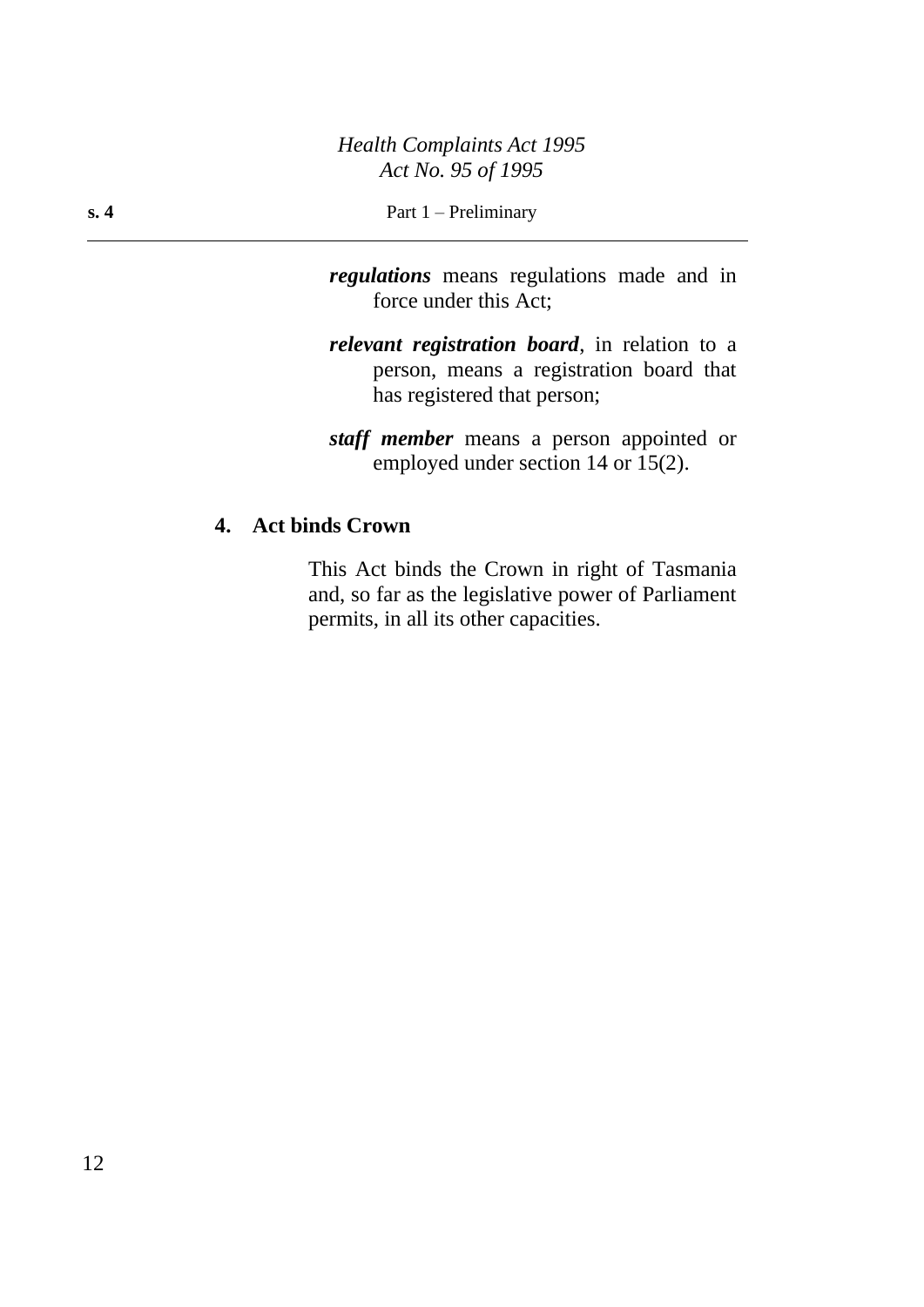***regulations*** means regulations made and in force under this Act;

***relevant registration board***, in relation to a person, means a registration board that has registered that person;

***staff member*** means a person appointed or employed under section 14 or 15(2).

## 4. Act binds Crown

This Act binds the Crown in right of Tasmania and, so far as the legislative power of Parliament permits, in all its other capacities.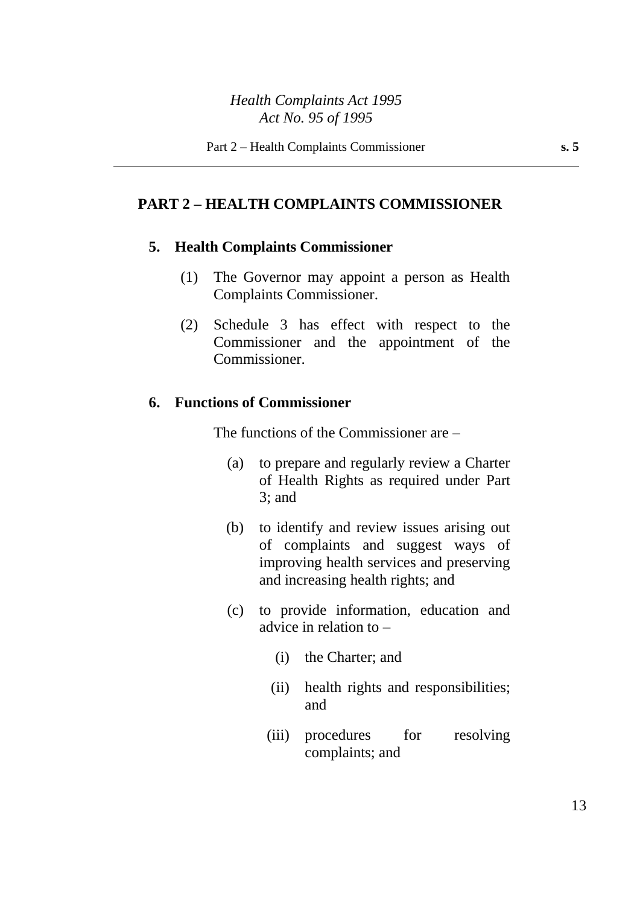## PART 2 – HEALTH COMPLAINTS COMMISSIONER

### 5. Health Complaints Commissioner

(1) The Governor may appoint a person as Health Complaints Commissioner.

(2) Schedule 3 has effect with respect to the Commissioner and the appointment of the Commissioner.

### 6. Functions of Commissioner

The functions of the Commissioner are –

(a) to prepare and regularly review a Charter of Health Rights as required under Part 3; and

(b) to identify and review issues arising out of complaints and suggest ways of improving health services and preserving and increasing health rights; and

(c) to provide information, education and advice in relation to –

(i) the Charter; and

(ii) health rights and responsibilities; and

(iii) procedures for resolving complaints; and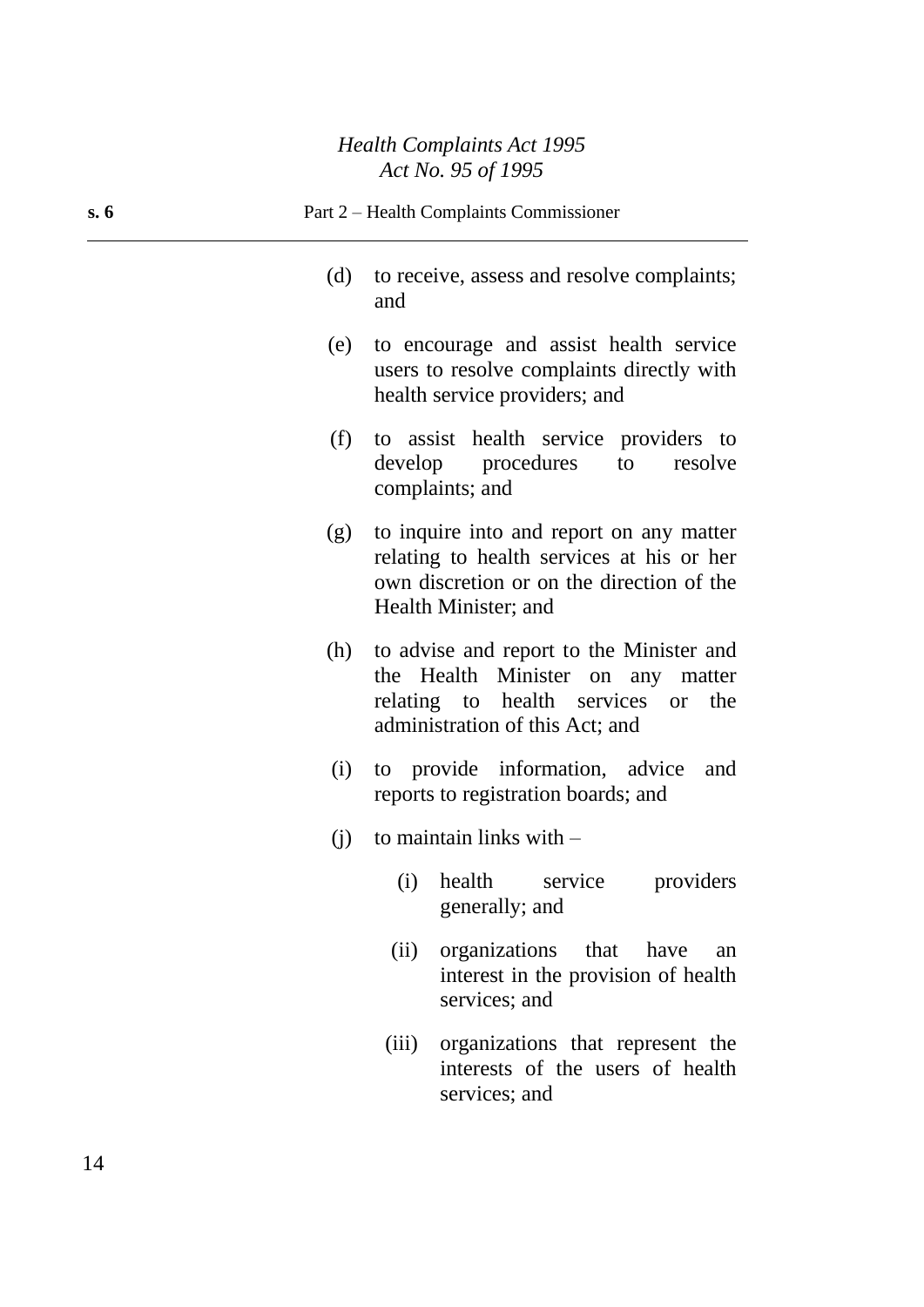(d) to receive, assess and resolve complaints; and

(e) to encourage and assist health service users to resolve complaints directly with health service providers; and

(f) to assist health service providers to develop procedures to resolve complaints; and

(g) to inquire into and report on any matter relating to health services at his or her own discretion or on the direction of the Health Minister; and

(h) to advise and report to the Minister and the Health Minister on any matter relating to health services or the administration of this Act; and

(i) to provide information, advice and reports to registration boards; and

(j) to maintain links with –

  (i) health service providers generally; and

  (ii) organizations that have an interest in the provision of health services; and

  (iii) organizations that represent the interests of the users of health services; and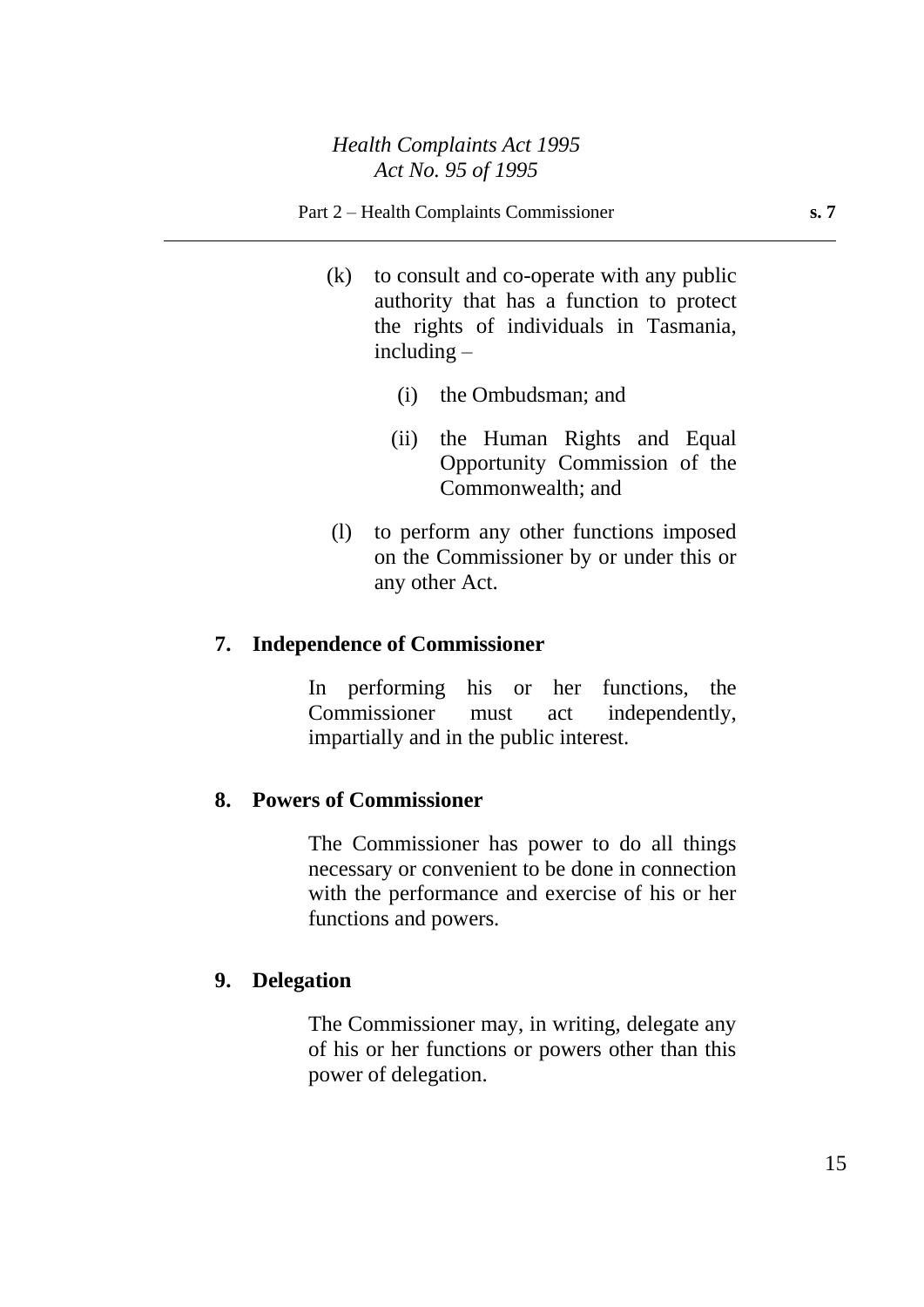(k) to consult and co-operate with any public authority that has a function to protect the rights of individuals in Tasmania, including –

  (i) the Ombudsman; and

  (ii) the Human Rights and Equal Opportunity Commission of the Commonwealth; and

(l) to perform any other functions imposed on the Commissioner by or under this or any other Act.

**7. Independence of Commissioner**

In performing his or her functions, the Commissioner must act independently, impartially and in the public interest.

**8. Powers of Commissioner**

The Commissioner has power to do all things necessary or convenient to be done in connection with the performance and exercise of his or her functions and powers.

**9. Delegation**

The Commissioner may, in writing, delegate any of his or her functions or powers other than this power of delegation.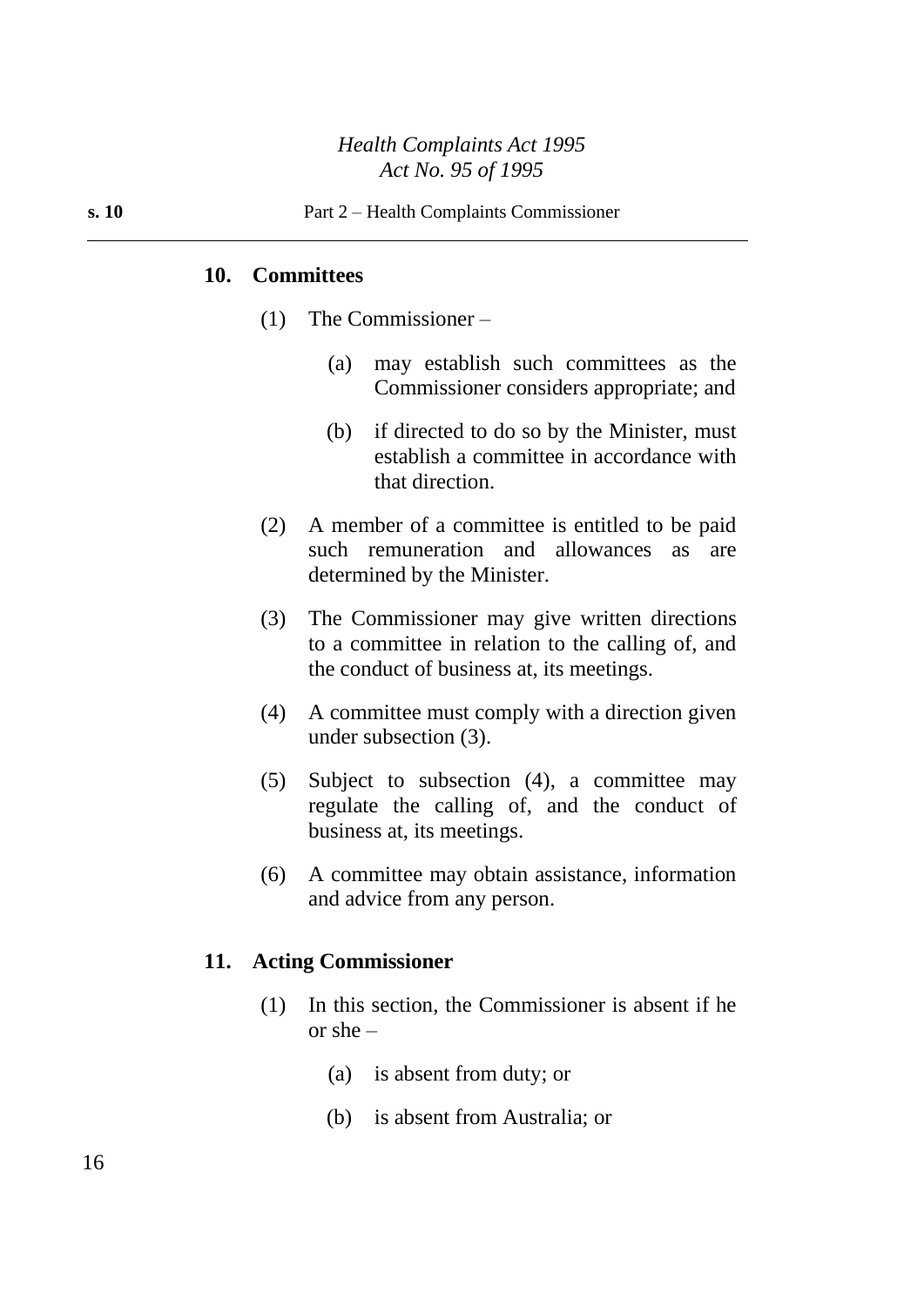### 10. Committees

(1) The Commissioner –

(a) may establish such committees as the Commissioner considers appropriate; and

(b) if directed to do so by the Minister, must establish a committee in accordance with that direction.

(2) A member of a committee is entitled to be paid such remuneration and allowances as are determined by the Minister.

(3) The Commissioner may give written directions to a committee in relation to the calling of, and the conduct of business at, its meetings.

(4) A committee must comply with a direction given under subsection (3).

(5) Subject to subsection (4), a committee may regulate the calling of, and the conduct of business at, its meetings.

(6) A committee may obtain assistance, information and advice from any person.

### 11. Acting Commissioner

(1) In this section, the Commissioner is absent if he or she –

(a) is absent from duty; or

(b) is absent from Australia; or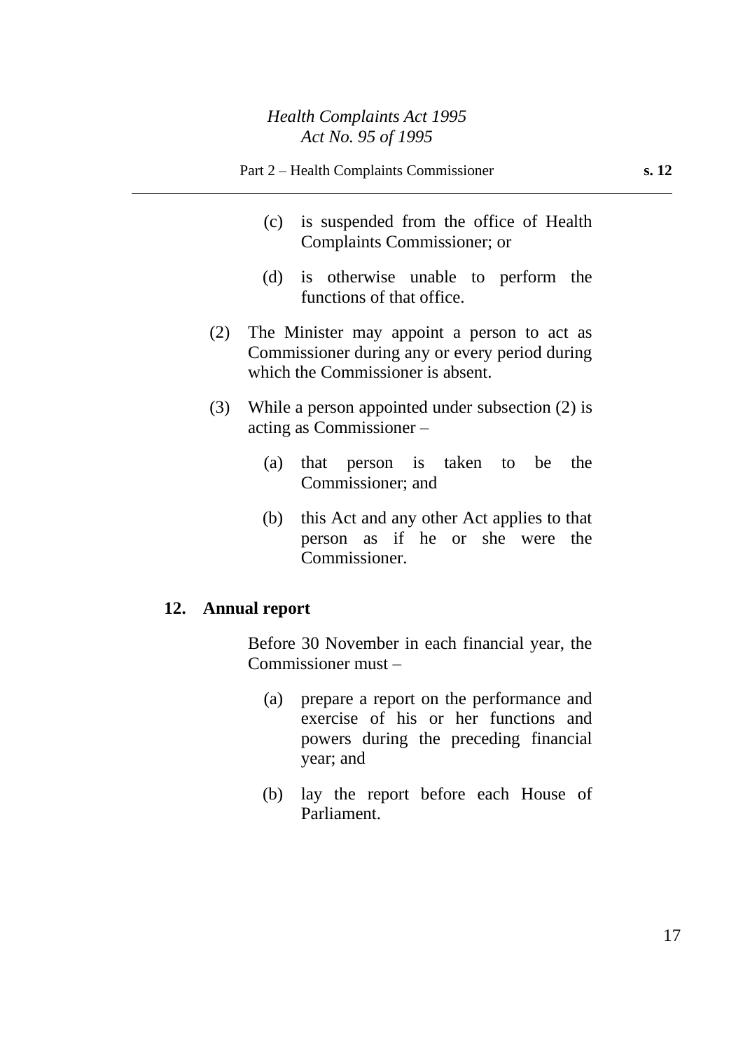(c) is suspended from the office of Health Complaints Commissioner; or

(d) is otherwise unable to perform the functions of that office.

(2) The Minister may appoint a person to act as Commissioner during any or every period during which the Commissioner is absent.

(3) While a person appointed under subsection (2) is acting as Commissioner –

(a) that person is taken to be the Commissioner; and

(b) this Act and any other Act applies to that person as if he or she were the Commissioner.

**12. Annual report**

Before 30 November in each financial year, the Commissioner must –

(a) prepare a report on the performance and exercise of his or her functions and powers during the preceding financial year; and

(b) lay the report before each House of Parliament.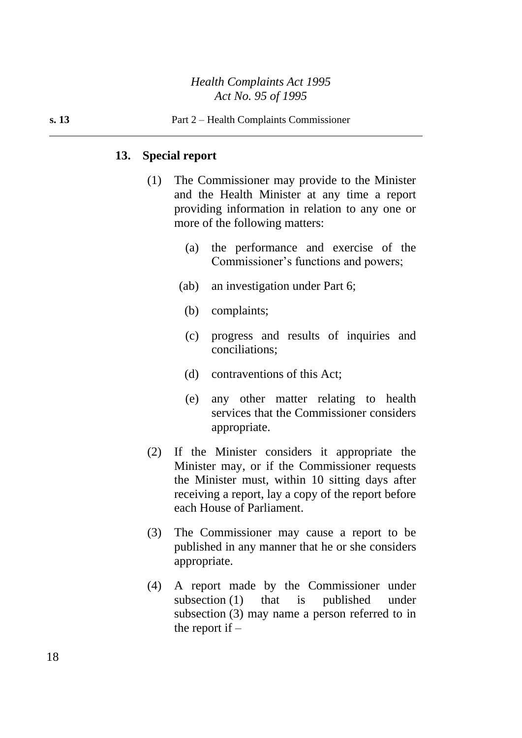### 13. Special report

(1) The Commissioner may provide to the Minister and the Health Minister at any time a report providing information in relation to any one or more of the following matters:

(a) the performance and exercise of the Commissioner's functions and powers;

(ab) an investigation under Part 6;

(b) complaints;

(c) progress and results of inquiries and conciliations;

(d) contraventions of this Act;

(e) any other matter relating to health services that the Commissioner considers appropriate.

(2) If the Minister considers it appropriate the Minister may, or if the Commissioner requests the Minister must, within 10 sitting days after receiving a report, lay a copy of the report before each House of Parliament.

(3) The Commissioner may cause a report to be published in any manner that he or she considers appropriate.

(4) A report made by the Commissioner under subsection (1) that is published under subsection (3) may name a person referred to in the report if –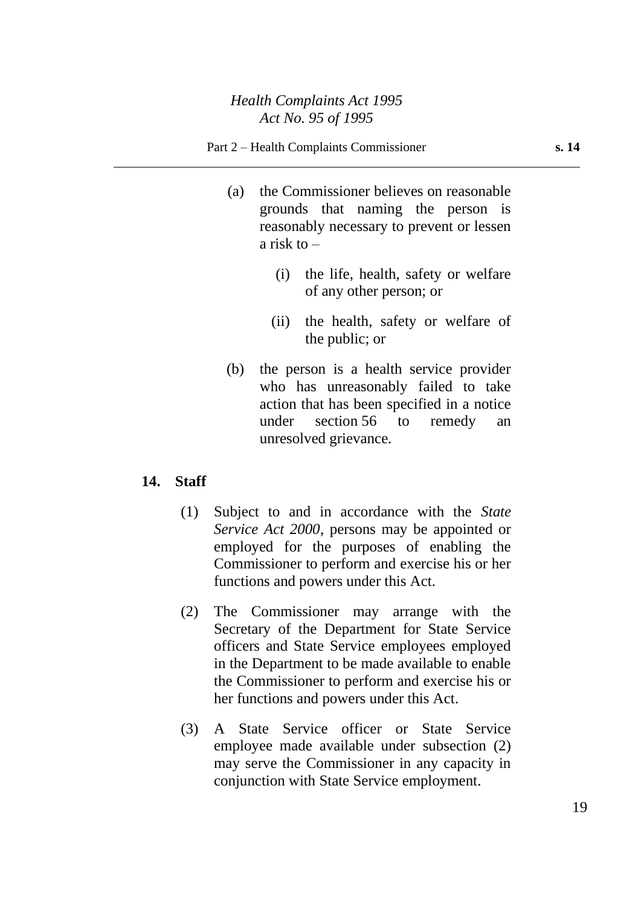(a) the Commissioner believes on reasonable grounds that naming the person is reasonably necessary to prevent or lessen a risk to –

(i) the life, health, safety or welfare of any other person; or

(ii) the health, safety or welfare of the public; or

(b) the person is a health service provider who has unreasonably failed to take action that has been specified in a notice under section 56 to remedy an unresolved grievance.

## 14. Staff

(1) Subject to and in accordance with the *State Service Act 2000*, persons may be appointed or employed for the purposes of enabling the Commissioner to perform and exercise his or her functions and powers under this Act.

(2) The Commissioner may arrange with the Secretary of the Department for State Service officers and State Service employees employed in the Department to be made available to enable the Commissioner to perform and exercise his or her functions and powers under this Act.

(3) A State Service officer or State Service employee made available under subsection (2) may serve the Commissioner in any capacity in conjunction with State Service employment.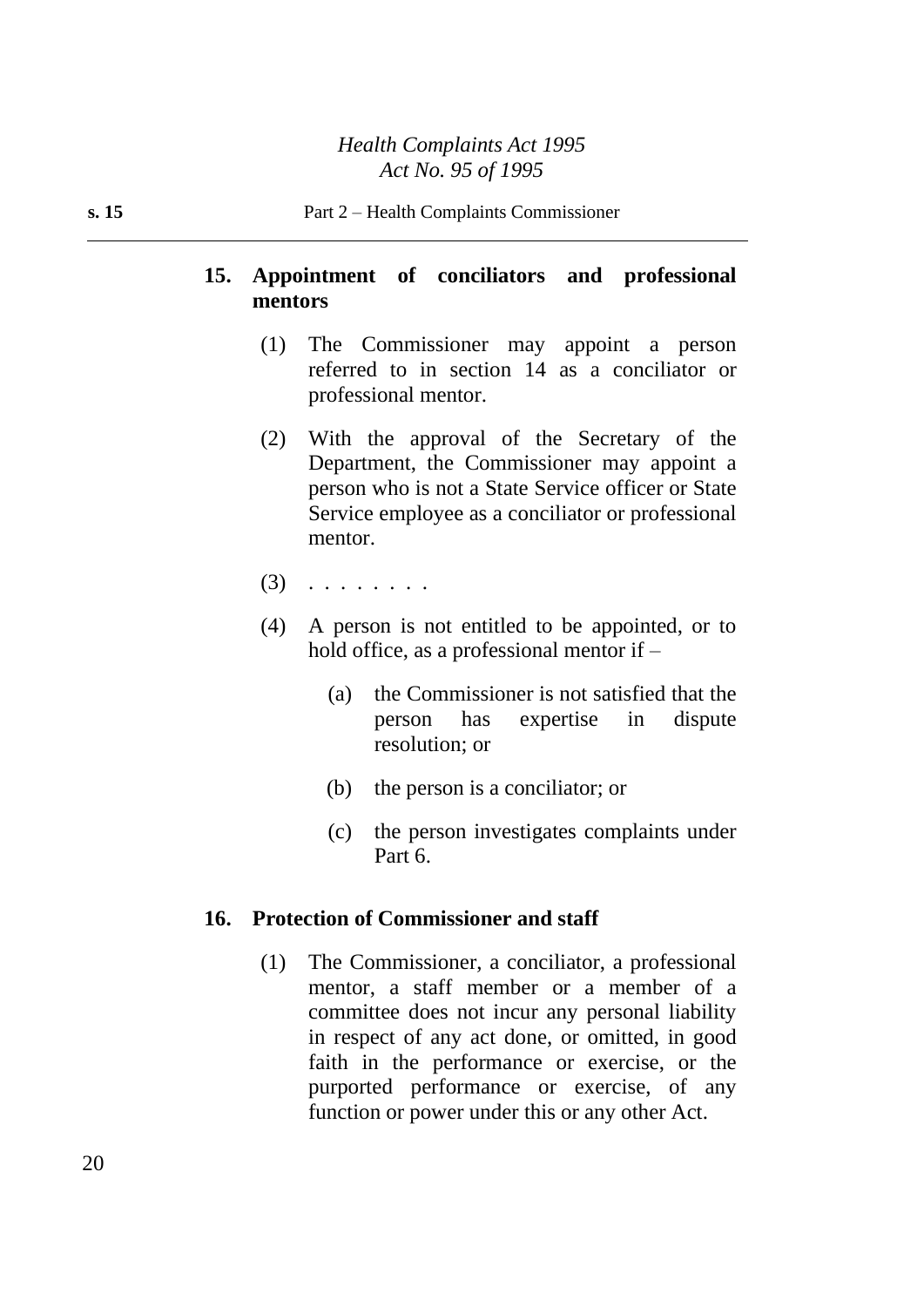### 15. Appointment of conciliators and professional mentors

(1) The Commissioner may appoint a person referred to in section 14 as a conciliator or professional mentor.

(2) With the approval of the Secretary of the Department, the Commissioner may appoint a person who is not a State Service officer or State Service employee as a conciliator or professional mentor.

(3) . . . . . . . .

(4) A person is not entitled to be appointed, or to hold office, as a professional mentor if –

(a) the Commissioner is not satisfied that the person has expertise in dispute resolution; or

(b) the person is a conciliator; or

(c) the person investigates complaints under Part 6.

### 16. Protection of Commissioner and staff

(1) The Commissioner, a conciliator, a professional mentor, a staff member or a member of a committee does not incur any personal liability in respect of any act done, or omitted, in good faith in the performance or exercise, or the purported performance or exercise, of any function or power under this or any other Act.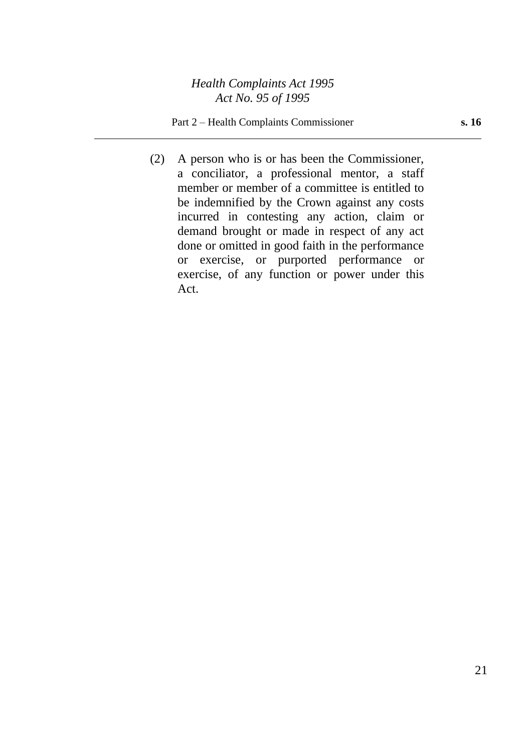(2) A person who is or has been the Commissioner, a conciliator, a professional mentor, a staff member or member of a committee is entitled to be indemnified by the Crown against any costs incurred in contesting any action, claim or demand brought or made in respect of any act done or omitted in good faith in the performance or exercise, or purported performance or exercise, of any function or power under this Act.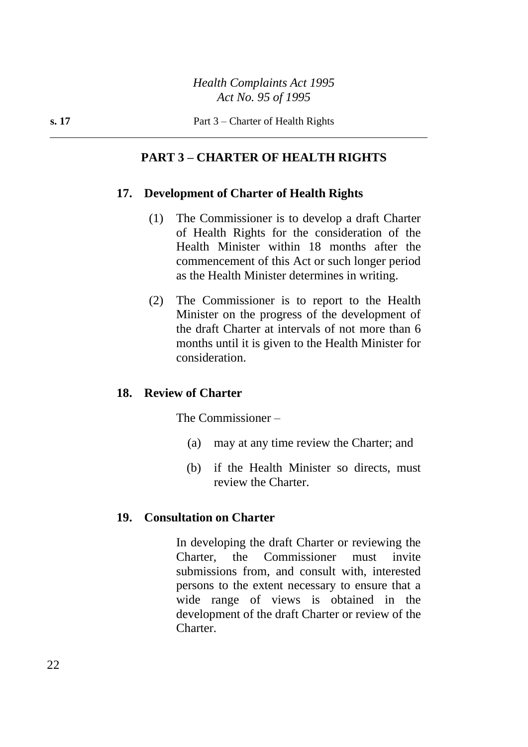## PART 3 – CHARTER OF HEALTH RIGHTS

### 17. Development of Charter of Health Rights

(1) The Commissioner is to develop a draft Charter of Health Rights for the consideration of the Health Minister within 18 months after the commencement of this Act or such longer period as the Health Minister determines in writing.

(2) The Commissioner is to report to the Health Minister on the progress of the development of the draft Charter at intervals of not more than 6 months until it is given to the Health Minister for consideration.

### 18. Review of Charter

The Commissioner –

(a) may at any time review the Charter; and

(b) if the Health Minister so directs, must review the Charter.

### 19. Consultation on Charter

In developing the draft Charter or reviewing the Charter, the Commissioner must invite submissions from, and consult with, interested persons to the extent necessary to ensure that a wide range of views is obtained in the development of the draft Charter or review of the Charter.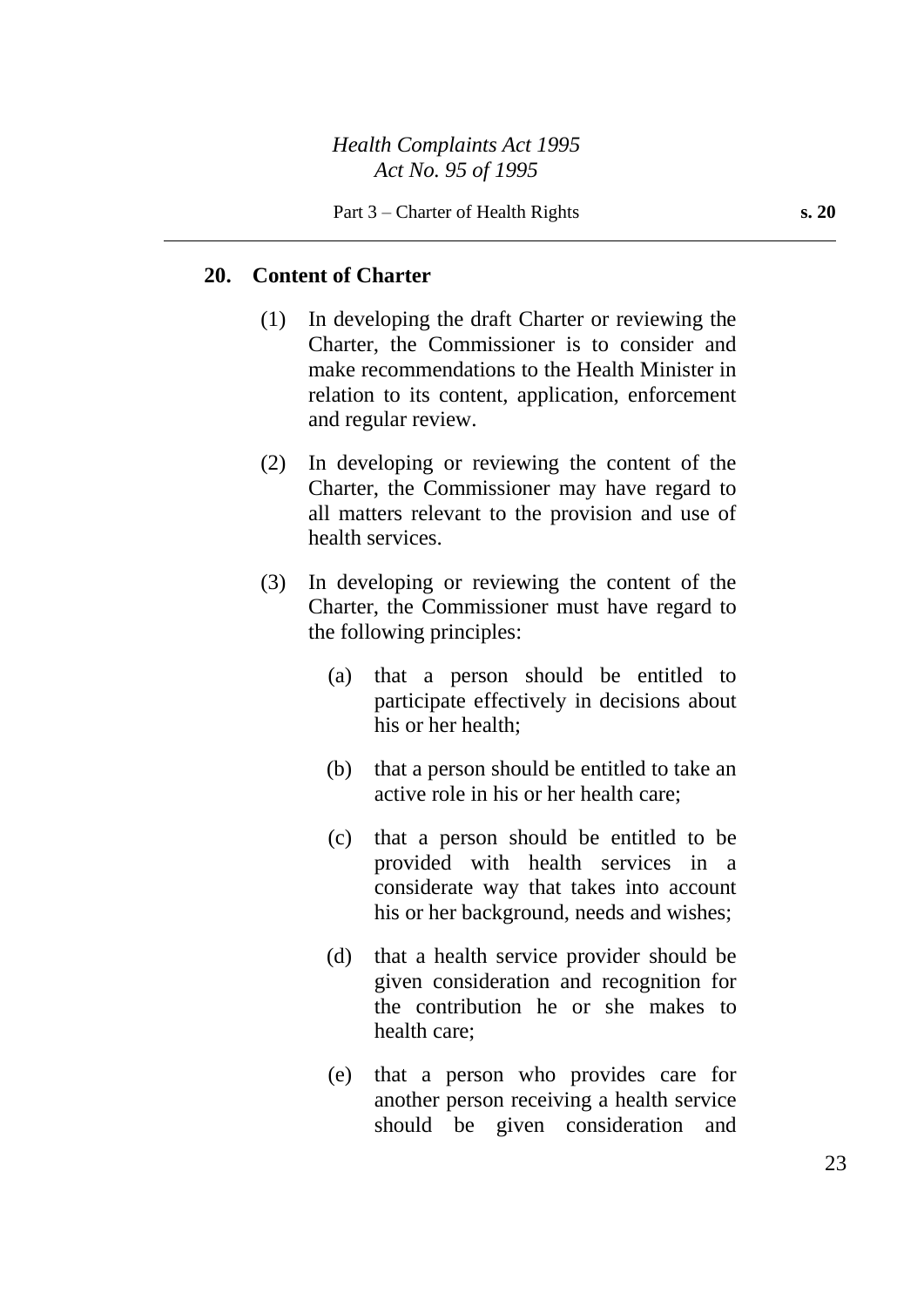## 20. Content of Charter

(1) In developing the draft Charter or reviewing the Charter, the Commissioner is to consider and make recommendations to the Health Minister in relation to its content, application, enforcement and regular review.

(2) In developing or reviewing the content of the Charter, the Commissioner may have regard to all matters relevant to the provision and use of health services.

(3) In developing or reviewing the content of the Charter, the Commissioner must have regard to the following principles:

(a) that a person should be entitled to participate effectively in decisions about his or her health;

(b) that a person should be entitled to take an active role in his or her health care;

(c) that a person should be entitled to be provided with health services in a considerate way that takes into account his or her background, needs and wishes;

(d) that a health service provider should be given consideration and recognition for the contribution he or she makes to health care;

(e) that a person who provides care for another person receiving a health service should be given consideration and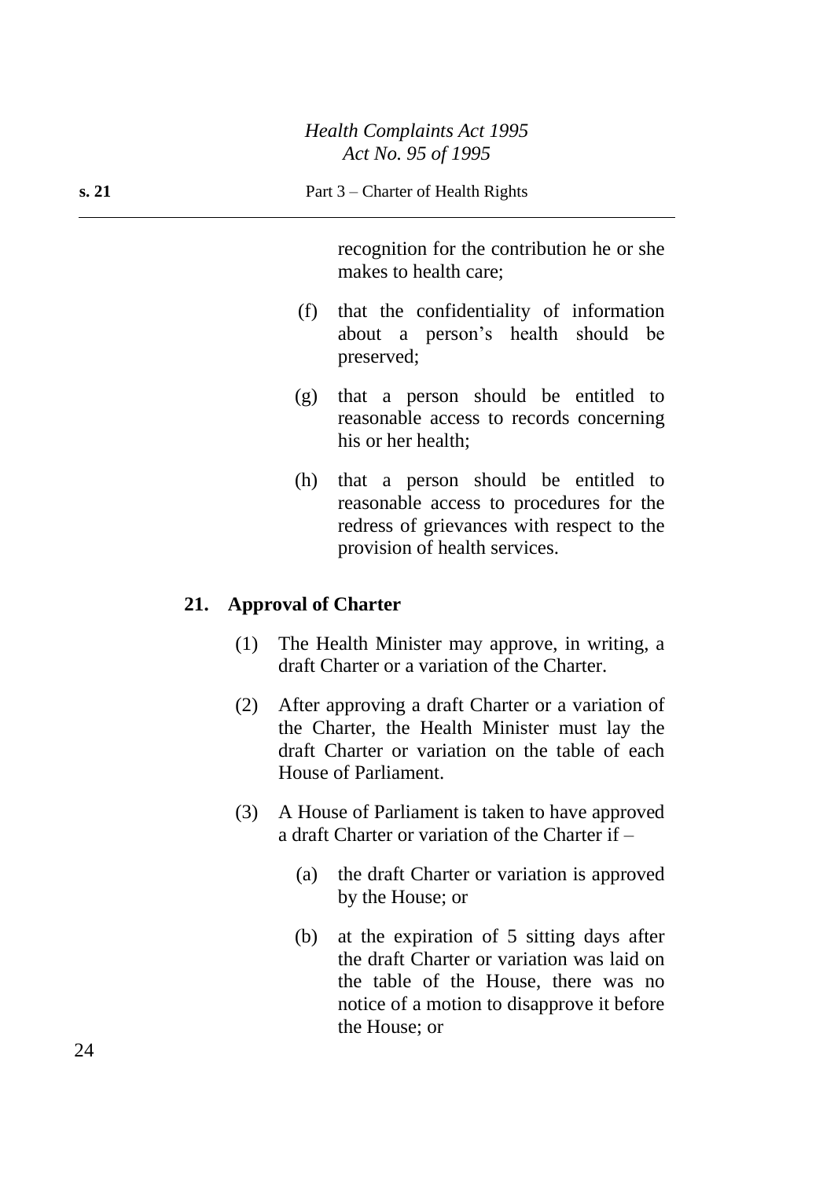recognition for the contribution he or she makes to health care;

(f) that the confidentiality of information about a person's health should be preserved;

(g) that a person should be entitled to reasonable access to records concerning his or her health;

(h) that a person should be entitled to reasonable access to procedures for the redress of grievances with respect to the provision of health services.

## 21. Approval of Charter

(1) The Health Minister may approve, in writing, a draft Charter or a variation of the Charter.

(2) After approving a draft Charter or a variation of the Charter, the Health Minister must lay the draft Charter or variation on the table of each House of Parliament.

(3) A House of Parliament is taken to have approved a draft Charter or variation of the Charter if –

(a) the draft Charter or variation is approved by the House; or

(b) at the expiration of 5 sitting days after the draft Charter or variation was laid on the table of the House, there was no notice of a motion to disapprove it before the House; or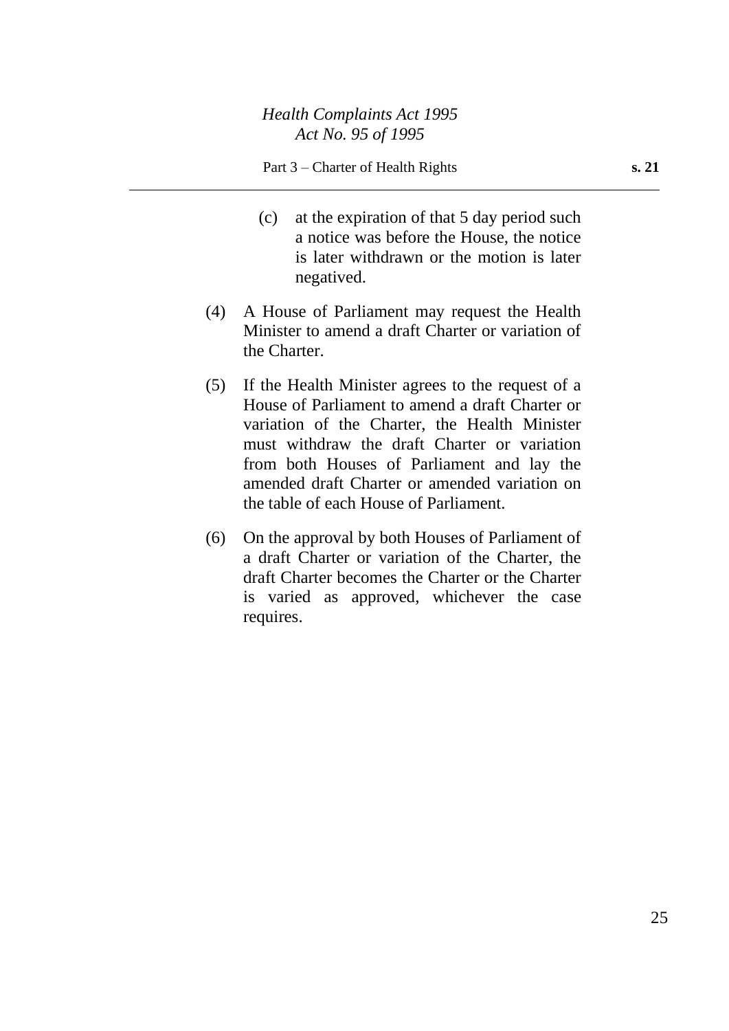(c) at the expiration of that 5 day period such a notice was before the House, the notice is later withdrawn or the motion is later negatived.

(4) A House of Parliament may request the Health Minister to amend a draft Charter or variation of the Charter.

(5) If the Health Minister agrees to the request of a House of Parliament to amend a draft Charter or variation of the Charter, the Health Minister must withdraw the draft Charter or variation from both Houses of Parliament and lay the amended draft Charter or amended variation on the table of each House of Parliament.

(6) On the approval by both Houses of Parliament of a draft Charter or variation of the Charter, the draft Charter becomes the Charter or the Charter is varied as approved, whichever the case requires.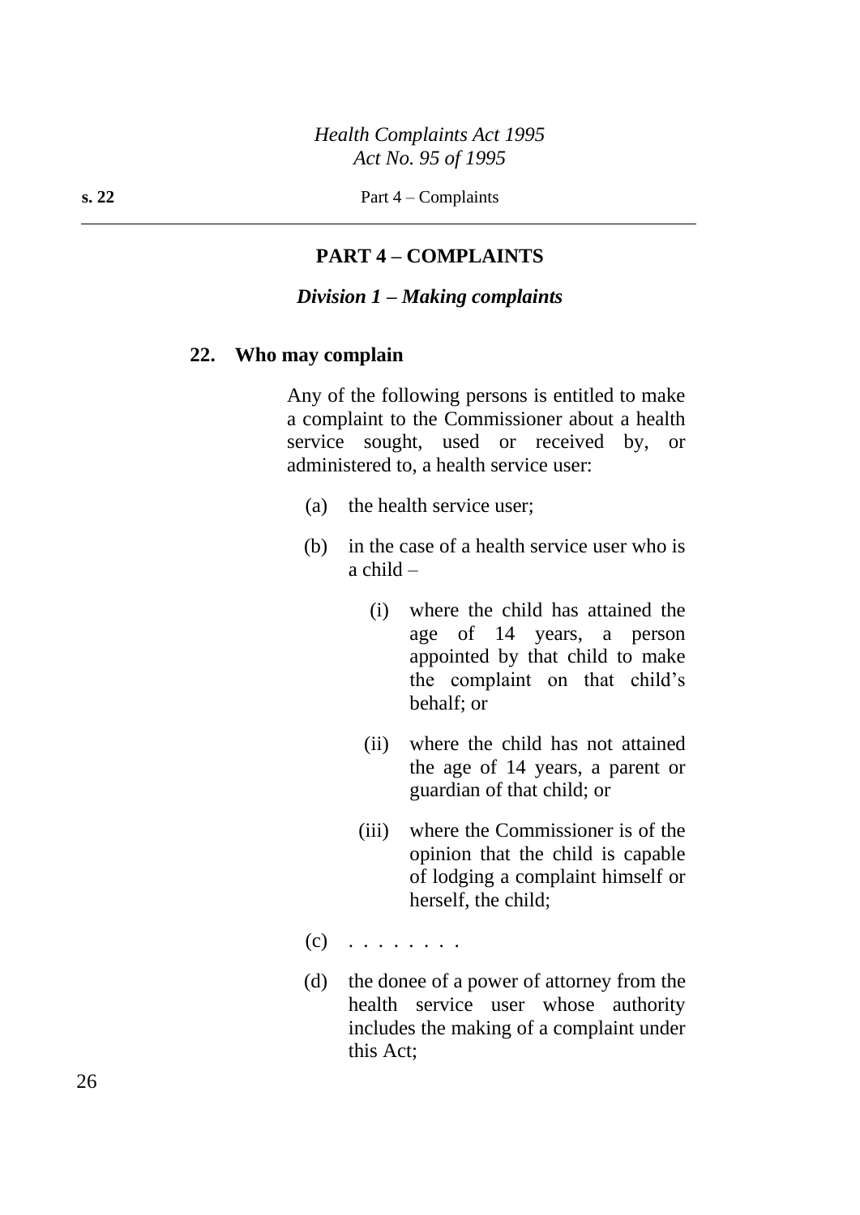# PART 4 – COMPLAINTS

## *Division 1 – Making complaints*

### 22. Who may complain

Any of the following persons is entitled to make a complaint to the Commissioner about a health service sought, used or received by, or administered to, a health service user:

- (a) the health service user;
- (b) in the case of a health service user who is a child –
  - (i) where the child has attained the age of 14 years, a person appointed by that child to make the complaint on that child's behalf; or
  - (ii) where the child has not attained the age of 14 years, a parent or guardian of that child; or
  - (iii) where the Commissioner is of the opinion that the child is capable of lodging a complaint himself or herself, the child;
- (c) . . . . . . . .
- (d) the donee of a power of attorney from the health service user whose authority includes the making of a complaint under this Act;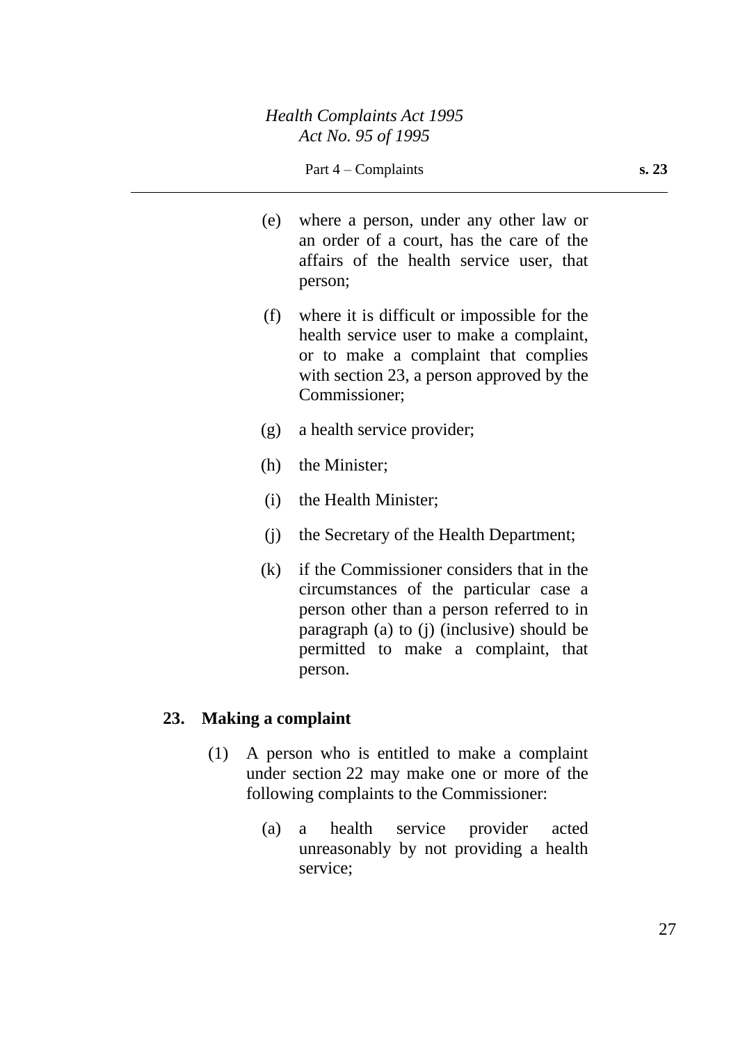(e) where a person, under any other law or an order of a court, has the care of the affairs of the health service user, that person;

(f) where it is difficult or impossible for the health service user to make a complaint, or to make a complaint that complies with section 23, a person approved by the Commissioner;

(g) a health service provider;

(h) the Minister;

(i) the Health Minister;

(j) the Secretary of the Health Department;

(k) if the Commissioner considers that in the circumstances of the particular case a person other than a person referred to in paragraph (a) to (j) (inclusive) should be permitted to make a complaint, that person.

## 23. Making a complaint

(1) A person who is entitled to make a complaint under section 22 may make one or more of the following complaints to the Commissioner:

(a) a health service provider acted unreasonably by not providing a health service;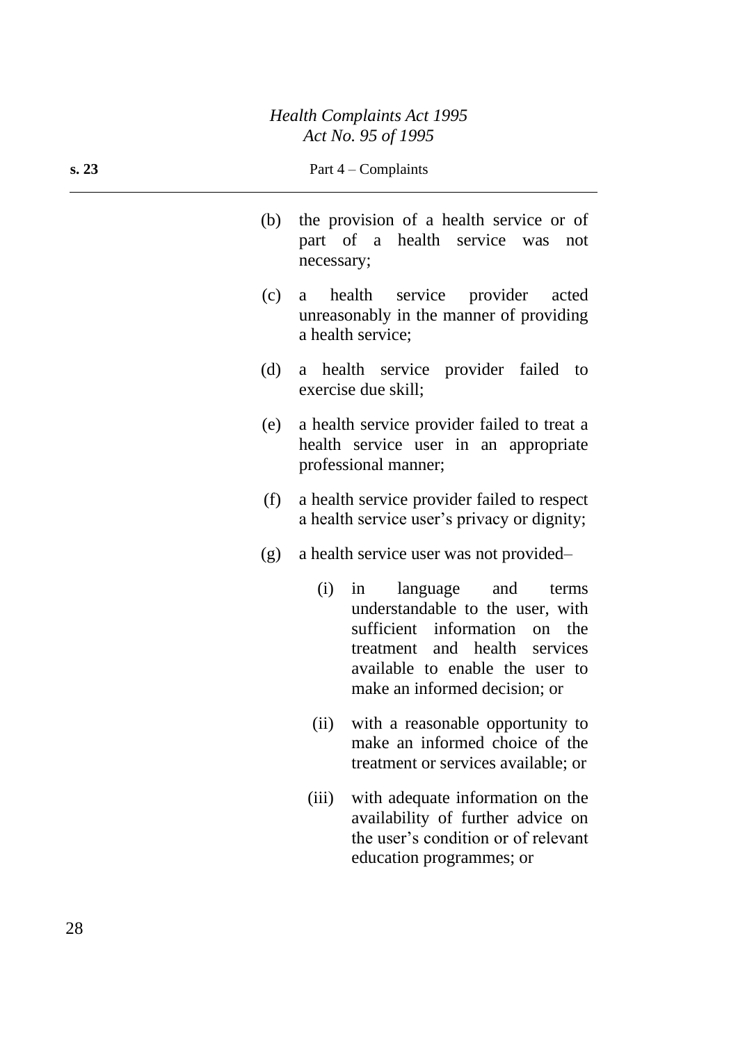(b) the provision of a health service or of part of a health service was not necessary;

(c) a health service provider acted unreasonably in the manner of providing a health service;

(d) a health service provider failed to exercise due skill;

(e) a health service provider failed to treat a health service user in an appropriate professional manner;

(f) a health service provider failed to respect a health service user's privacy or dignity;

(g) a health service user was not provided–

  (i) in language and terms understandable to the user, with sufficient information on the treatment and health services available to enable the user to make an informed decision; or

  (ii) with a reasonable opportunity to make an informed choice of the treatment or services available; or

  (iii) with adequate information on the availability of further advice on the user's condition or of relevant education programmes; or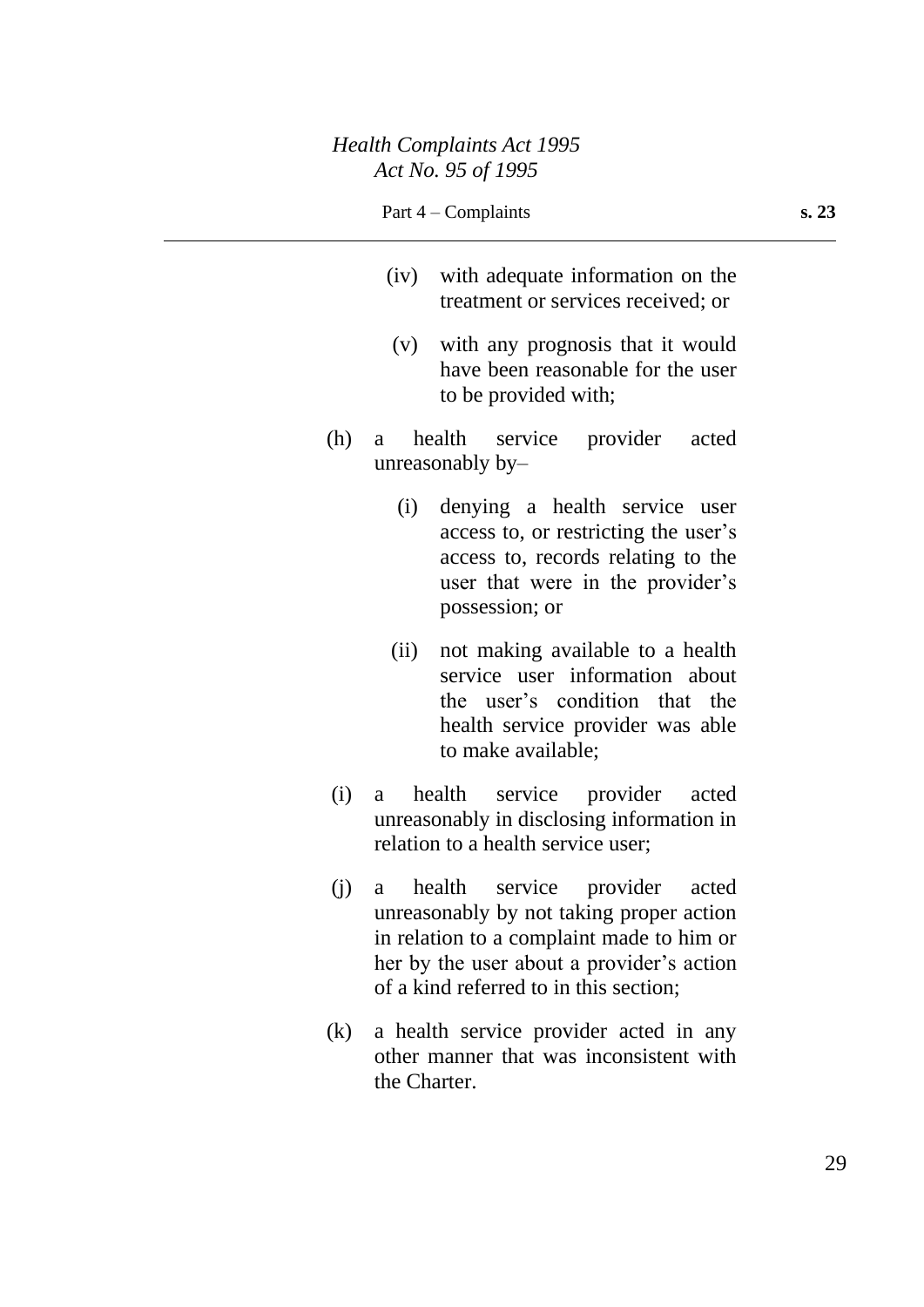(iv) with adequate information on the treatment or services received; or

(v) with any prognosis that it would have been reasonable for the user to be provided with;

(h) a health service provider acted unreasonably by–

(i) denying a health service user access to, or restricting the user's access to, records relating to the user that were in the provider's possession; or

(ii) not making available to a health service user information about the user's condition that the health service provider was able to make available;

(i) a health service provider acted unreasonably in disclosing information in relation to a health service user;

(j) a health service provider acted unreasonably by not taking proper action in relation to a complaint made to him or her by the user about a provider's action of a kind referred to in this section;

(k) a health service provider acted in any other manner that was inconsistent with the Charter.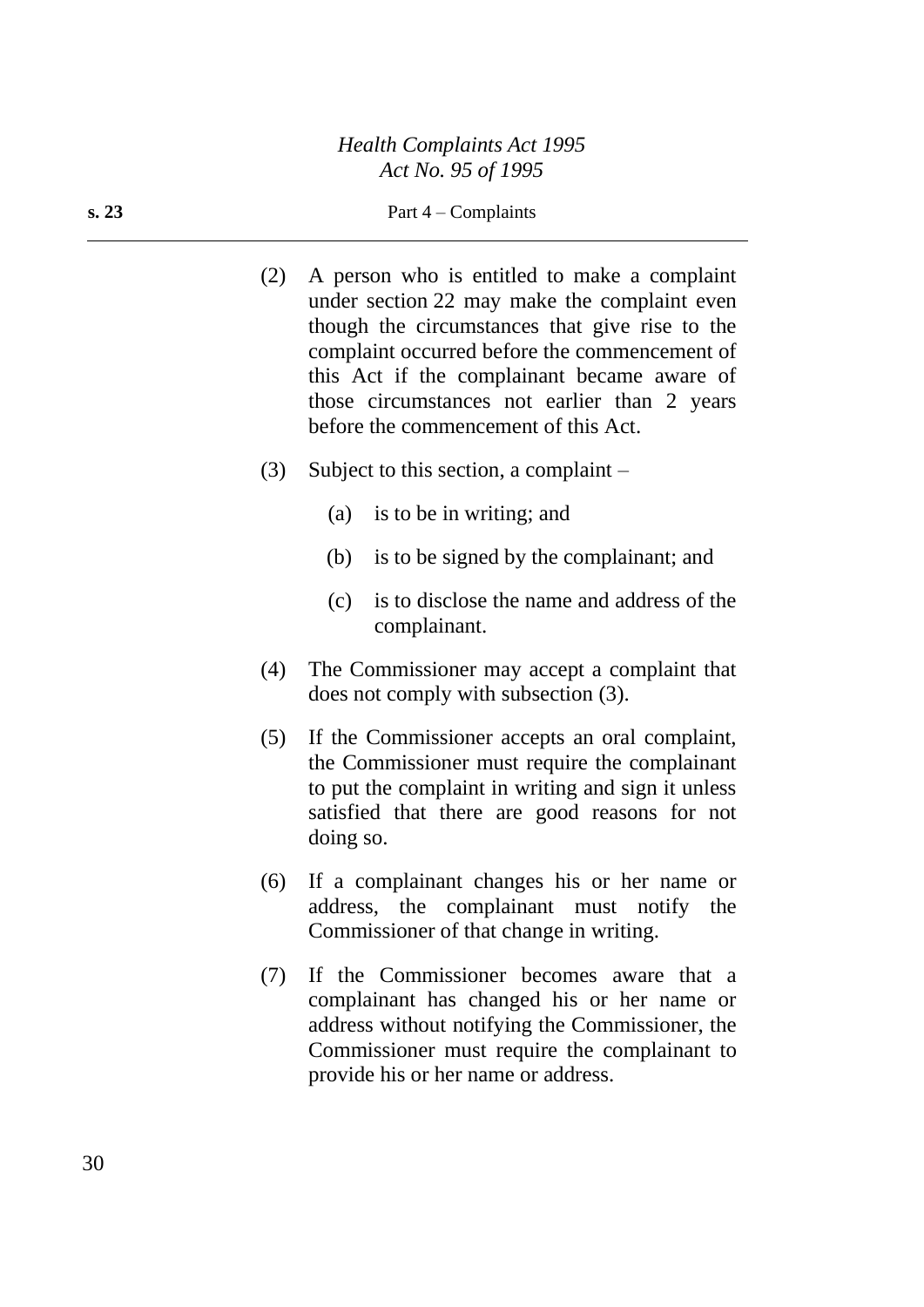(2) A person who is entitled to make a complaint under section 22 may make the complaint even though the circumstances that give rise to the complaint occurred before the commencement of this Act if the complainant became aware of those circumstances not earlier than 2 years before the commencement of this Act.

(3) Subject to this section, a complaint –

(a) is to be in writing; and

(b) is to be signed by the complainant; and

(c) is to disclose the name and address of the complainant.

(4) The Commissioner may accept a complaint that does not comply with subsection (3).

(5) If the Commissioner accepts an oral complaint, the Commissioner must require the complainant to put the complaint in writing and sign it unless satisfied that there are good reasons for not doing so.

(6) If a complainant changes his or her name or address, the complainant must notify the Commissioner of that change in writing.

(7) If the Commissioner becomes aware that a complainant has changed his or her name or address without notifying the Commissioner, the Commissioner must require the complainant to provide his or her name or address.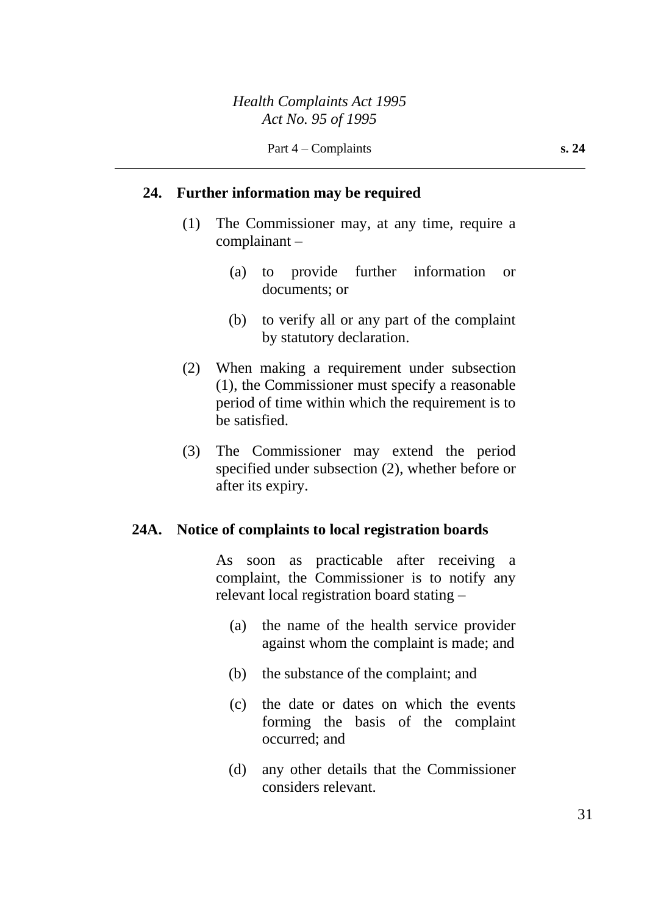## 24. Further information may be required

(1) The Commissioner may, at any time, require a complainant –

(a) to provide further information or documents; or

(b) to verify all or any part of the complaint by statutory declaration.

(2) When making a requirement under subsection (1), the Commissioner must specify a reasonable period of time within which the requirement is to be satisfied.

(3) The Commissioner may extend the period specified under subsection (2), whether before or after its expiry.

## 24A. Notice of complaints to local registration boards

As soon as practicable after receiving a complaint, the Commissioner is to notify any relevant local registration board stating –

(a) the name of the health service provider against whom the complaint is made; and

(b) the substance of the complaint; and

(c) the date or dates on which the events forming the basis of the complaint occurred; and

(d) any other details that the Commissioner considers relevant.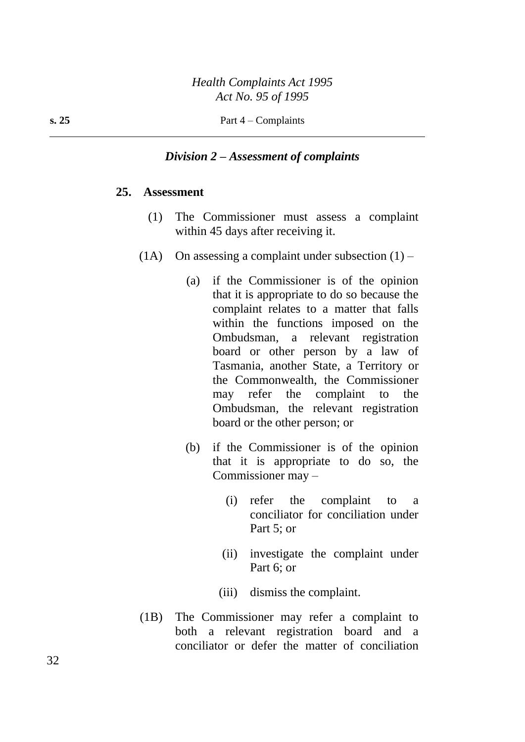### *Division 2 – Assessment of complaints*

**25. Assessment**

(1) The Commissioner must assess a complaint within 45 days after receiving it.

(1A) On assessing a complaint under subsection (1) –

(a) if the Commissioner is of the opinion that it is appropriate to do so because the complaint relates to a matter that falls within the functions imposed on the Ombudsman, a relevant registration board or other person by a law of Tasmania, another State, a Territory or the Commonwealth, the Commissioner may refer the complaint to the Ombudsman, the relevant registration board or the other person; or

(b) if the Commissioner is of the opinion that it is appropriate to do so, the Commissioner may –

(i) refer the complaint to a conciliator for conciliation under Part 5; or

(ii) investigate the complaint under Part 6; or

(iii) dismiss the complaint.

(1B) The Commissioner may refer a complaint to both a relevant registration board and a conciliator or defer the matter of conciliation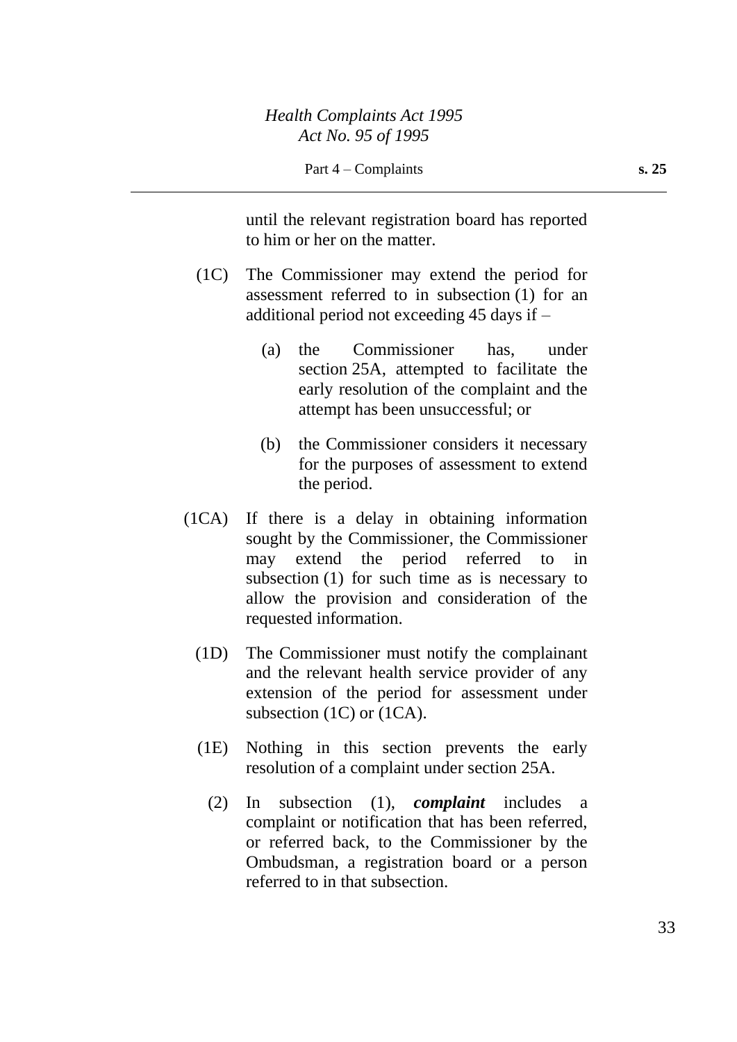until the relevant registration board has reported to him or her on the matter.

(1C) The Commissioner may extend the period for assessment referred to in subsection (1) for an additional period not exceeding 45 days if –

(a) the Commissioner has, under section 25A, attempted to facilitate the early resolution of the complaint and the attempt has been unsuccessful; or

(b) the Commissioner considers it necessary for the purposes of assessment to extend the period.

(1CA) If there is a delay in obtaining information sought by the Commissioner, the Commissioner may extend the period referred to in subsection (1) for such time as is necessary to allow the provision and consideration of the requested information.

(1D) The Commissioner must notify the complainant and the relevant health service provider of any extension of the period for assessment under subsection (1C) or (1CA).

(1E) Nothing in this section prevents the early resolution of a complaint under section 25A.

(2) In subsection (1), ***complaint*** includes a complaint or notification that has been referred, or referred back, to the Commissioner by the Ombudsman, a registration board or a person referred to in that subsection.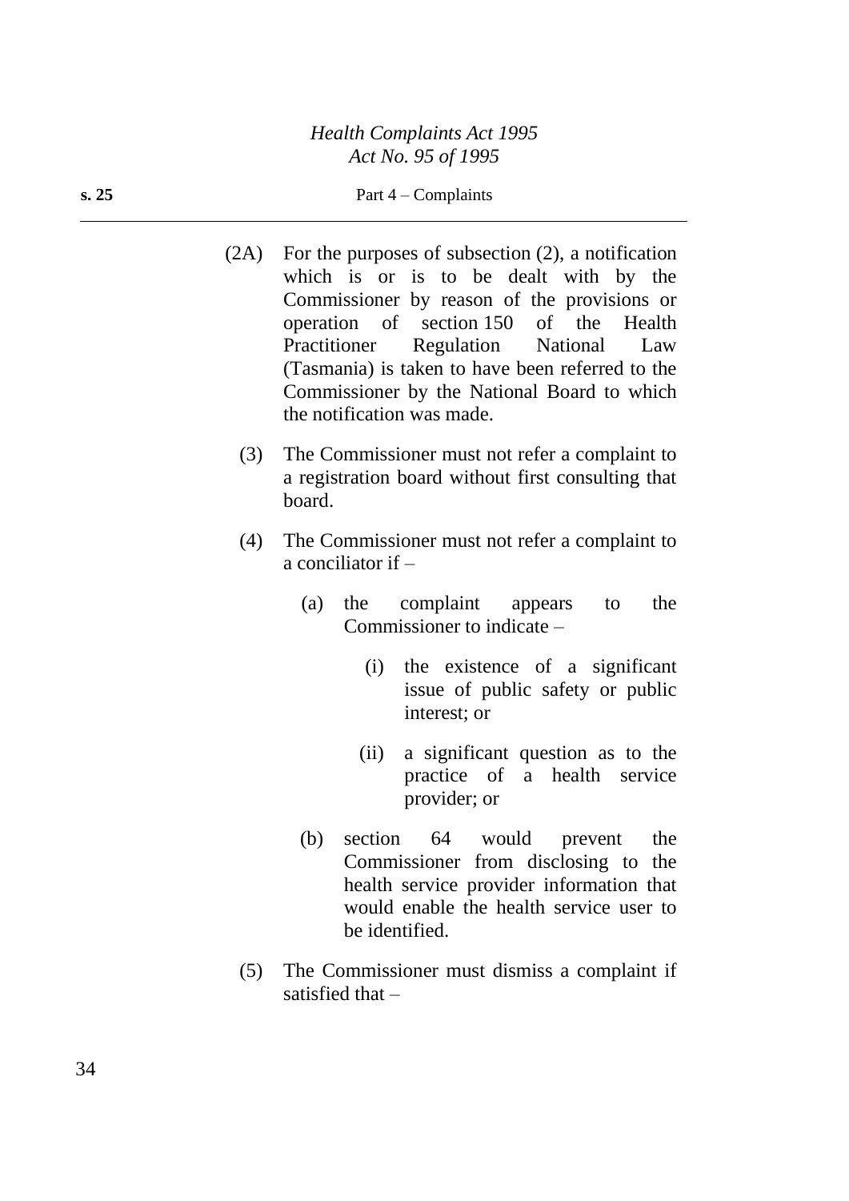(2A) For the purposes of subsection (2), a notification which is or is to be dealt with by the Commissioner by reason of the provisions or operation of section 150 of the Health Practitioner Regulation National Law (Tasmania) is taken to have been referred to the Commissioner by the National Board to which the notification was made.

(3) The Commissioner must not refer a complaint to a registration board without first consulting that board.

(4) The Commissioner must not refer a complaint to a conciliator if –

(a) the complaint appears to the Commissioner to indicate –

(i) the existence of a significant issue of public safety or public interest; or

(ii) a significant question as to the practice of a health service provider; or

(b) section 64 would prevent the Commissioner from disclosing to the health service provider information that would enable the health service user to be identified.

(5) The Commissioner must dismiss a complaint if satisfied that –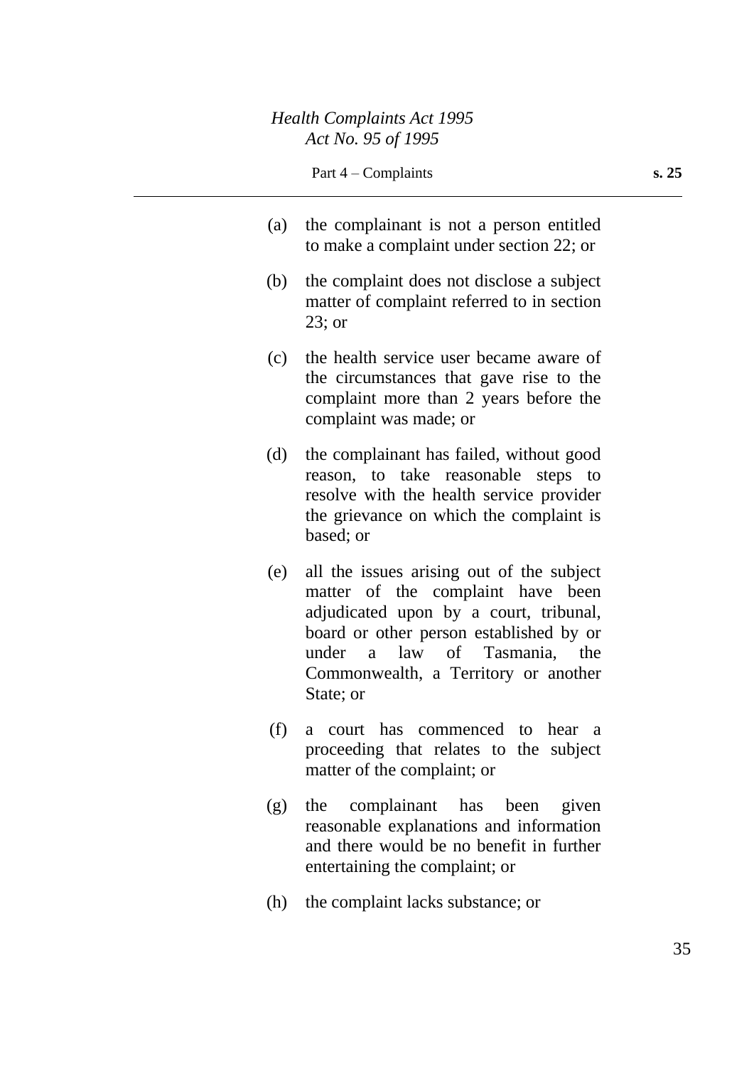(a) the complainant is not a person entitled to make a complaint under section 22; or

(b) the complaint does not disclose a subject matter of complaint referred to in section 23; or

(c) the health service user became aware of the circumstances that gave rise to the complaint more than 2 years before the complaint was made; or

(d) the complainant has failed, without good reason, to take reasonable steps to resolve with the health service provider the grievance on which the complaint is based; or

(e) all the issues arising out of the subject matter of the complaint have been adjudicated upon by a court, tribunal, board or other person established by or under a law of Tasmania, the Commonwealth, a Territory or another State; or

(f) a court has commenced to hear a proceeding that relates to the subject matter of the complaint; or

(g) the complainant has been given reasonable explanations and information and there would be no benefit in further entertaining the complaint; or

(h) the complaint lacks substance; or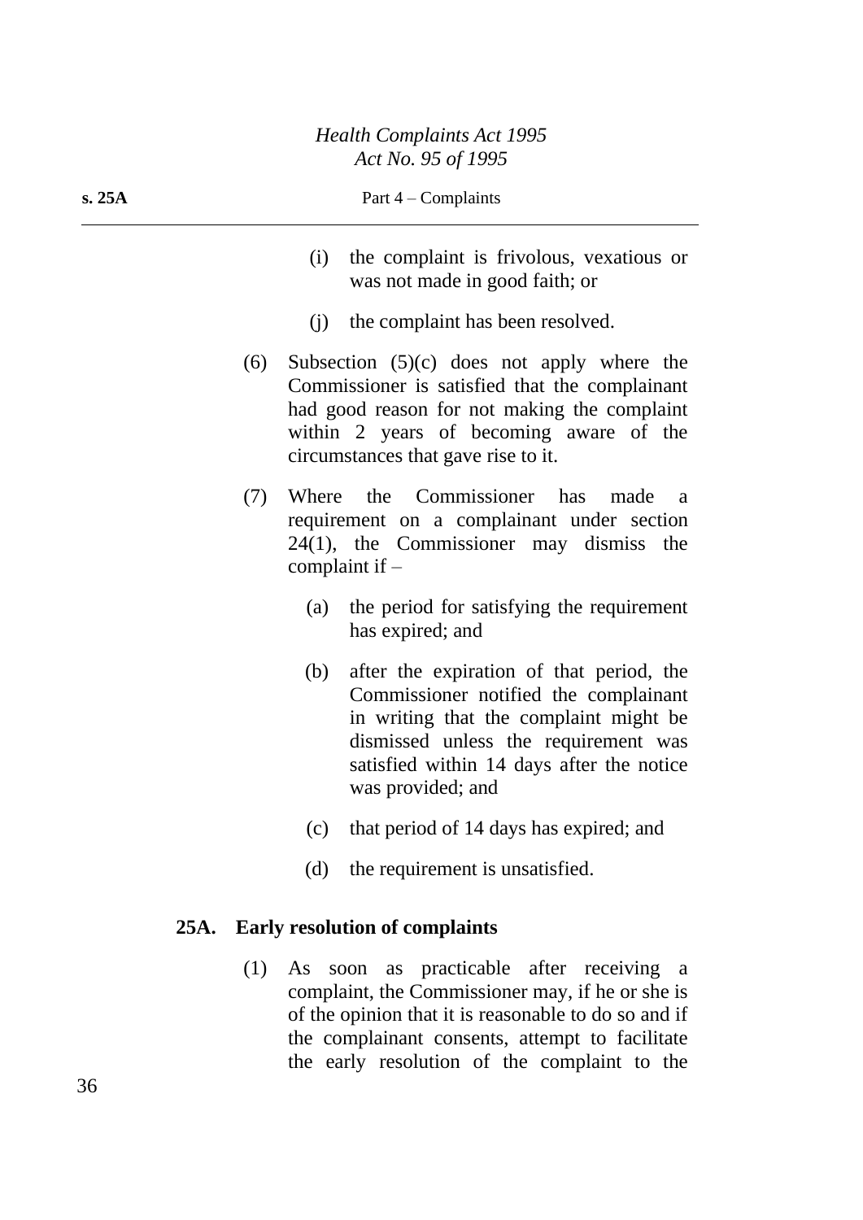(i) the complaint is frivolous, vexatious or was not made in good faith; or

(j) the complaint has been resolved.

(6) Subsection (5)(c) does not apply where the Commissioner is satisfied that the complainant had good reason for not making the complaint within 2 years of becoming aware of the circumstances that gave rise to it.

(7) Where the Commissioner has made a requirement on a complainant under section 24(1), the Commissioner may dismiss the complaint if –

(a) the period for satisfying the requirement has expired; and

(b) after the expiration of that period, the Commissioner notified the complainant in writing that the complaint might be dismissed unless the requirement was satisfied within 14 days after the notice was provided; and

(c) that period of 14 days has expired; and

(d) the requirement is unsatisfied.

### 25A. Early resolution of complaints

(1) As soon as practicable after receiving a complaint, the Commissioner may, if he or she is of the opinion that it is reasonable to do so and if the complainant consents, attempt to facilitate the early resolution of the complaint to the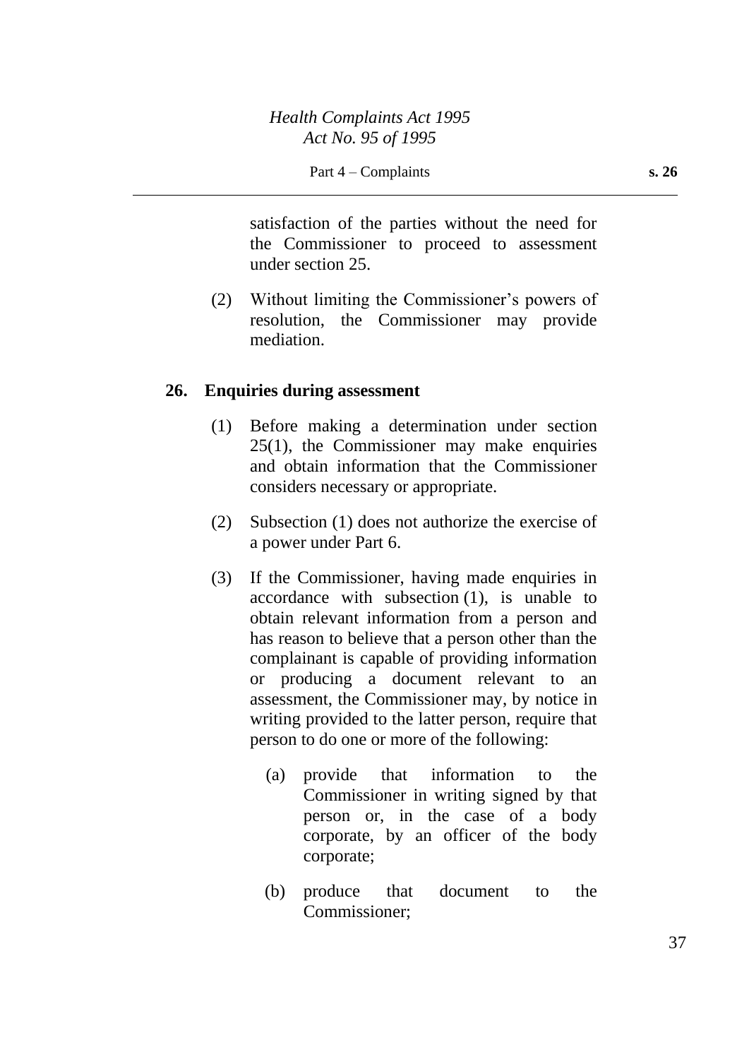satisfaction of the parties without the need for the Commissioner to proceed to assessment under section 25.

(2) Without limiting the Commissioner's powers of resolution, the Commissioner may provide mediation.

## 26. Enquiries during assessment

(1) Before making a determination under section 25(1), the Commissioner may make enquiries and obtain information that the Commissioner considers necessary or appropriate.

(2) Subsection (1) does not authorize the exercise of a power under Part 6.

(3) If the Commissioner, having made enquiries in accordance with subsection (1), is unable to obtain relevant information from a person and has reason to believe that a person other than the complainant is capable of providing information or producing a document relevant to an assessment, the Commissioner may, by notice in writing provided to the latter person, require that person to do one or more of the following:

(a) provide that information to the Commissioner in writing signed by that person or, in the case of a body corporate, by an officer of the body corporate;

(b) produce that document to the Commissioner;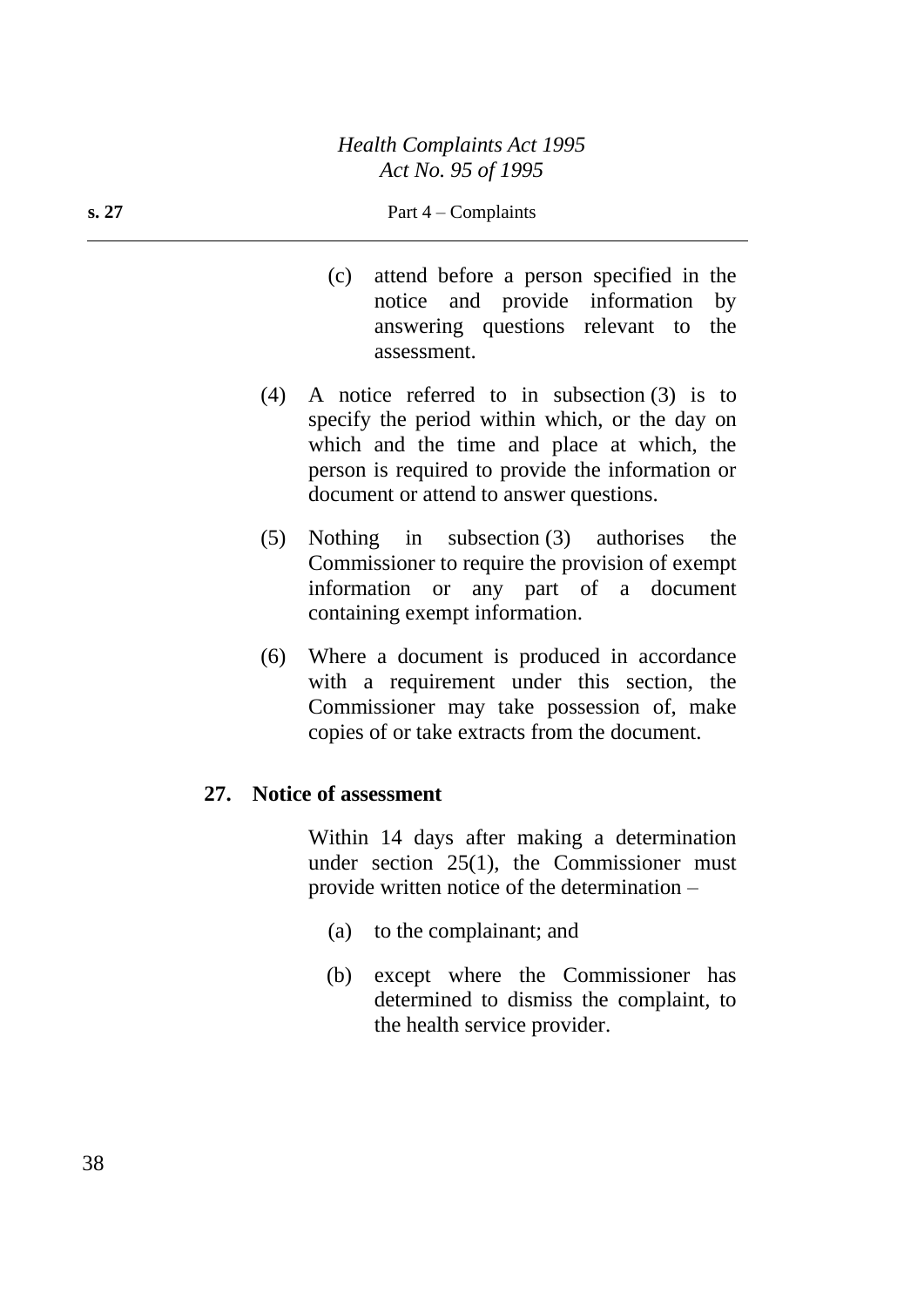(c) attend before a person specified in the notice and provide information by answering questions relevant to the assessment.

(4) A notice referred to in subsection (3) is to specify the period within which, or the day on which and the time and place at which, the person is required to provide the information or document or attend to answer questions.

(5) Nothing in subsection (3) authorises the Commissioner to require the provision of exempt information or any part of a document containing exempt information.

(6) Where a document is produced in accordance with a requirement under this section, the Commissioner may take possession of, make copies of or take extracts from the document.

**27. Notice of assessment**

Within 14 days after making a determination under section 25(1), the Commissioner must provide written notice of the determination –

(a) to the complainant; and

(b) except where the Commissioner has determined to dismiss the complaint, to the health service provider.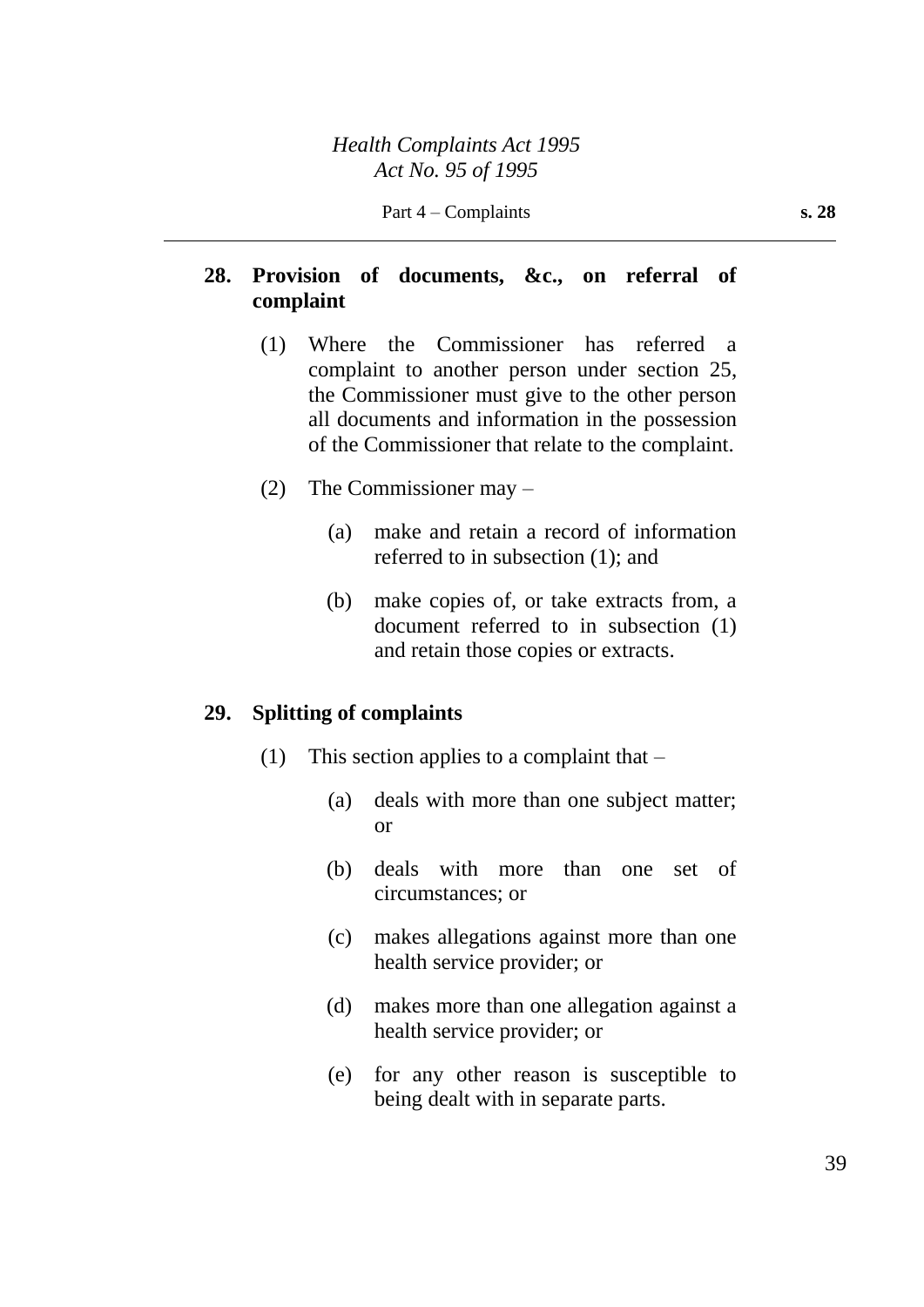## 28. Provision of documents, &c., on referral of complaint

(1) Where the Commissioner has referred a complaint to another person under section 25, the Commissioner must give to the other person all documents and information in the possession of the Commissioner that relate to the complaint.

(2) The Commissioner may –

(a) make and retain a record of information referred to in subsection (1); and

(b) make copies of, or take extracts from, a document referred to in subsection (1) and retain those copies or extracts.

## 29. Splitting of complaints

(1) This section applies to a complaint that –

(a) deals with more than one subject matter; or

(b) deals with more than one set of circumstances; or

(c) makes allegations against more than one health service provider; or

(d) makes more than one allegation against a health service provider; or

(e) for any other reason is susceptible to being dealt with in separate parts.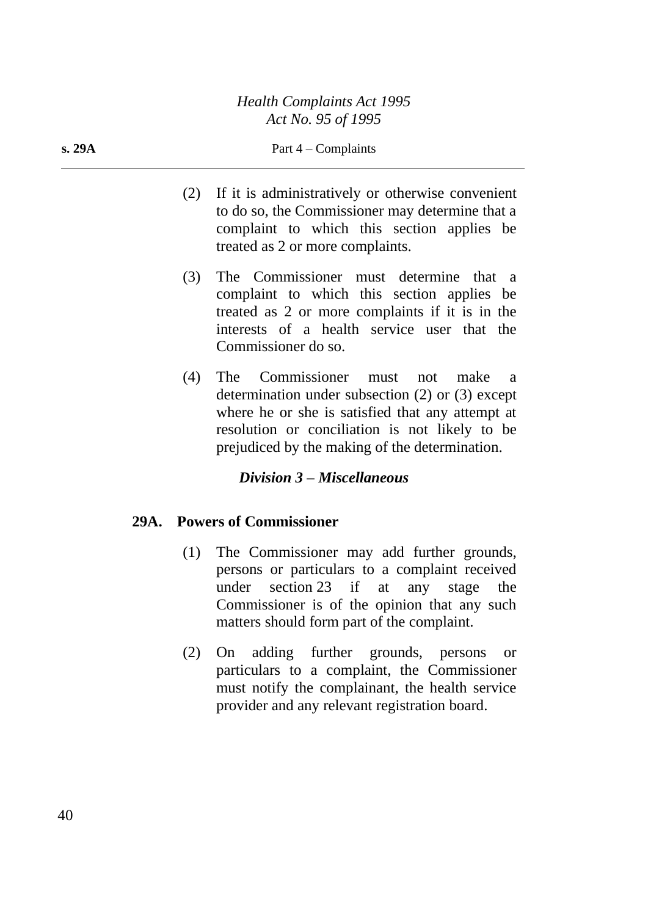(2) If it is administratively or otherwise convenient to do so, the Commissioner may determine that a complaint to which this section applies be treated as 2 or more complaints.

(3) The Commissioner must determine that a complaint to which this section applies be treated as 2 or more complaints if it is in the interests of a health service user that the Commissioner do so.

(4) The Commissioner must not make a determination under subsection (2) or (3) except where he or she is satisfied that any attempt at resolution or conciliation is not likely to be prejudiced by the making of the determination.

### *Division 3 – Miscellaneous*

#### 29A. Powers of Commissioner

(1) The Commissioner may add further grounds, persons or particulars to a complaint received under section 23 if at any stage the Commissioner is of the opinion that any such matters should form part of the complaint.

(2) On adding further grounds, persons or particulars to a complaint, the Commissioner must notify the complainant, the health service provider and any relevant registration board.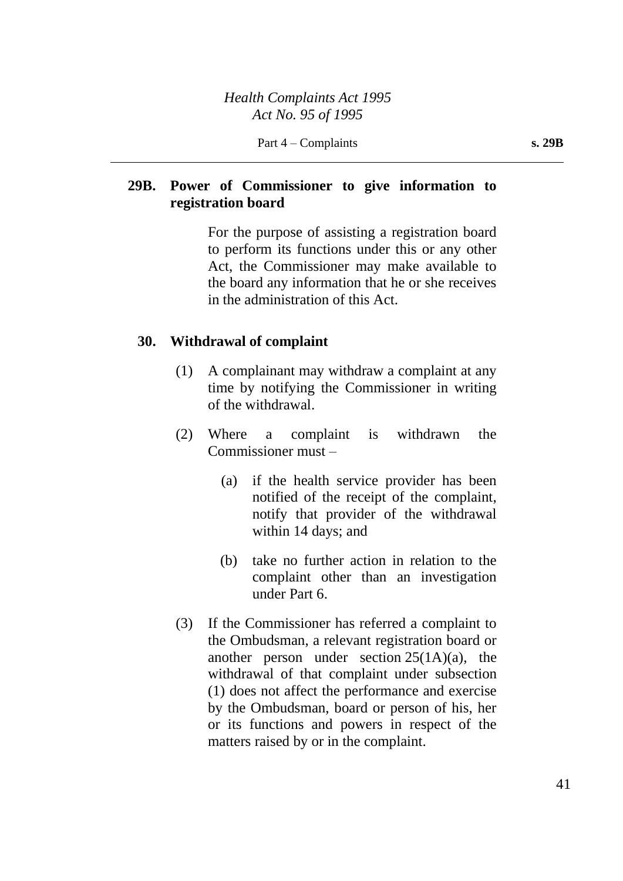## 29B. Power of Commissioner to give information to registration board

For the purpose of assisting a registration board to perform its functions under this or any other Act, the Commissioner may make available to the board any information that he or she receives in the administration of this Act.

## 30. Withdrawal of complaint

(1) A complainant may withdraw a complaint at any time by notifying the Commissioner in writing of the withdrawal.

(2) Where a complaint is withdrawn the Commissioner must –

(a) if the health service provider has been notified of the receipt of the complaint, notify that provider of the withdrawal within 14 days; and

(b) take no further action in relation to the complaint other than an investigation under Part 6.

(3) If the Commissioner has referred a complaint to the Ombudsman, a relevant registration board or another person under section 25(1A)(a), the withdrawal of that complaint under subsection (1) does not affect the performance and exercise by the Ombudsman, board or person of his, her or its functions and powers in respect of the matters raised by or in the complaint.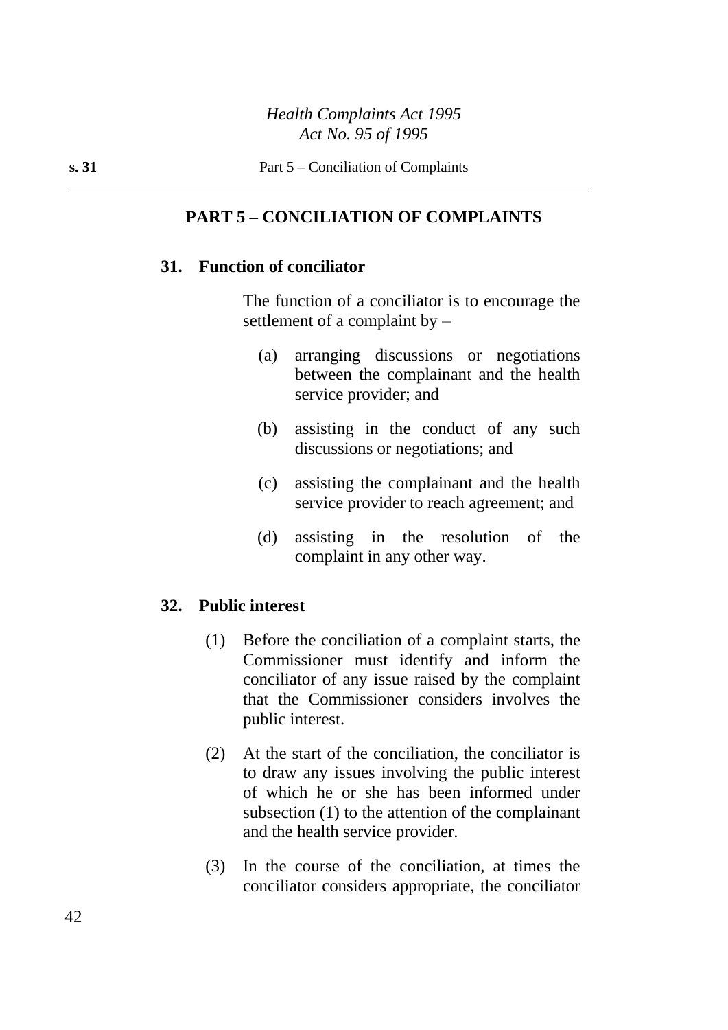## PART 5 – CONCILIATION OF COMPLAINTS

### 31. Function of conciliator

The function of a conciliator is to encourage the settlement of a complaint by –

(a) arranging discussions or negotiations between the complainant and the health service provider; and

(b) assisting in the conduct of any such discussions or negotiations; and

(c) assisting the complainant and the health service provider to reach agreement; and

(d) assisting in the resolution of the complaint in any other way.

### 32. Public interest

(1) Before the conciliation of a complaint starts, the Commissioner must identify and inform the conciliator of any issue raised by the complaint that the Commissioner considers involves the public interest.

(2) At the start of the conciliation, the conciliator is to draw any issues involving the public interest of which he or she has been informed under subsection (1) to the attention of the complainant and the health service provider.

(3) In the course of the conciliation, at times the conciliator considers appropriate, the conciliator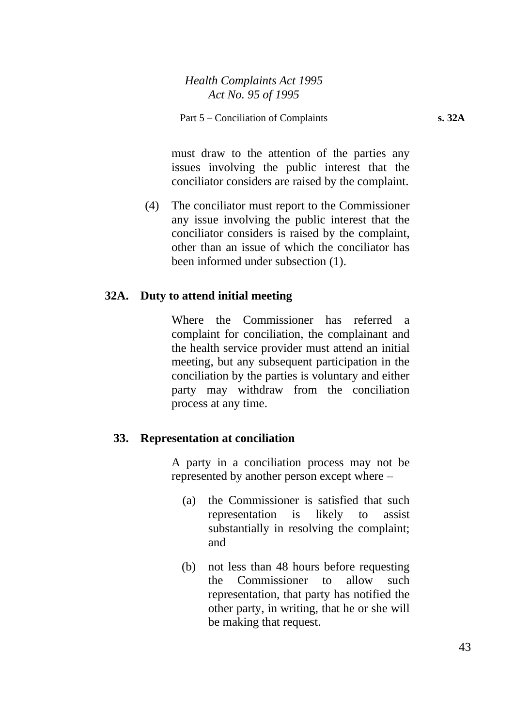must draw to the attention of the parties any issues involving the public interest that the conciliator considers are raised by the complaint.

(4) The conciliator must report to the Commissioner any issue involving the public interest that the conciliator considers is raised by the complaint, other than an issue of which the conciliator has been informed under subsection (1).

### 32A. Duty to attend initial meeting

Where the Commissioner has referred a complaint for conciliation, the complainant and the health service provider must attend an initial meeting, but any subsequent participation in the conciliation by the parties is voluntary and either party may withdraw from the conciliation process at any time.

### 33. Representation at conciliation

A party in a conciliation process may not be represented by another person except where –

(a) the Commissioner is satisfied that such representation is likely to assist substantially in resolving the complaint; and

(b) not less than 48 hours before requesting the Commissioner to allow such representation, that party has notified the other party, in writing, that he or she will be making that request.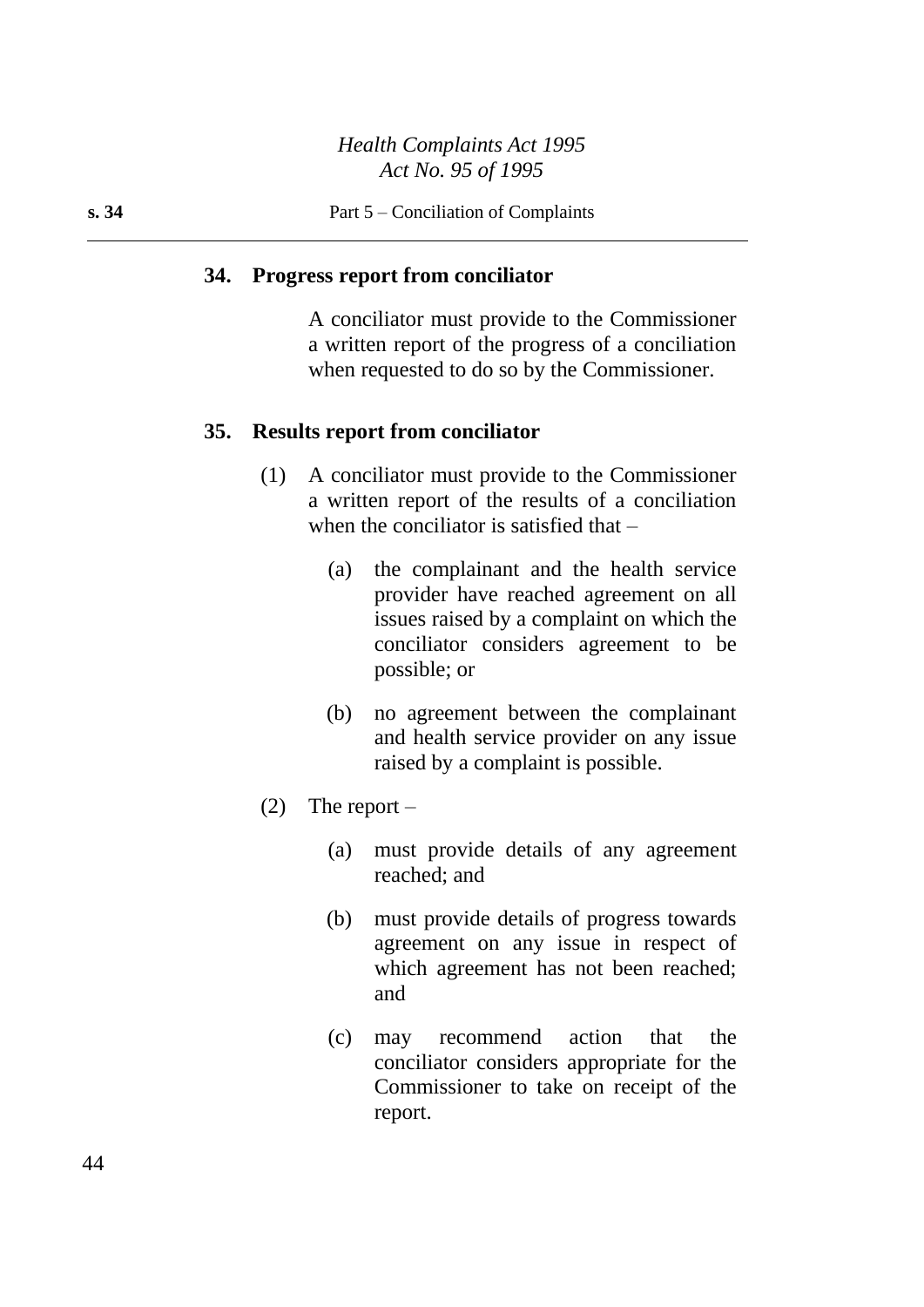## 34. Progress report from conciliator

A conciliator must provide to the Commissioner a written report of the progress of a conciliation when requested to do so by the Commissioner.

## 35. Results report from conciliator

(1) A conciliator must provide to the Commissioner a written report of the results of a conciliation when the conciliator is satisfied that –

- (a) the complainant and the health service provider have reached agreement on all issues raised by a complaint on which the conciliator considers agreement to be possible; or
- (b) no agreement between the complainant and health service provider on any issue raised by a complaint is possible.

(2) The report –

- (a) must provide details of any agreement reached; and
- (b) must provide details of progress towards agreement on any issue in respect of which agreement has not been reached; and
- (c) may recommend action that the conciliator considers appropriate for the Commissioner to take on receipt of the report.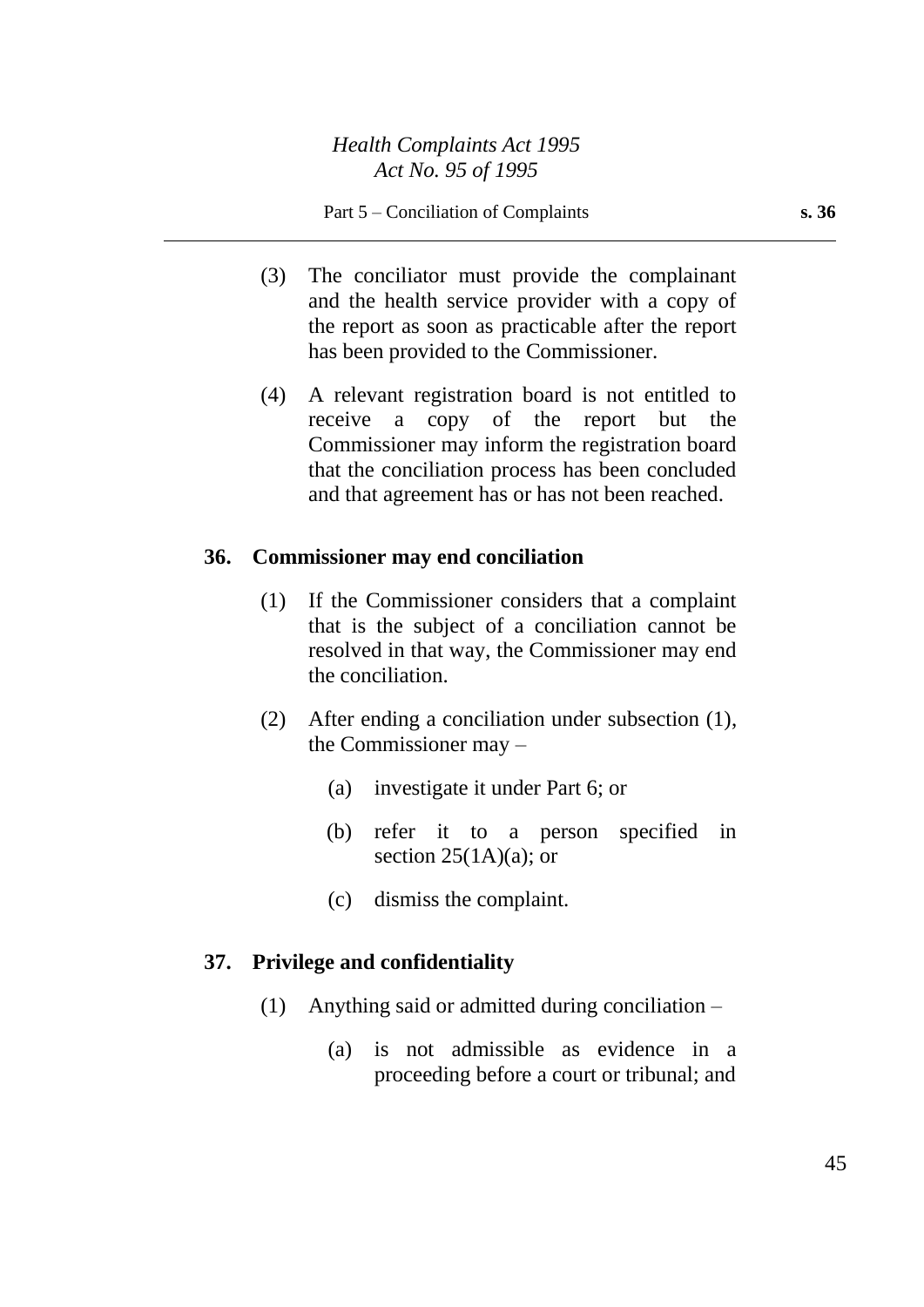(3) The conciliator must provide the complainant and the health service provider with a copy of the report as soon as practicable after the report has been provided to the Commissioner.

(4) A relevant registration board is not entitled to receive a copy of the report but the Commissioner may inform the registration board that the conciliation process has been concluded and that agreement has or has not been reached.

## 36. Commissioner may end conciliation

(1) If the Commissioner considers that a complaint that is the subject of a conciliation cannot be resolved in that way, the Commissioner may end the conciliation.

(2) After ending a conciliation under subsection (1), the Commissioner may –

- (a) investigate it under Part 6; or
- (b) refer it to a person specified in section 25(1A)(a); or
- (c) dismiss the complaint.

## 37. Privilege and confidentiality

(1) Anything said or admitted during conciliation –

- (a) is not admissible as evidence in a proceeding before a court or tribunal; and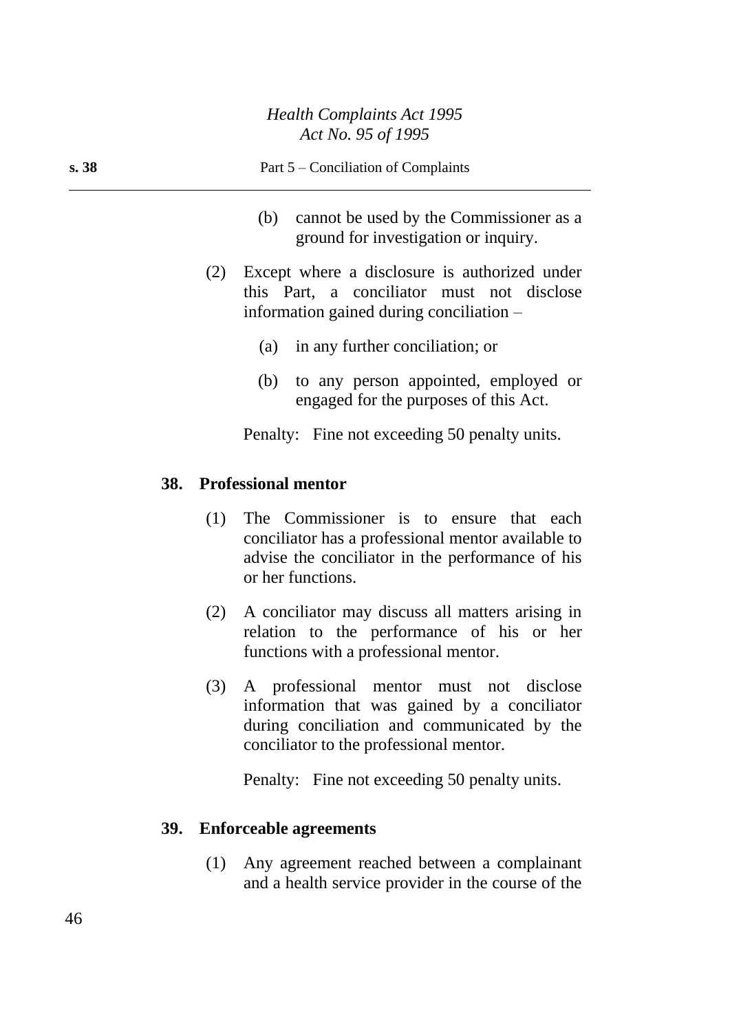(b) cannot be used by the Commissioner as a ground for investigation or inquiry.

(2) Except where a disclosure is authorized under this Part, a conciliator must not disclose information gained during conciliation –

(a) in any further conciliation; or

(b) to any person appointed, employed or engaged for the purposes of this Act.

Penalty: Fine not exceeding 50 penalty units.

### 38. Professional mentor

(1) The Commissioner is to ensure that each conciliator has a professional mentor available to advise the conciliator in the performance of his or her functions.

(2) A conciliator may discuss all matters arising in relation to the performance of his or her functions with a professional mentor.

(3) A professional mentor must not disclose information that was gained by a conciliator during conciliation and communicated by the conciliator to the professional mentor.

Penalty: Fine not exceeding 50 penalty units.

### 39. Enforceable agreements

(1) Any agreement reached between a complainant and a health service provider in the course of the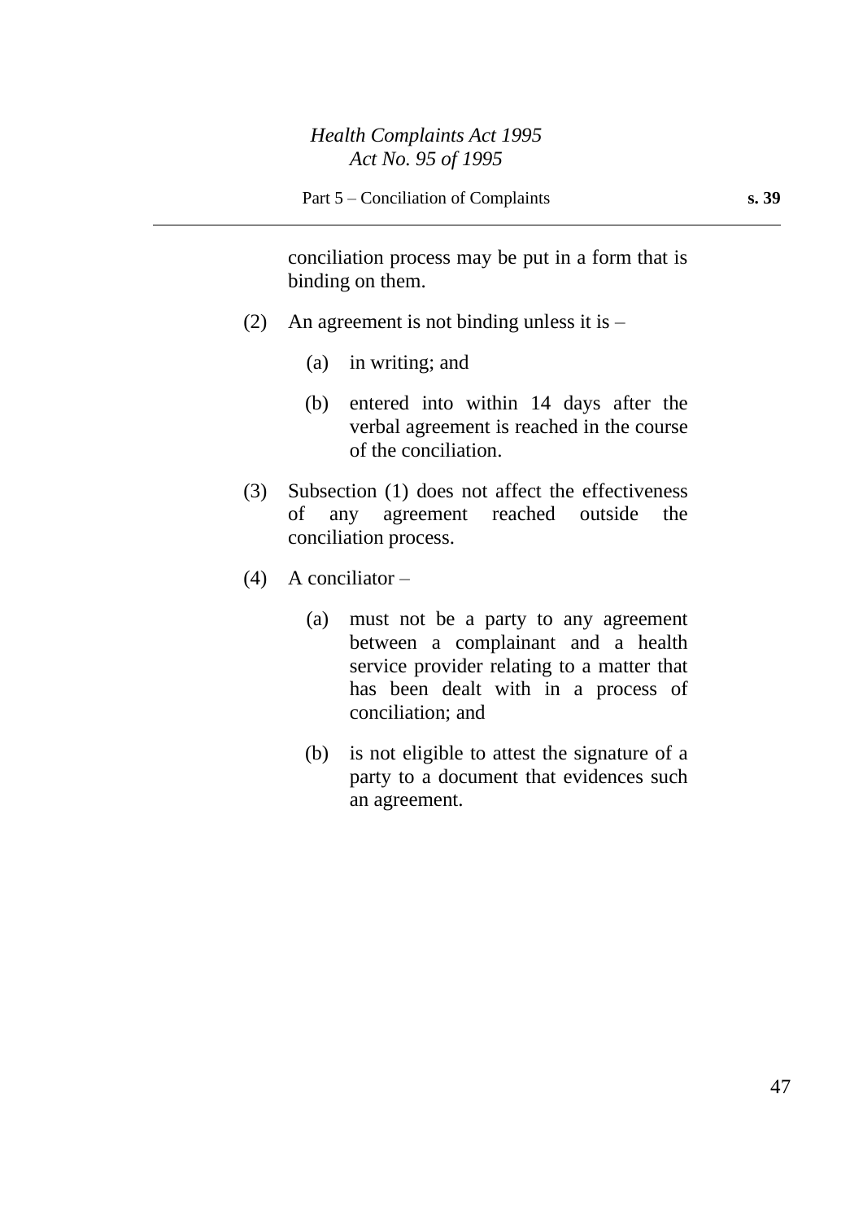conciliation process may be put in a form that is binding on them.

(2) An agreement is not binding unless it is –

(a) in writing; and

(b) entered into within 14 days after the verbal agreement is reached in the course of the conciliation.

(3) Subsection (1) does not affect the effectiveness of any agreement reached outside the conciliation process.

(4) A conciliator –

(a) must not be a party to any agreement between a complainant and a health service provider relating to a matter that has been dealt with in a process of conciliation; and

(b) is not eligible to attest the signature of a party to a document that evidences such an agreement.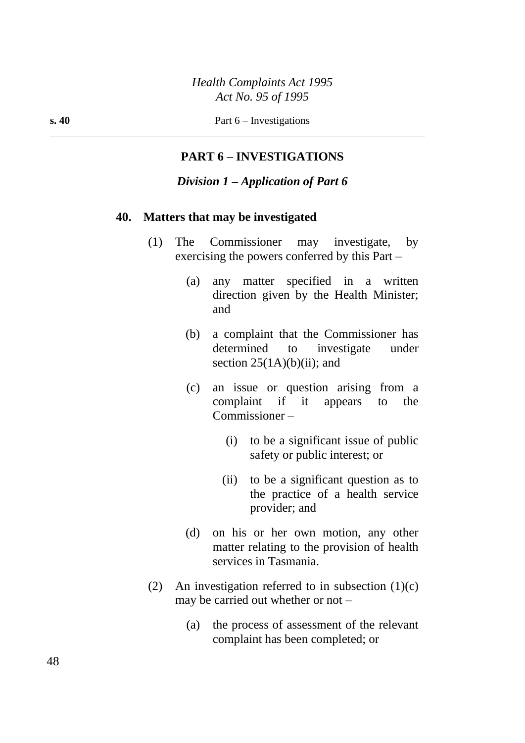## PART 6 – INVESTIGATIONS

### *Division 1 – Application of Part 6*

**40. Matters that may be investigated**

(1) The Commissioner may investigate, by exercising the powers conferred by this Part –

(a) any matter specified in a written direction given by the Health Minister; and

(b) a complaint that the Commissioner has determined to investigate under section 25(1A)(b)(ii); and

(c) an issue or question arising from a complaint if it appears to the Commissioner –

(i) to be a significant issue of public safety or public interest; or

(ii) to be a significant question as to the practice of a health service provider; and

(d) on his or her own motion, any other matter relating to the provision of health services in Tasmania.

(2) An investigation referred to in subsection (1)(c) may be carried out whether or not –

(a) the process of assessment of the relevant complaint has been completed; or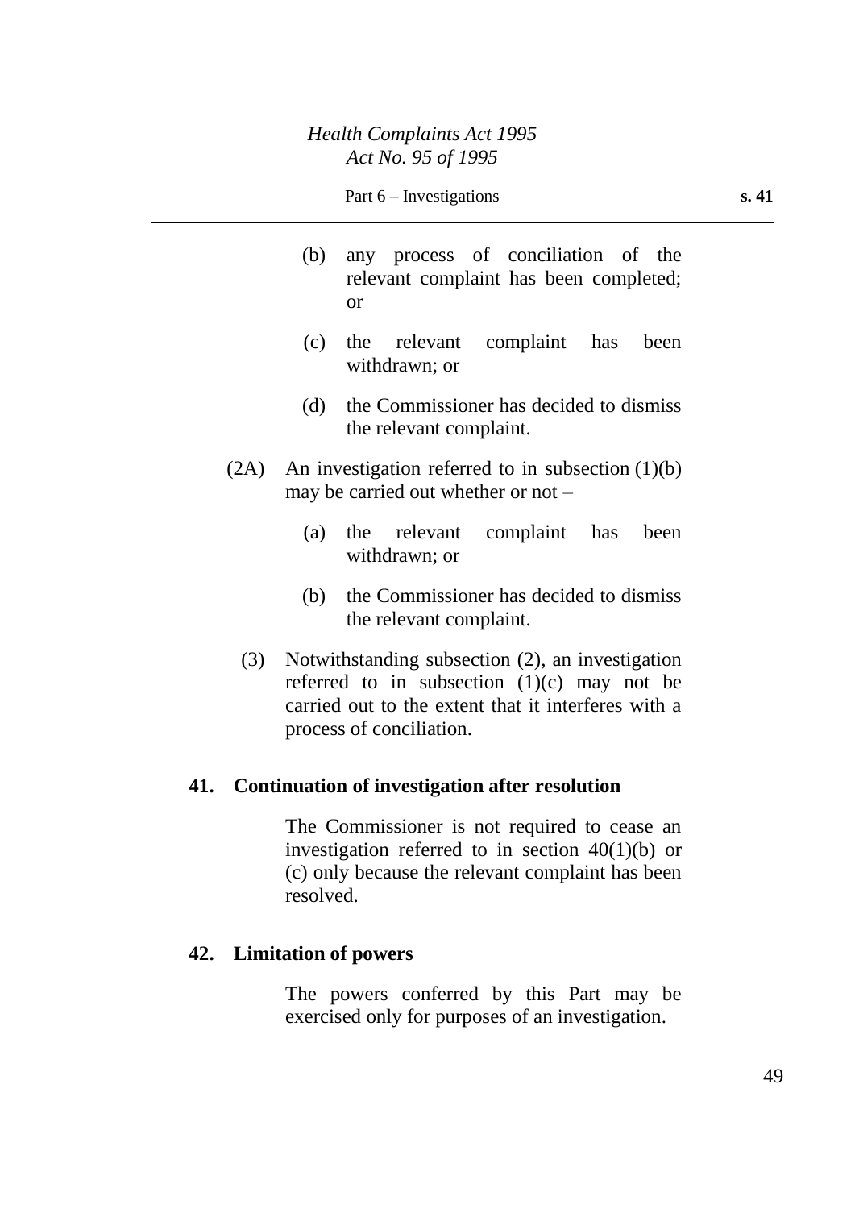(b) any process of conciliation of the relevant complaint has been completed; or

(c) the relevant complaint has been withdrawn; or

(d) the Commissioner has decided to dismiss the relevant complaint.

(2A) An investigation referred to in subsection (1)(b) may be carried out whether or not –

(a) the relevant complaint has been withdrawn; or

(b) the Commissioner has decided to dismiss the relevant complaint.

(3) Notwithstanding subsection (2), an investigation referred to in subsection (1)(c) may not be carried out to the extent that it interferes with a process of conciliation.

### 41. Continuation of investigation after resolution

The Commissioner is not required to cease an investigation referred to in section 40(1)(b) or (c) only because the relevant complaint has been resolved.

### 42. Limitation of powers

The powers conferred by this Part may be exercised only for purposes of an investigation.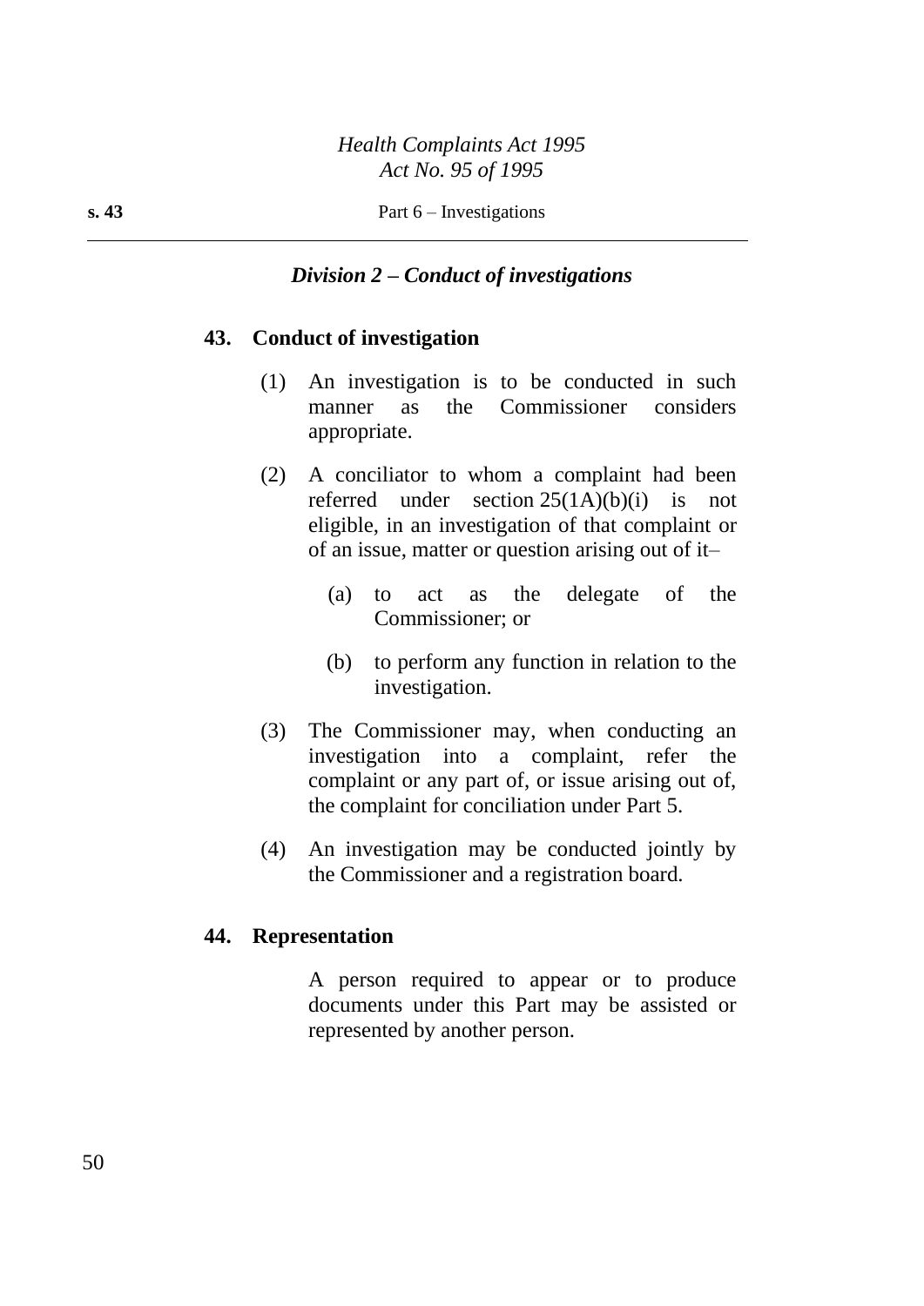### *Division 2 – Conduct of investigations*

**43. Conduct of investigation**

(1) An investigation is to be conducted in such manner as the Commissioner considers appropriate.

(2) A conciliator to whom a complaint had been referred under section 25(1A)(b)(i) is not eligible, in an investigation of that complaint or of an issue, matter or question arising out of it–

(a) to act as the delegate of the Commissioner; or

(b) to perform any function in relation to the investigation.

(3) The Commissioner may, when conducting an investigation into a complaint, refer the complaint or any part of, or issue arising out of, the complaint for conciliation under Part 5.

(4) An investigation may be conducted jointly by the Commissioner and a registration board.

**44. Representation**

A person required to appear or to produce documents under this Part may be assisted or represented by another person.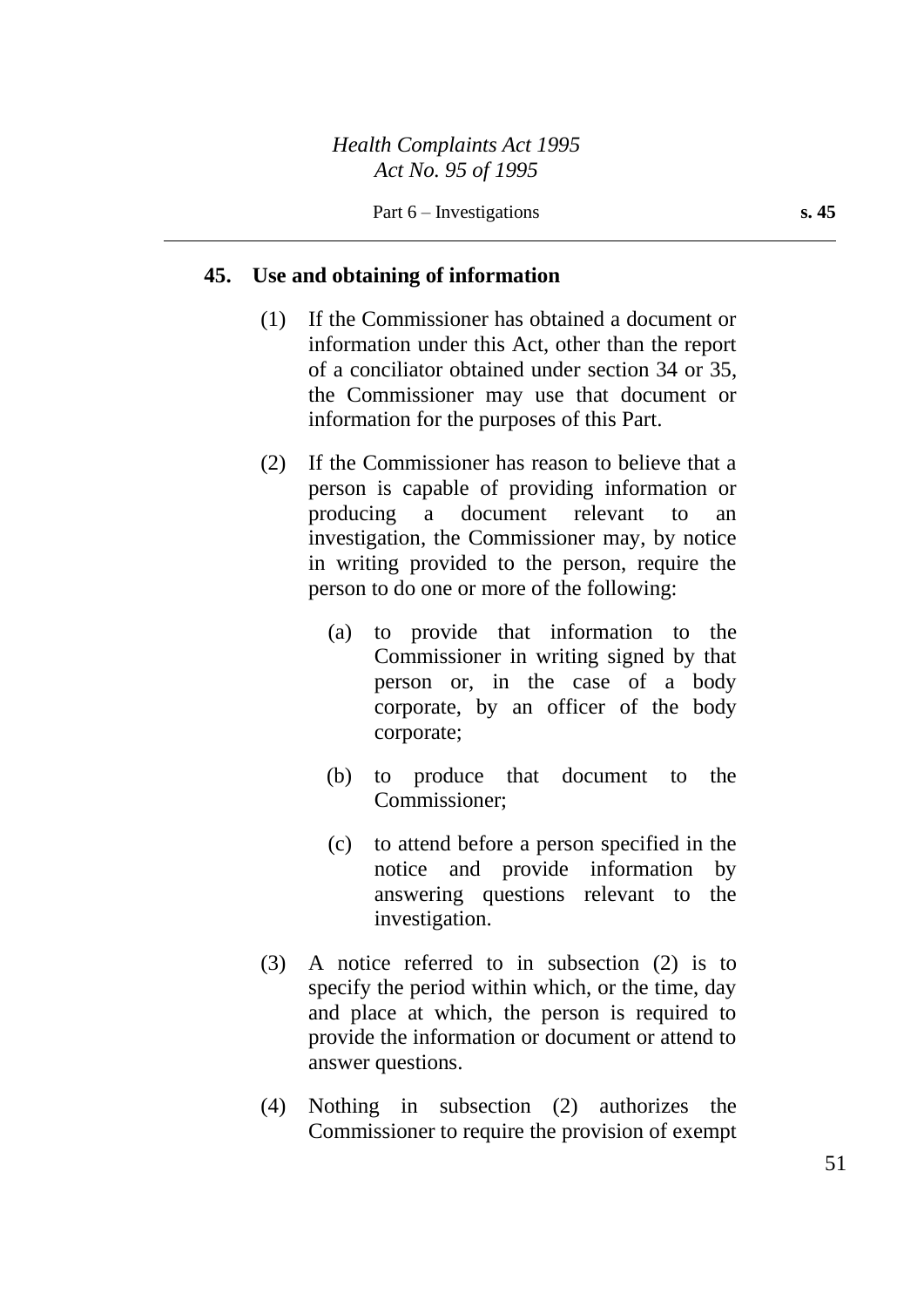## 45. Use and obtaining of information

(1) If the Commissioner has obtained a document or information under this Act, other than the report of a conciliator obtained under section 34 or 35, the Commissioner may use that document or information for the purposes of this Part.

(2) If the Commissioner has reason to believe that a person is capable of providing information or producing a document relevant to an investigation, the Commissioner may, by notice in writing provided to the person, require the person to do one or more of the following:

(a) to provide that information to the Commissioner in writing signed by that person or, in the case of a body corporate, by an officer of the body corporate;

(b) to produce that document to the Commissioner;

(c) to attend before a person specified in the notice and provide information by answering questions relevant to the investigation.

(3) A notice referred to in subsection (2) is to specify the period within which, or the time, day and place at which, the person is required to provide the information or document or attend to answer questions.

(4) Nothing in subsection (2) authorizes the Commissioner to require the provision of exempt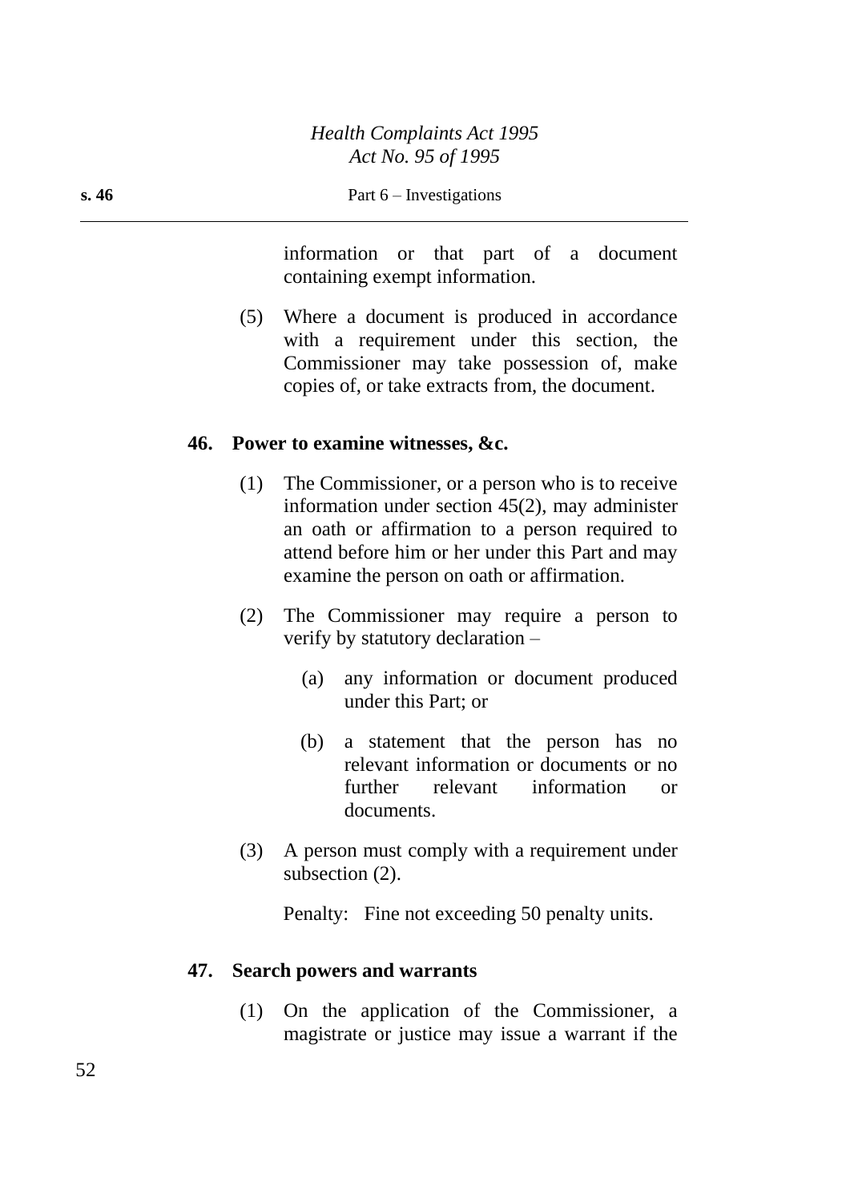information or that part of a document containing exempt information.

(5) Where a document is produced in accordance with a requirement under this section, the Commissioner may take possession of, make copies of, or take extracts from, the document.

**46. Power to examine witnesses, &c.**

(1) The Commissioner, or a person who is to receive information under section 45(2), may administer an oath or affirmation to a person required to attend before him or her under this Part and may examine the person on oath or affirmation.

(2) The Commissioner may require a person to verify by statutory declaration –

(a) any information or document produced under this Part; or

(b) a statement that the person has no relevant information or documents or no further relevant information or documents.

(3) A person must comply with a requirement under subsection (2).

Penalty: Fine not exceeding 50 penalty units.

**47. Search powers and warrants**

(1) On the application of the Commissioner, a magistrate or justice may issue a warrant if the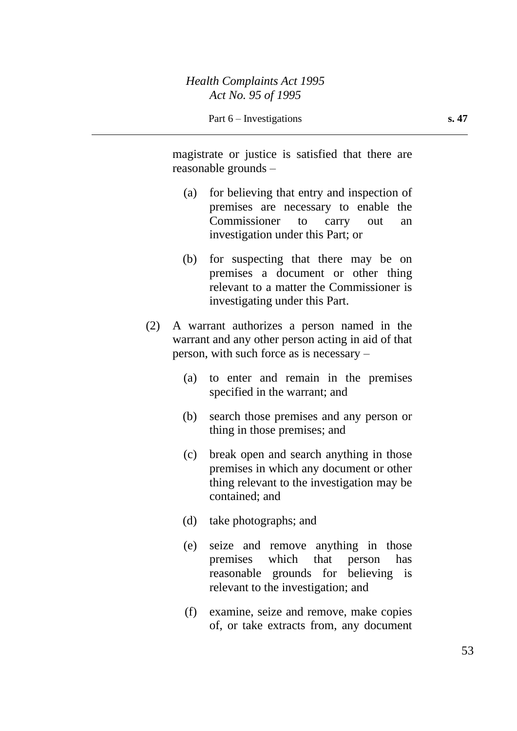magistrate or justice is satisfied that there are reasonable grounds –

(a) for believing that entry and inspection of premises are necessary to enable the Commissioner to carry out an investigation under this Part; or

(b) for suspecting that there may be on premises a document or other thing relevant to a matter the Commissioner is investigating under this Part.

(2) A warrant authorizes a person named in the warrant and any other person acting in aid of that person, with such force as is necessary –

(a) to enter and remain in the premises specified in the warrant; and

(b) search those premises and any person or thing in those premises; and

(c) break open and search anything in those premises in which any document or other thing relevant to the investigation may be contained; and

(d) take photographs; and

(e) seize and remove anything in those premises which that person has reasonable grounds for believing is relevant to the investigation; and

(f) examine, seize and remove, make copies of, or take extracts from, any document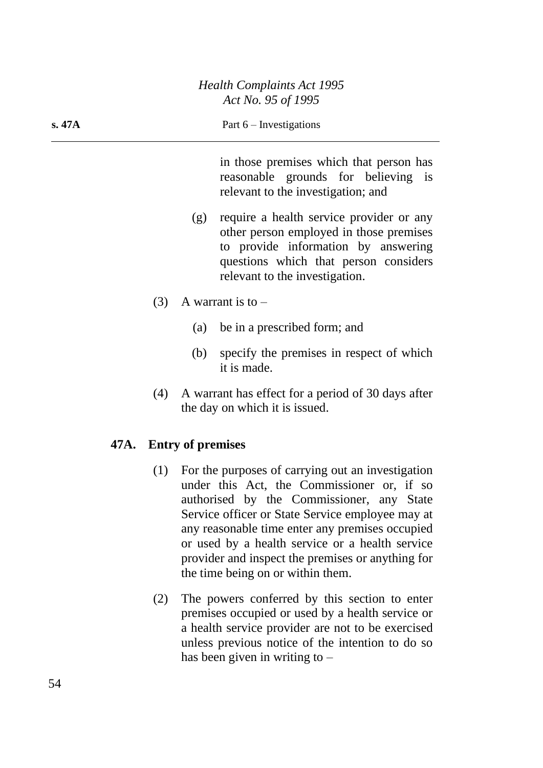in those premises which that person has reasonable grounds for believing is relevant to the investigation; and

(g) require a health service provider or any other person employed in those premises to provide information by answering questions which that person considers relevant to the investigation.

(3) A warrant is to –

(a) be in a prescribed form; and

(b) specify the premises in respect of which it is made.

(4) A warrant has effect for a period of 30 days after the day on which it is issued.

### 47A. Entry of premises

(1) For the purposes of carrying out an investigation under this Act, the Commissioner or, if so authorised by the Commissioner, any State Service officer or State Service employee may at any reasonable time enter any premises occupied or used by a health service or a health service provider and inspect the premises or anything for the time being on or within them.

(2) The powers conferred by this section to enter premises occupied or used by a health service or a health service provider are not to be exercised unless previous notice of the intention to do so has been given in writing to –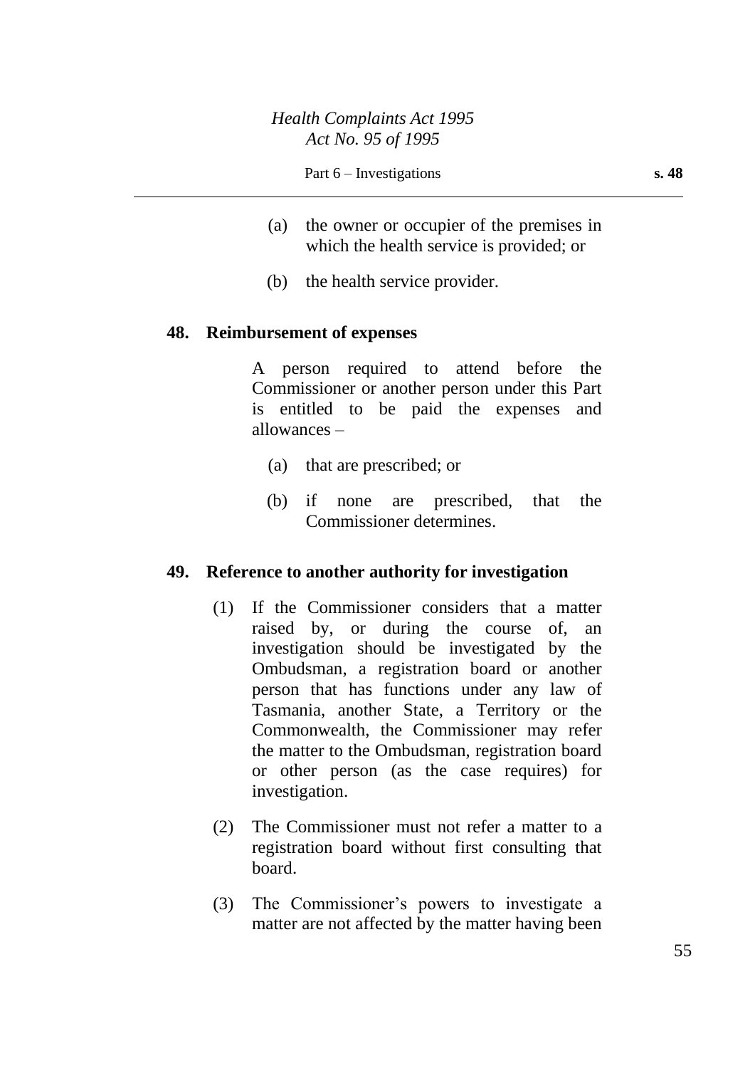(a) the owner or occupier of the premises in which the health service is provided; or

(b) the health service provider.

**48. Reimbursement of expenses**

A person required to attend before the Commissioner or another person under this Part is entitled to be paid the expenses and allowances –

(a) that are prescribed; or

(b) if none are prescribed, that the Commissioner determines.

**49. Reference to another authority for investigation**

(1) If the Commissioner considers that a matter raised by, or during the course of, an investigation should be investigated by the Ombudsman, a registration board or another person that has functions under any law of Tasmania, another State, a Territory or the Commonwealth, the Commissioner may refer the matter to the Ombudsman, registration board or other person (as the case requires) for investigation.

(2) The Commissioner must not refer a matter to a registration board without first consulting that board.

(3) The Commissioner's powers to investigate a matter are not affected by the matter having been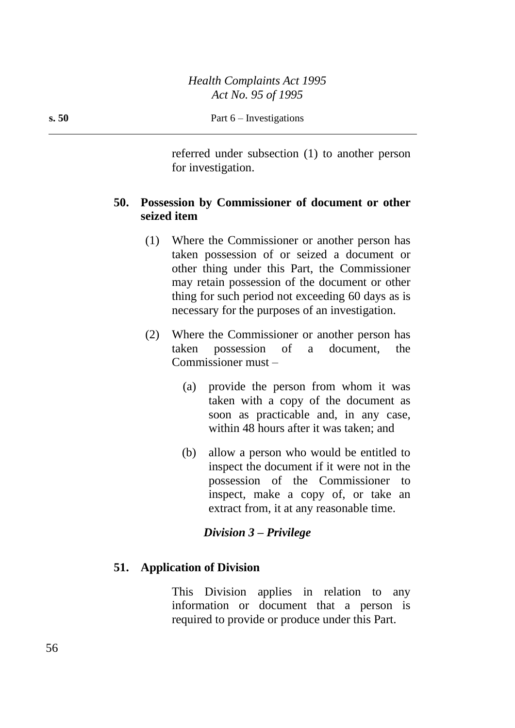referred under subsection (1) to another person for investigation.

### 50. Possession by Commissioner of document or other seized item

(1) Where the Commissioner or another person has taken possession of or seized a document or other thing under this Part, the Commissioner may retain possession of the document or other thing for such period not exceeding 60 days as is necessary for the purposes of an investigation.

(2) Where the Commissioner or another person has taken possession of a document, the Commissioner must –

(a) provide the person from whom it was taken with a copy of the document as soon as practicable and, in any case, within 48 hours after it was taken; and

(b) allow a person who would be entitled to inspect the document if it were not in the possession of the Commissioner to inspect, make a copy of, or take an extract from, it at any reasonable time.

## *Division 3 – Privilege*

### 51. Application of Division

This Division applies in relation to any information or document that a person is required to provide or produce under this Part.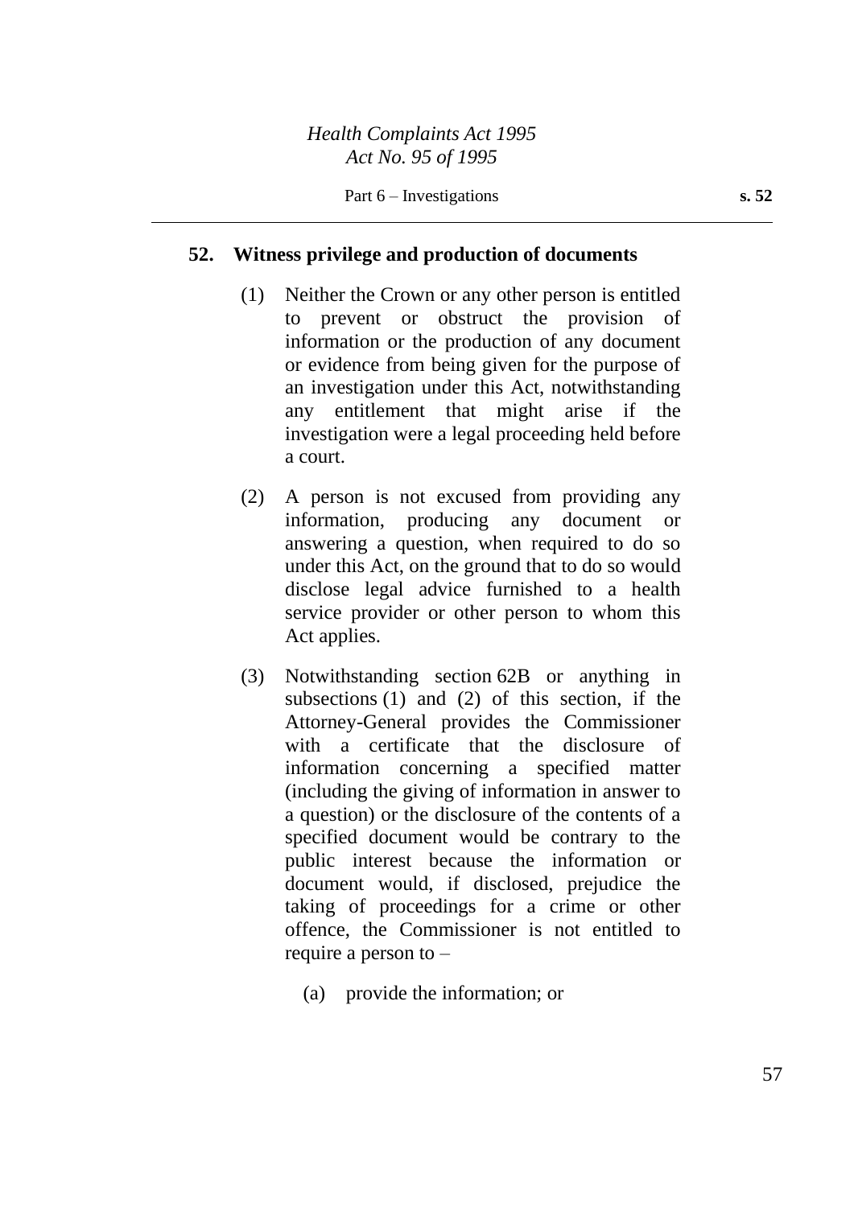## 52. Witness privilege and production of documents

(1) Neither the Crown or any other person is entitled to prevent or obstruct the provision of information or the production of any document or evidence from being given for the purpose of an investigation under this Act, notwithstanding any entitlement that might arise if the investigation were a legal proceeding held before a court.

(2) A person is not excused from providing any information, producing any document or answering a question, when required to do so under this Act, on the ground that to do so would disclose legal advice furnished to a health service provider or other person to whom this Act applies.

(3) Notwithstanding section 62B or anything in subsections (1) and (2) of this section, if the Attorney-General provides the Commissioner with a certificate that the disclosure of information concerning a specified matter (including the giving of information in answer to a question) or the disclosure of the contents of a specified document would be contrary to the public interest because the information or document would, if disclosed, prejudice the taking of proceedings for a crime or other offence, the Commissioner is not entitled to require a person to –

(a) provide the information; or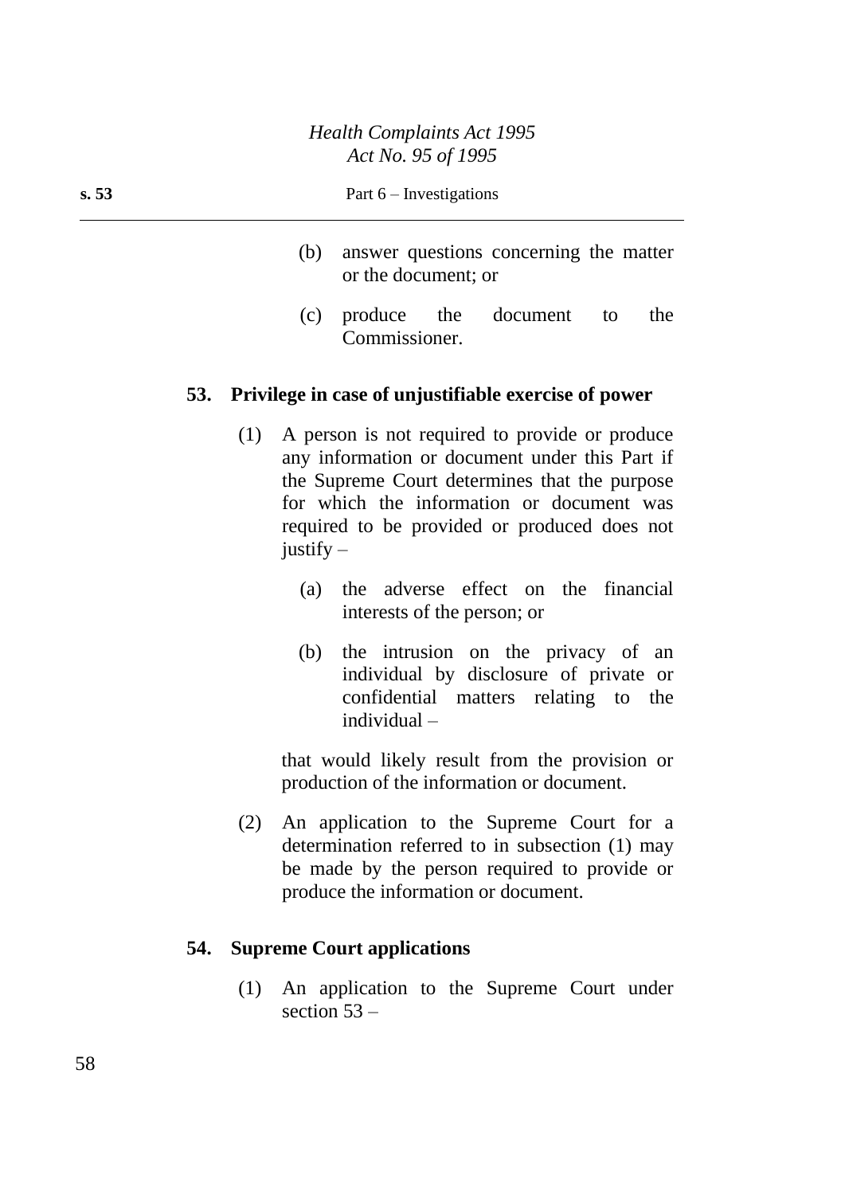(b) answer questions concerning the matter or the document; or

(c) produce the document to the Commissioner.

**53. Privilege in case of unjustifiable exercise of power**

(1) A person is not required to provide or produce any information or document under this Part if the Supreme Court determines that the purpose for which the information or document was required to be provided or produced does not justify –

(a) the adverse effect on the financial interests of the person; or

(b) the intrusion on the privacy of an individual by disclosure of private or confidential matters relating to the individual –

that would likely result from the provision or production of the information or document.

(2) An application to the Supreme Court for a determination referred to in subsection (1) may be made by the person required to provide or produce the information or document.

**54. Supreme Court applications**

(1) An application to the Supreme Court under section 53 –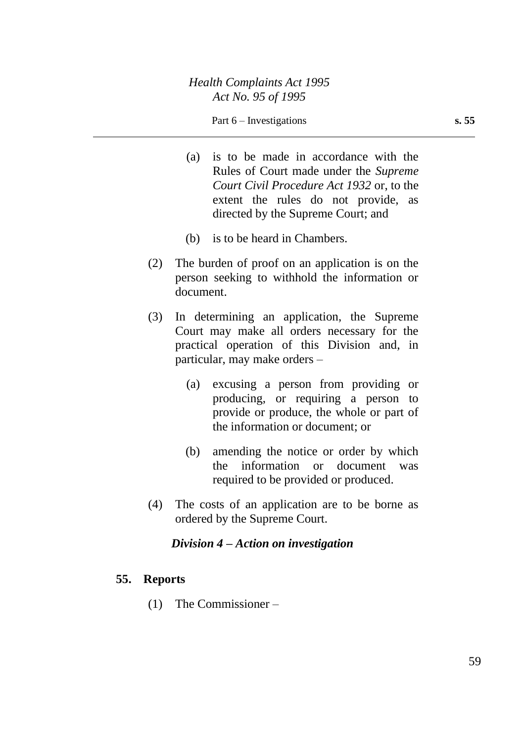(a) is to be made in accordance with the Rules of Court made under the *Supreme Court Civil Procedure Act 1932* or, to the extent the rules do not provide, as directed by the Supreme Court; and

(b) is to be heard in Chambers.

(2) The burden of proof on an application is on the person seeking to withhold the information or document.

(3) In determining an application, the Supreme Court may make all orders necessary for the practical operation of this Division and, in particular, may make orders –

(a) excusing a person from providing or producing, or requiring a person to provide or produce, the whole or part of the information or document; or

(b) amending the notice or order by which the information or document was required to be provided or produced.

(4) The costs of an application are to be borne as ordered by the Supreme Court.

### *Division 4 – Action on investigation*

#### 55. Reports

(1) The Commissioner –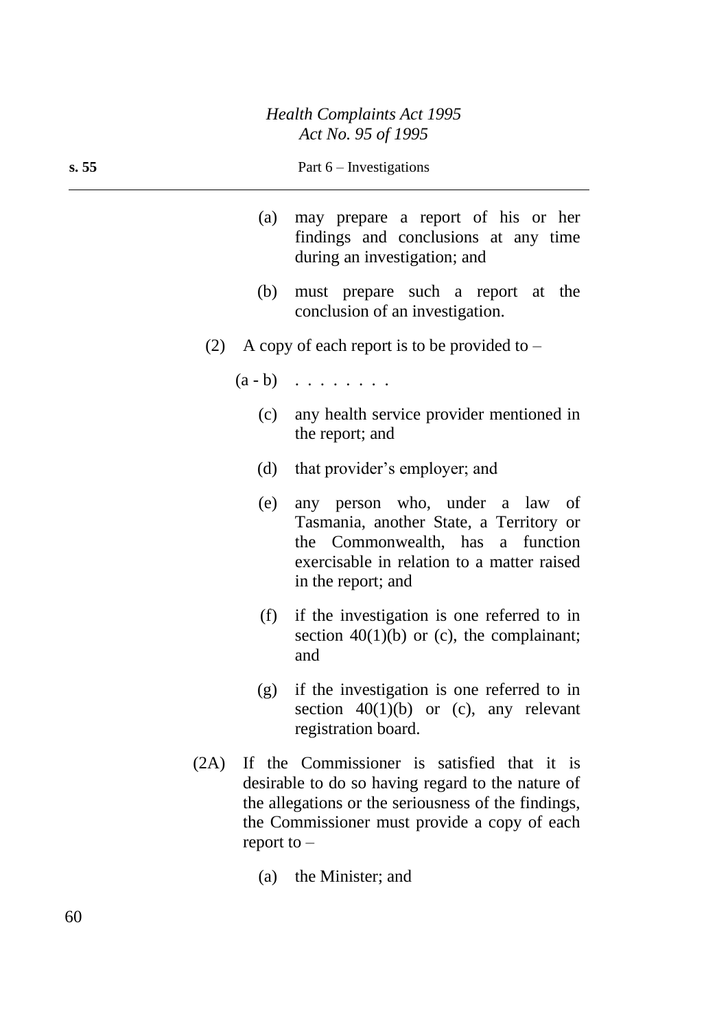(a) may prepare a report of his or her findings and conclusions at any time during an investigation; and

(b) must prepare such a report at the conclusion of an investigation.

(2) A copy of each report is to be provided to –

(a - b) . . . . . . . .

(c) any health service provider mentioned in the report; and

(d) that provider's employer; and

(e) any person who, under a law of Tasmania, another State, a Territory or the Commonwealth, has a function exercisable in relation to a matter raised in the report; and

(f) if the investigation is one referred to in section 40(1)(b) or (c), the complainant; and

(g) if the investigation is one referred to in section 40(1)(b) or (c), any relevant registration board.

(2A) If the Commissioner is satisfied that it is desirable to do so having regard to the nature of the allegations or the seriousness of the findings, the Commissioner must provide a copy of each report to –

(a) the Minister; and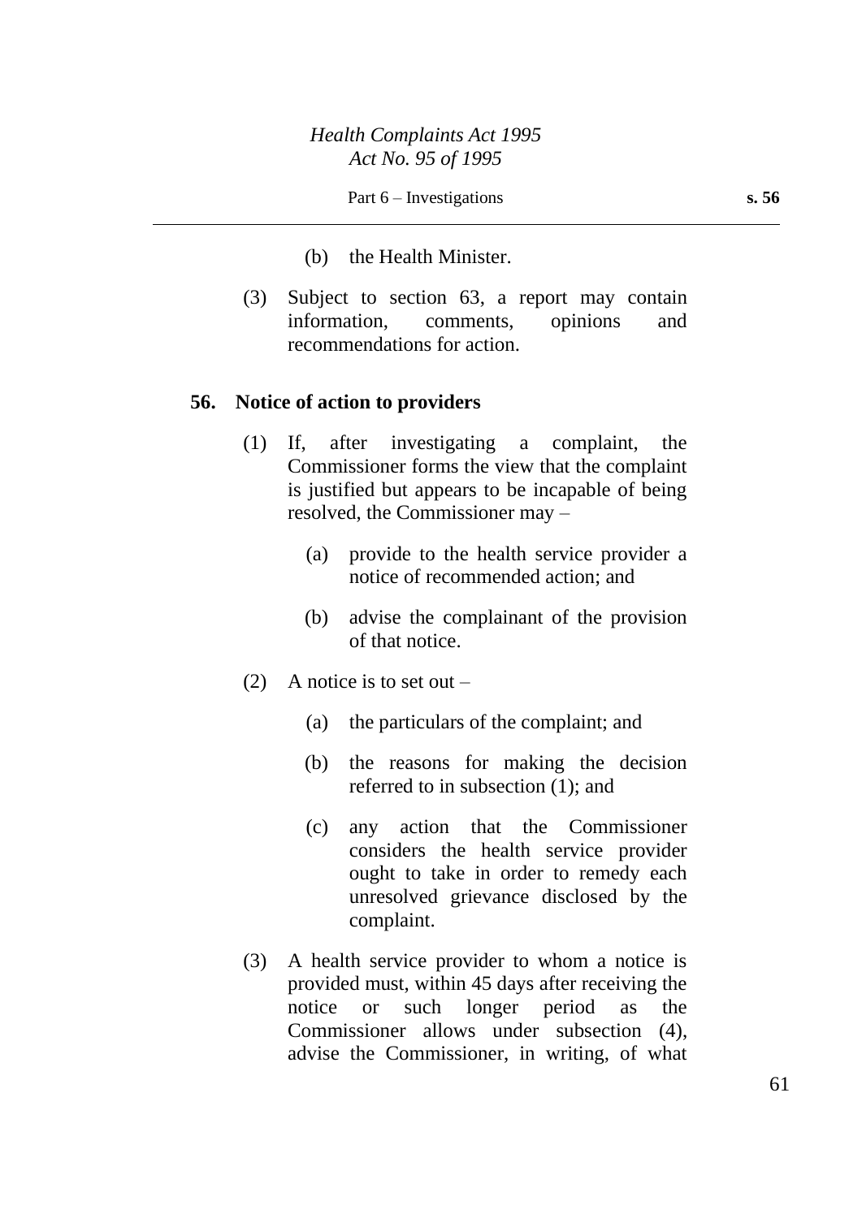(b) the Health Minister.

(3) Subject to section 63, a report may contain information, comments, opinions and recommendations for action.

### 56. Notice of action to providers

(1) If, after investigating a complaint, the Commissioner forms the view that the complaint is justified but appears to be incapable of being resolved, the Commissioner may –

(a) provide to the health service provider a notice of recommended action; and

(b) advise the complainant of the provision of that notice.

(2) A notice is to set out –

(a) the particulars of the complaint; and

(b) the reasons for making the decision referred to in subsection (1); and

(c) any action that the Commissioner considers the health service provider ought to take in order to remedy each unresolved grievance disclosed by the complaint.

(3) A health service provider to whom a notice is provided must, within 45 days after receiving the notice or such longer period as the Commissioner allows under subsection (4), advise the Commissioner, in writing, of what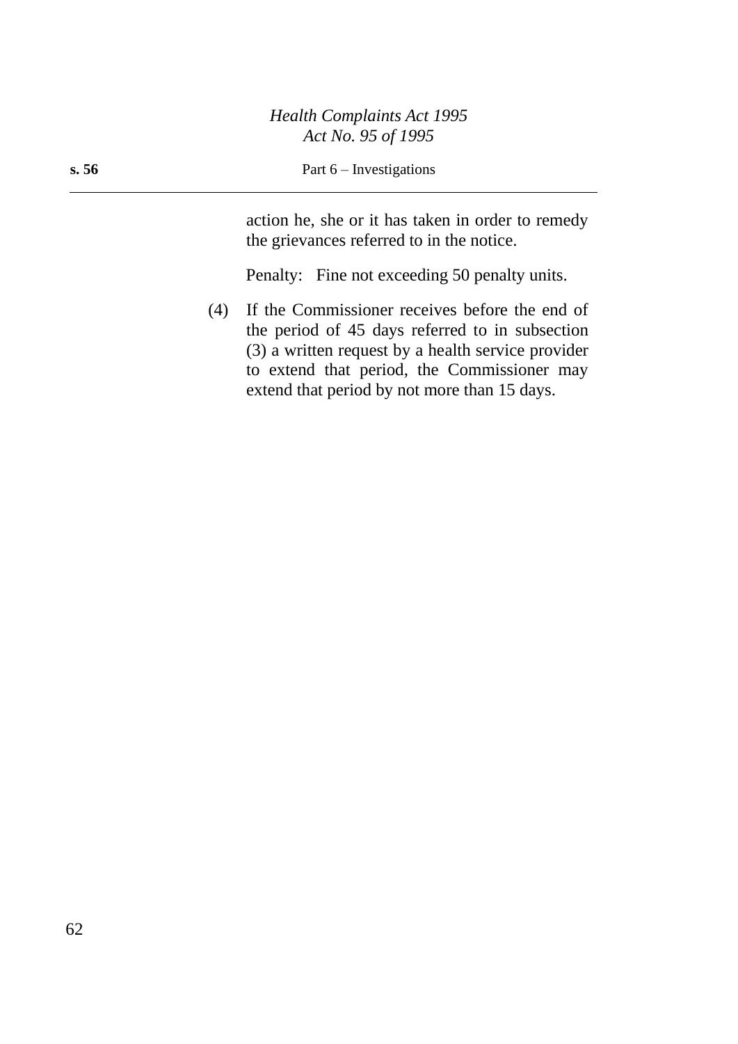action he, she or it has taken in order to remedy the grievances referred to in the notice.

Penalty: Fine not exceeding 50 penalty units.

(4) If the Commissioner receives before the end of the period of 45 days referred to in subsection (3) a written request by a health service provider to extend that period, the Commissioner may extend that period by not more than 15 days.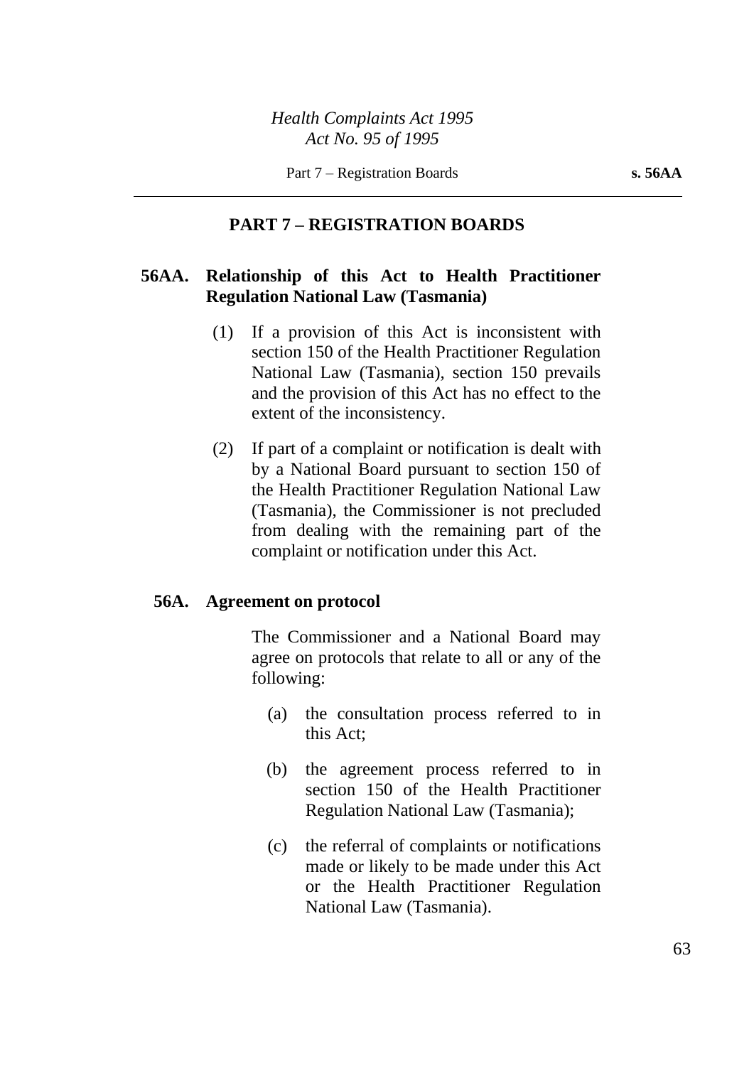## PART 7 – REGISTRATION BOARDS

### 56AA. Relationship of this Act to Health Practitioner Regulation National Law (Tasmania)

(1) If a provision of this Act is inconsistent with section 150 of the Health Practitioner Regulation National Law (Tasmania), section 150 prevails and the provision of this Act has no effect to the extent of the inconsistency.

(2) If part of a complaint or notification is dealt with by a National Board pursuant to section 150 of the Health Practitioner Regulation National Law (Tasmania), the Commissioner is not precluded from dealing with the remaining part of the complaint or notification under this Act.

### 56A. Agreement on protocol

The Commissioner and a National Board may agree on protocols that relate to all or any of the following:

(a) the consultation process referred to in this Act;

(b) the agreement process referred to in section 150 of the Health Practitioner Regulation National Law (Tasmania);

(c) the referral of complaints or notifications made or likely to be made under this Act or the Health Practitioner Regulation National Law (Tasmania).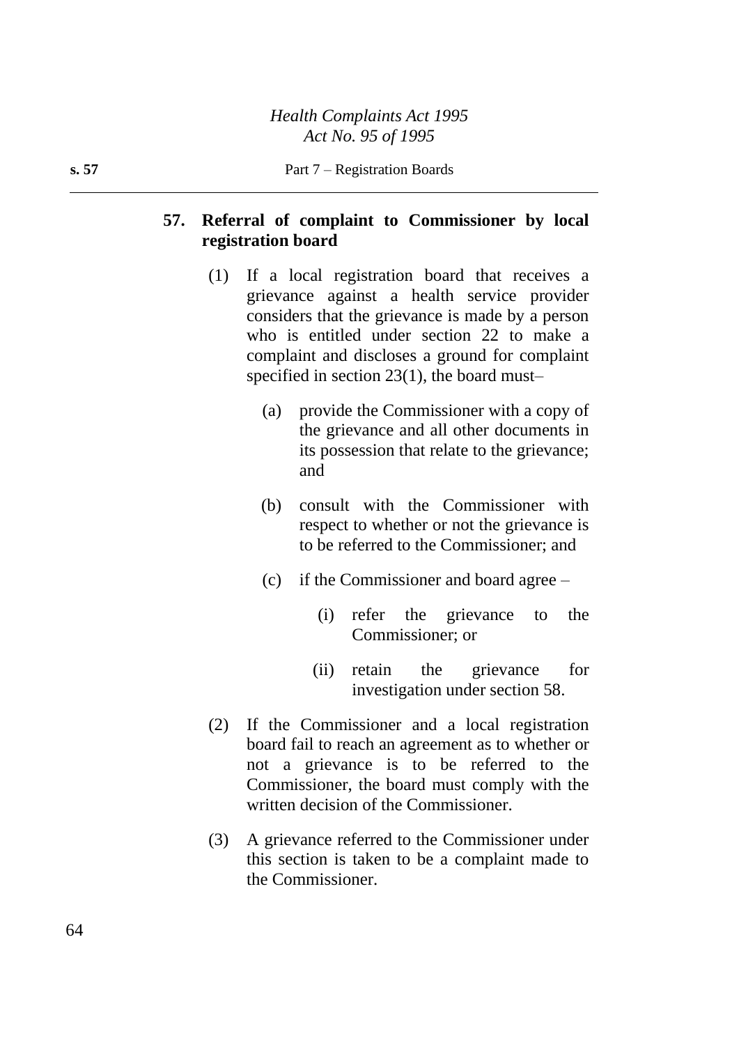## 57. Referral of complaint to Commissioner by local registration board

(1) If a local registration board that receives a grievance against a health service provider considers that the grievance is made by a person who is entitled under section 22 to make a complaint and discloses a ground for complaint specified in section 23(1), the board must–

- (a) provide the Commissioner with a copy of the grievance and all other documents in its possession that relate to the grievance; and
- (b) consult with the Commissioner with respect to whether or not the grievance is to be referred to the Commissioner; and
- (c) if the Commissioner and board agree –
  - (i) refer the grievance to the Commissioner; or
  - (ii) retain the grievance for investigation under section 58.

(2) If the Commissioner and a local registration board fail to reach an agreement as to whether or not a grievance is to be referred to the Commissioner, the board must comply with the written decision of the Commissioner.

(3) A grievance referred to the Commissioner under this section is taken to be a complaint made to the Commissioner.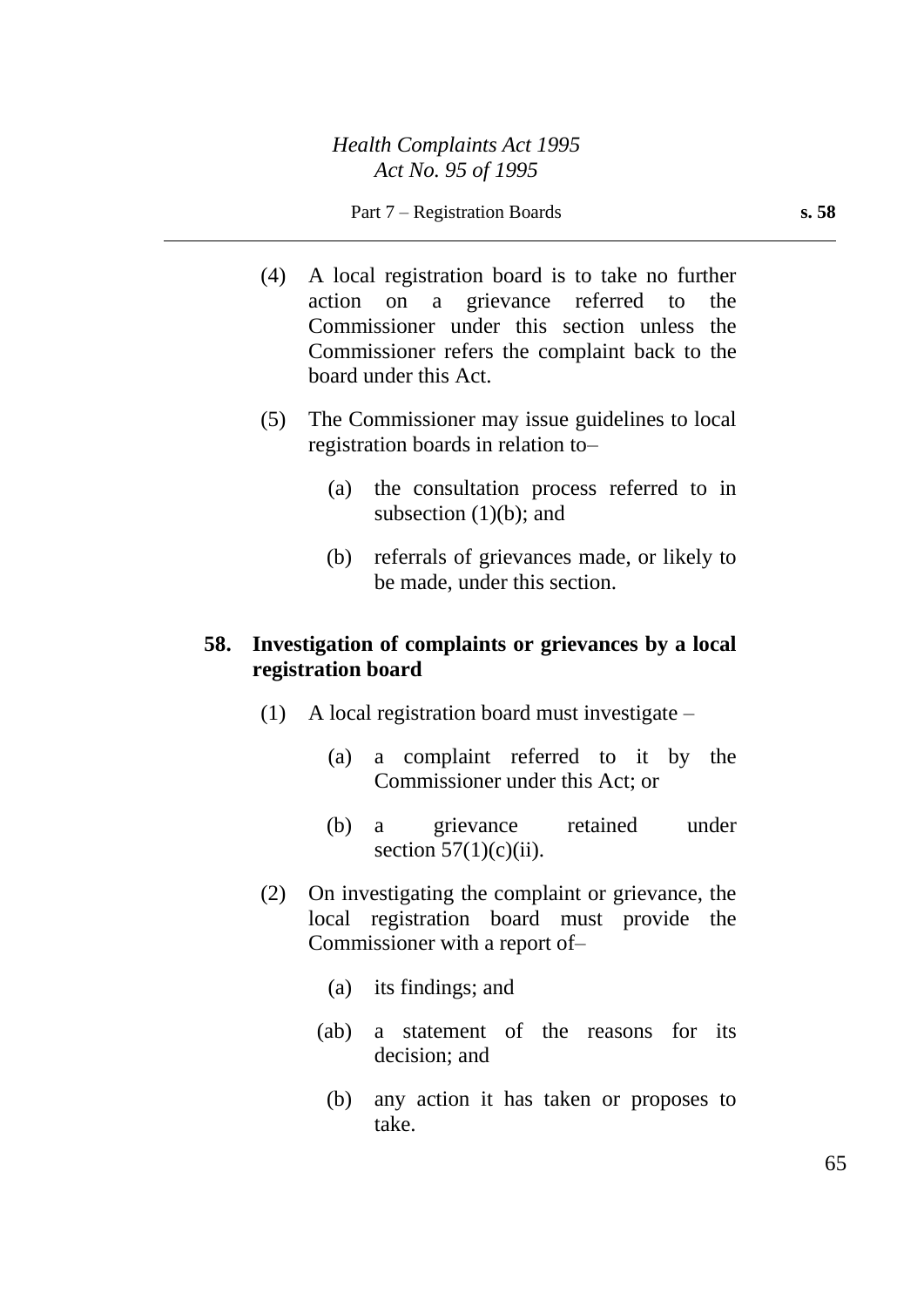(4) A local registration board is to take no further action on a grievance referred to the Commissioner under this section unless the Commissioner refers the complaint back to the board under this Act.

(5) The Commissioner may issue guidelines to local registration boards in relation to–

(a) the consultation process referred to in subsection (1)(b); and

(b) referrals of grievances made, or likely to be made, under this section.

### 58. Investigation of complaints or grievances by a local registration board

(1) A local registration board must investigate –

(a) a complaint referred to it by the Commissioner under this Act; or

(b) a grievance retained under section 57(1)(c)(ii).

(2) On investigating the complaint or grievance, the local registration board must provide the Commissioner with a report of–

(a) its findings; and

(ab) a statement of the reasons for its decision; and

(b) any action it has taken or proposes to take.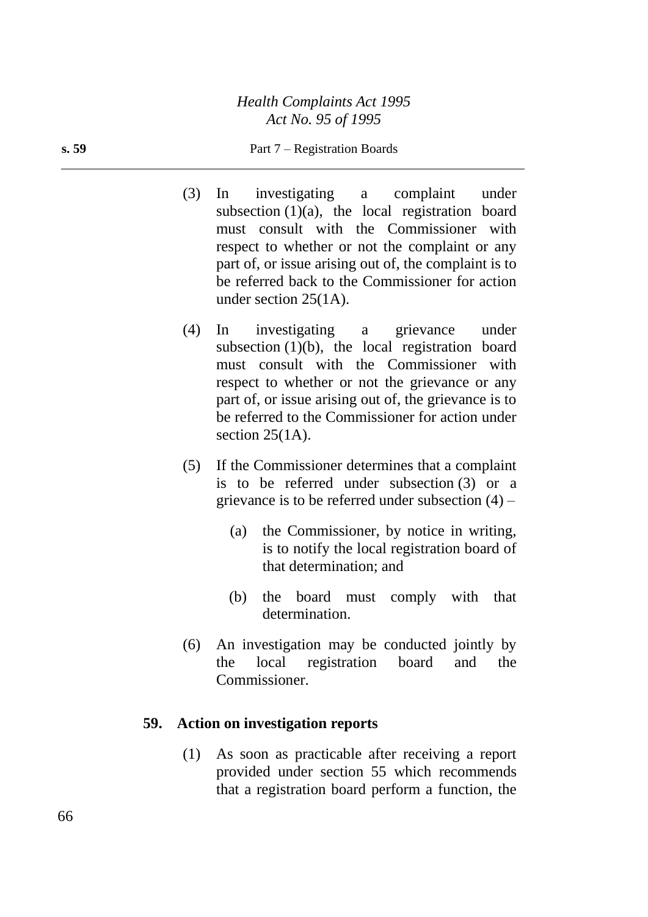(3) In investigating a complaint under subsection (1)(a), the local registration board must consult with the Commissioner with respect to whether or not the complaint or any part of, or issue arising out of, the complaint is to be referred back to the Commissioner for action under section 25(1A).

(4) In investigating a grievance under subsection (1)(b), the local registration board must consult with the Commissioner with respect to whether or not the grievance or any part of, or issue arising out of, the grievance is to be referred to the Commissioner for action under section 25(1A).

(5) If the Commissioner determines that a complaint is to be referred under subsection (3) or a grievance is to be referred under subsection (4) –

(a) the Commissioner, by notice in writing, is to notify the local registration board of that determination; and

(b) the board must comply with that determination.

(6) An investigation may be conducted jointly by the local registration board and the Commissioner.

### 59. Action on investigation reports

(1) As soon as practicable after receiving a report provided under section 55 which recommends that a registration board perform a function, the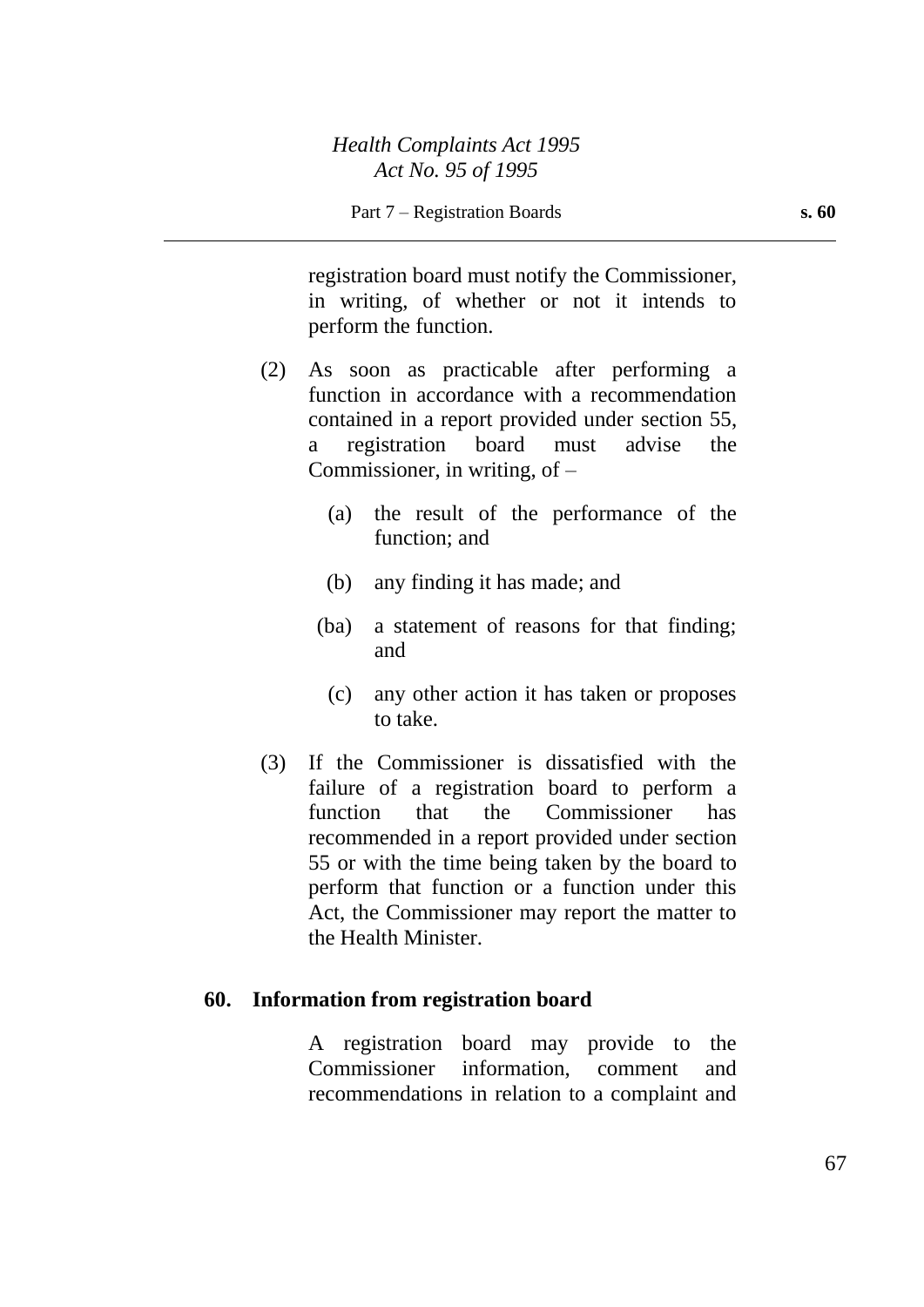registration board must notify the Commissioner, in writing, of whether or not it intends to perform the function.

(2) As soon as practicable after performing a function in accordance with a recommendation contained in a report provided under section 55, a registration board must advise the Commissioner, in writing, of –

(a) the result of the performance of the function; and

(b) any finding it has made; and

(ba) a statement of reasons for that finding; and

(c) any other action it has taken or proposes to take.

(3) If the Commissioner is dissatisfied with the failure of a registration board to perform a function that the Commissioner has recommended in a report provided under section 55 or with the time being taken by the board to perform that function or a function under this Act, the Commissioner may report the matter to the Health Minister.

### 60. Information from registration board

A registration board may provide to the Commissioner information, comment and recommendations in relation to a complaint and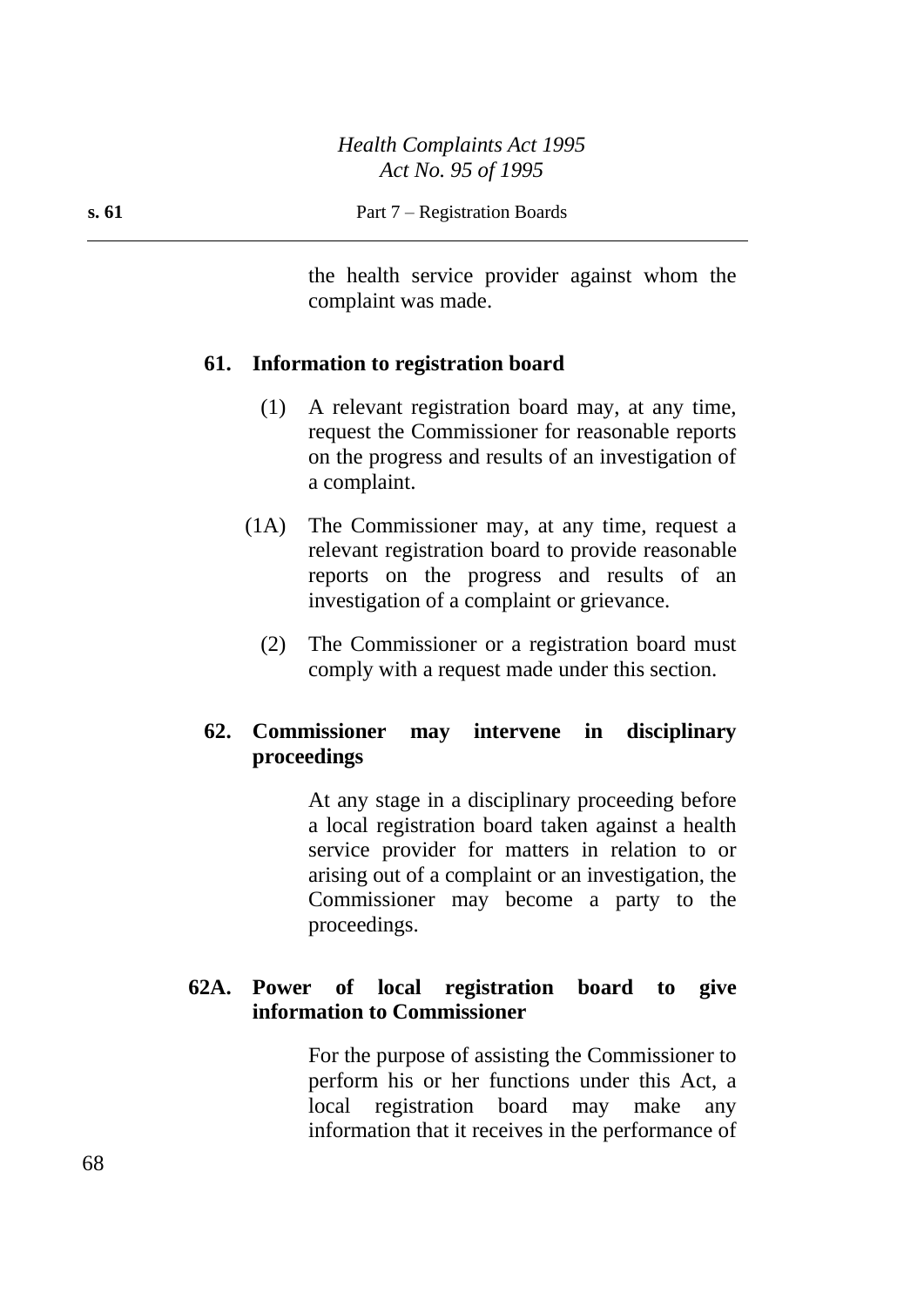the health service provider against whom the complaint was made.

### 61. Information to registration board

(1) A relevant registration board may, at any time, request the Commissioner for reasonable reports on the progress and results of an investigation of a complaint.

(1A) The Commissioner may, at any time, request a relevant registration board to provide reasonable reports on the progress and results of an investigation of a complaint or grievance.

(2) The Commissioner or a registration board must comply with a request made under this section.

### 62. Commissioner may intervene in disciplinary proceedings

At any stage in a disciplinary proceeding before a local registration board taken against a health service provider for matters in relation to or arising out of a complaint or an investigation, the Commissioner may become a party to the proceedings.

### 62A. Power of local registration board to give information to Commissioner

For the purpose of assisting the Commissioner to perform his or her functions under this Act, a local registration board may make any information that it receives in the performance of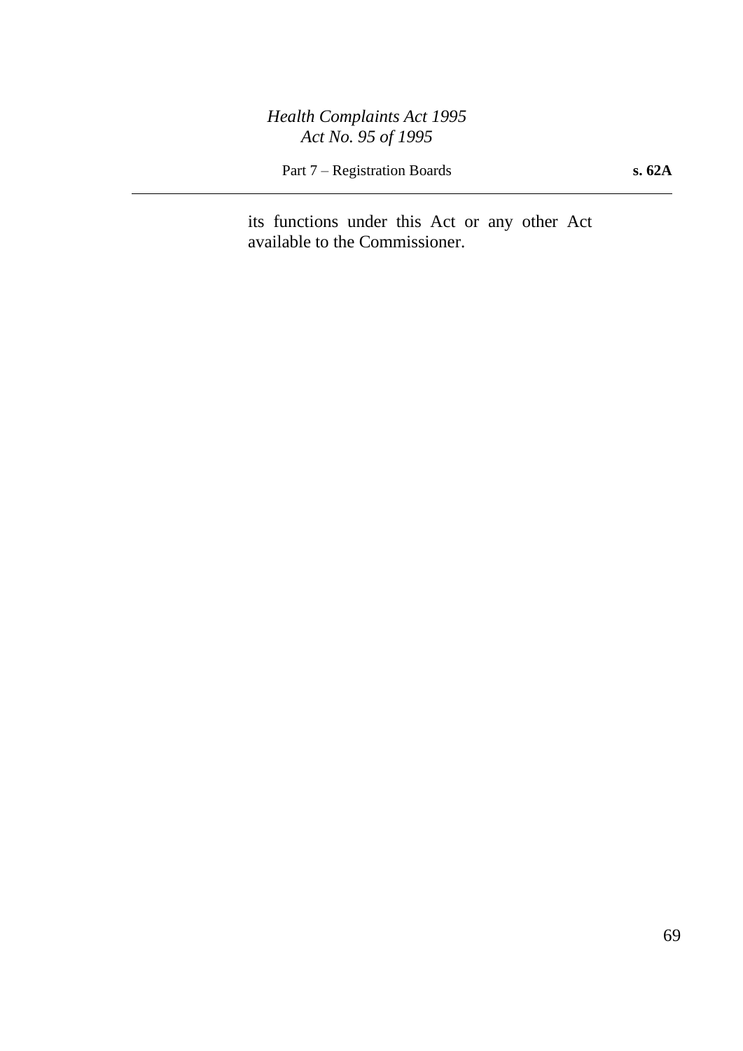its functions under this Act or any other Act available to the Commissioner.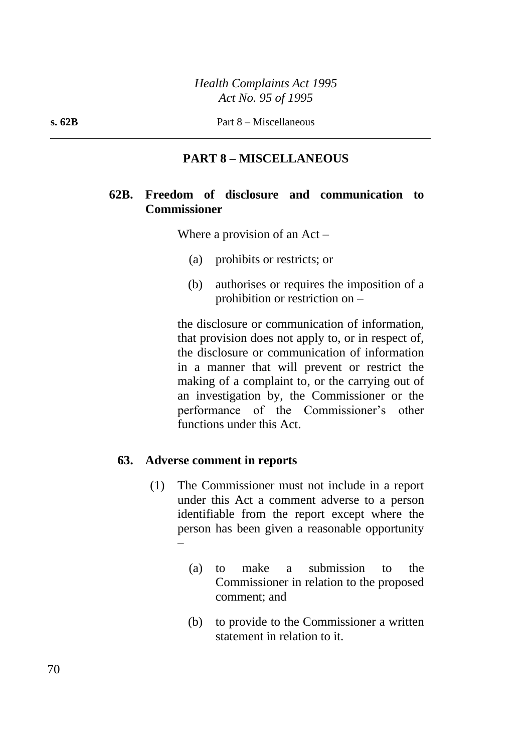## PART 8 – MISCELLANEOUS

### 62B. Freedom of disclosure and communication to Commissioner

Where a provision of an Act –

(a) prohibits or restricts; or

(b) authorises or requires the imposition of a prohibition or restriction on –

the disclosure or communication of information, that provision does not apply to, or in respect of, the disclosure or communication of information in a manner that will prevent or restrict the making of a complaint to, or the carrying out of an investigation by, the Commissioner or the performance of the Commissioner's other functions under this Act.

### 63. Adverse comment in reports

(1) The Commissioner must not include in a report under this Act a comment adverse to a person identifiable from the report except where the person has been given a reasonable opportunity –

(a) to make a submission to the Commissioner in relation to the proposed comment; and

(b) to provide to the Commissioner a written statement in relation to it.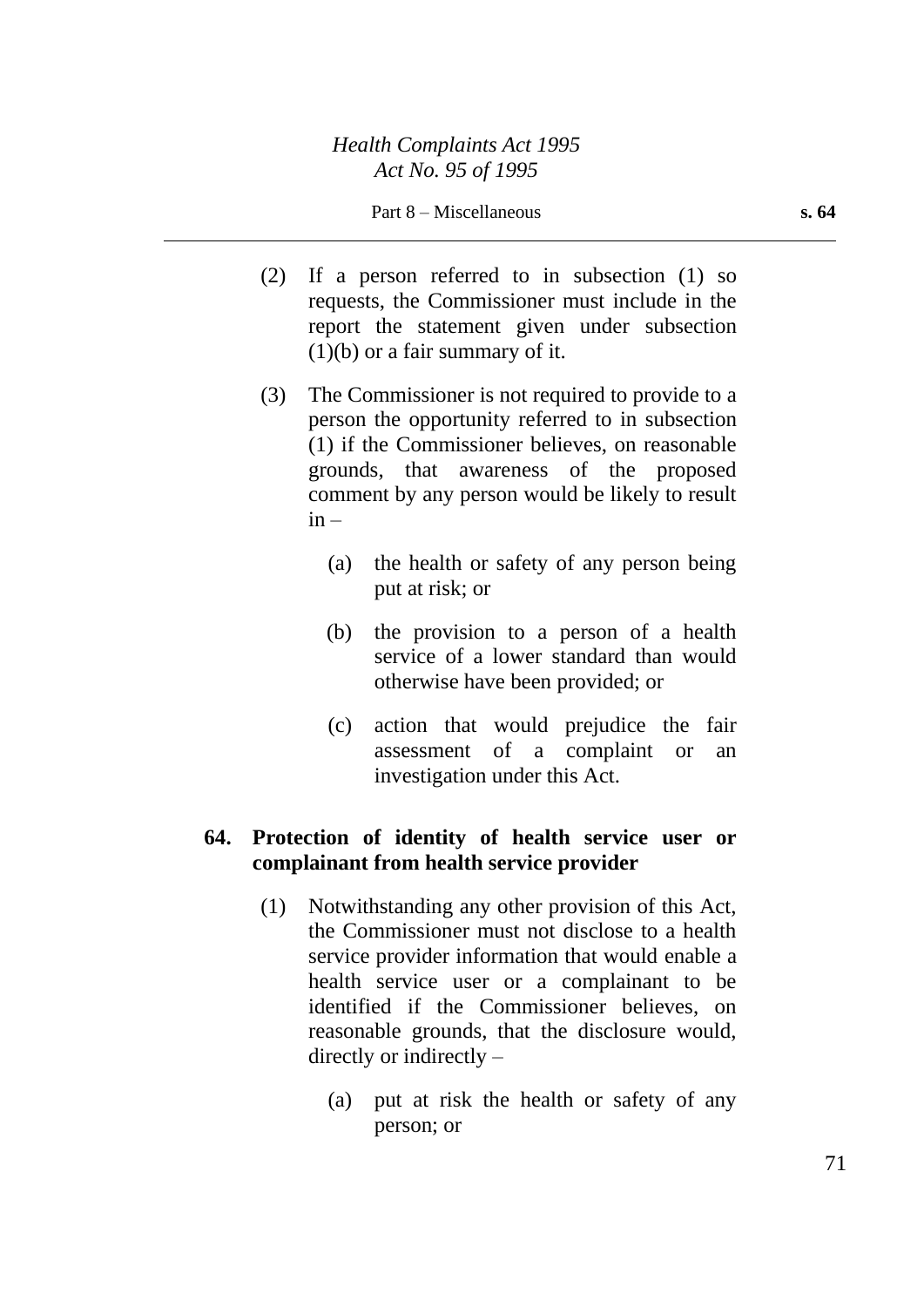(2) If a person referred to in subsection (1) so requests, the Commissioner must include in the report the statement given under subsection (1)(b) or a fair summary of it.

(3) The Commissioner is not required to provide to a person the opportunity referred to in subsection (1) if the Commissioner believes, on reasonable grounds, that awareness of the proposed comment by any person would be likely to result in –

(a) the health or safety of any person being put at risk; or

(b) the provision to a person of a health service of a lower standard than would otherwise have been provided; or

(c) action that would prejudice the fair assessment of a complaint or an investigation under this Act.

**64. Protection of identity of health service user or complainant from health service provider**

(1) Notwithstanding any other provision of this Act, the Commissioner must not disclose to a health service provider information that would enable a health service user or a complainant to be identified if the Commissioner believes, on reasonable grounds, that the disclosure would, directly or indirectly –

(a) put at risk the health or safety of any person; or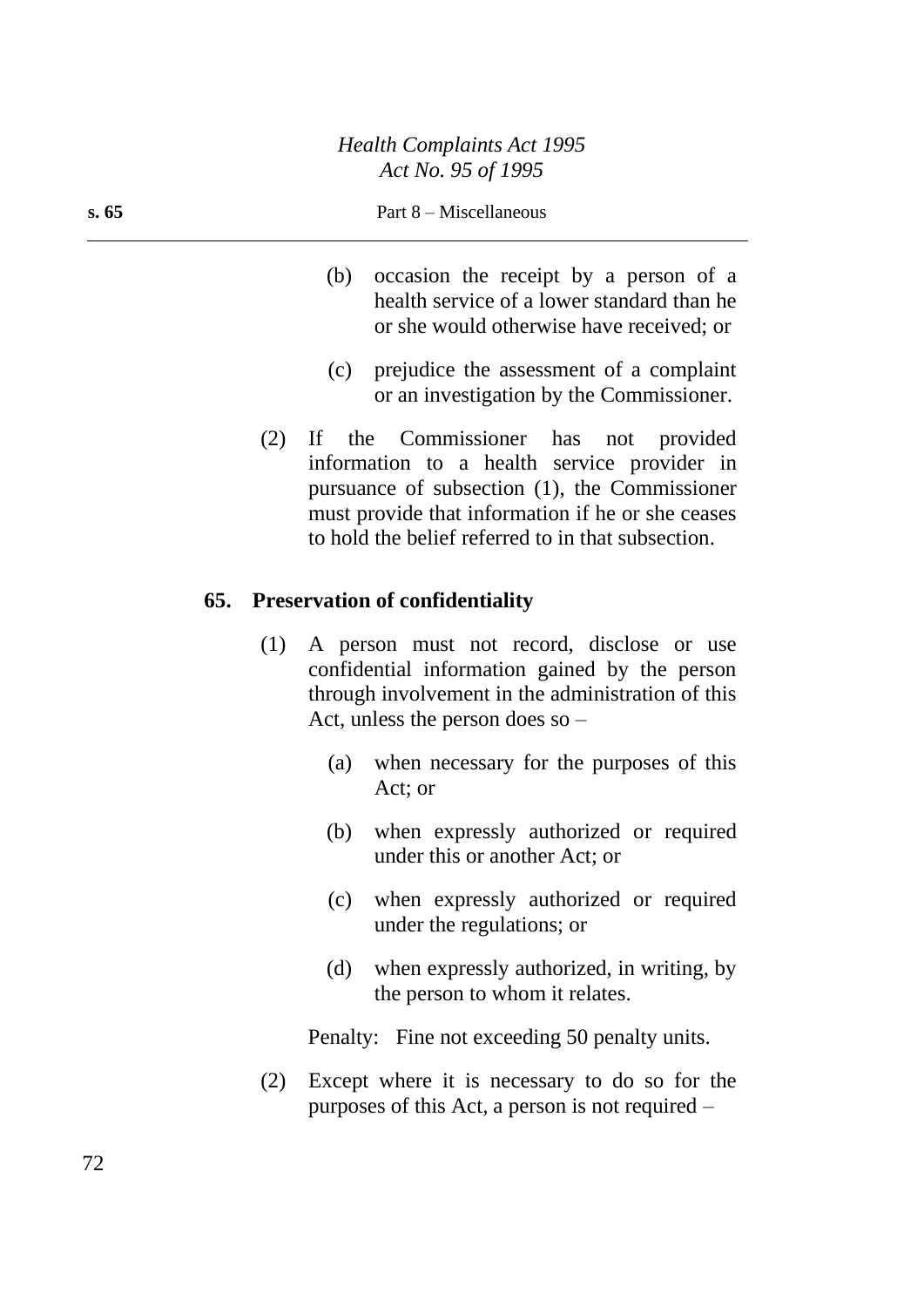(b) occasion the receipt by a person of a health service of a lower standard than he or she would otherwise have received; or

(c) prejudice the assessment of a complaint or an investigation by the Commissioner.

(2) If the Commissioner has not provided information to a health service provider in pursuance of subsection (1), the Commissioner must provide that information if he or she ceases to hold the belief referred to in that subsection.

**65. Preservation of confidentiality**

(1) A person must not record, disclose or use confidential information gained by the person through involvement in the administration of this Act, unless the person does so –

(a) when necessary for the purposes of this Act; or

(b) when expressly authorized or required under this or another Act; or

(c) when expressly authorized or required under the regulations; or

(d) when expressly authorized, in writing, by the person to whom it relates.

Penalty: Fine not exceeding 50 penalty units.

(2) Except where it is necessary to do so for the purposes of this Act, a person is not required –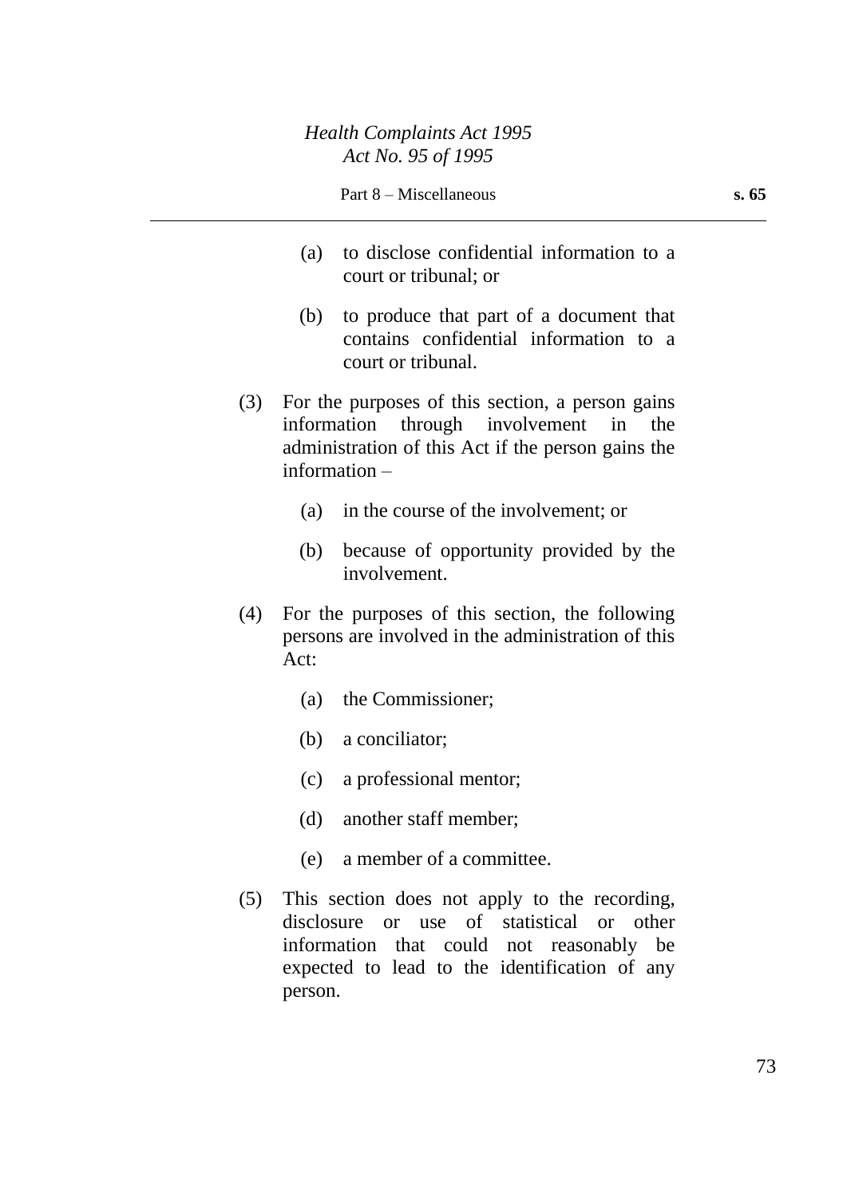(a) to disclose confidential information to a court or tribunal; or

(b) to produce that part of a document that contains confidential information to a court or tribunal.

(3) For the purposes of this section, a person gains information through involvement in the administration of this Act if the person gains the information –

(a) in the course of the involvement; or

(b) because of opportunity provided by the involvement.

(4) For the purposes of this section, the following persons are involved in the administration of this Act:

(a) the Commissioner;

(b) a conciliator;

(c) a professional mentor;

(d) another staff member;

(e) a member of a committee.

(5) This section does not apply to the recording, disclosure or use of statistical or other information that could not reasonably be expected to lead to the identification of any person.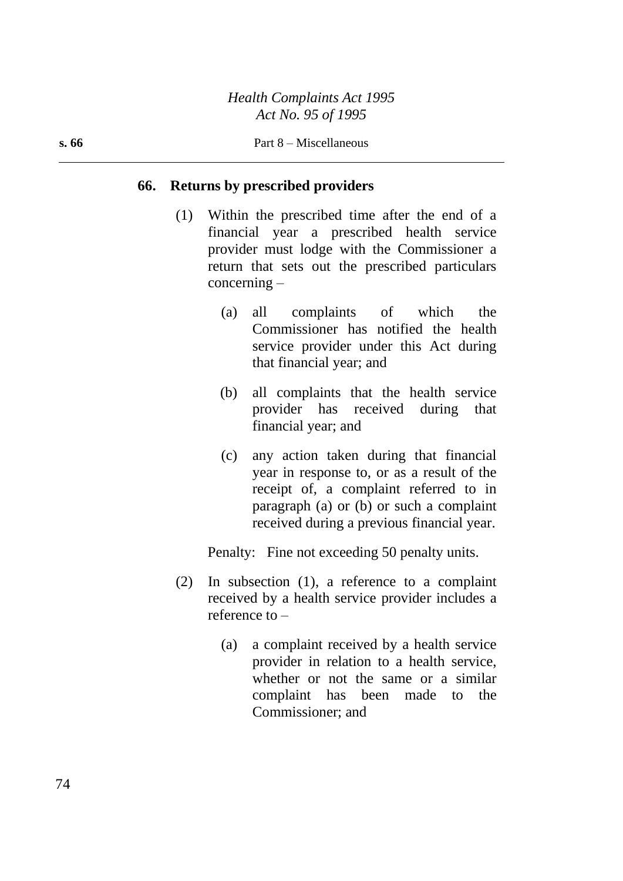## 66. Returns by prescribed providers

(1) Within the prescribed time after the end of a financial year a prescribed health service provider must lodge with the Commissioner a return that sets out the prescribed particulars concerning –

(a) all complaints of which the Commissioner has notified the health service provider under this Act during that financial year; and

(b) all complaints that the health service provider has received during that financial year; and

(c) any action taken during that financial year in response to, or as a result of the receipt of, a complaint referred to in paragraph (a) or (b) or such a complaint received during a previous financial year.

Penalty: Fine not exceeding 50 penalty units.

(2) In subsection (1), a reference to a complaint received by a health service provider includes a reference to –

(a) a complaint received by a health service provider in relation to a health service, whether or not the same or a similar complaint has been made to the Commissioner; and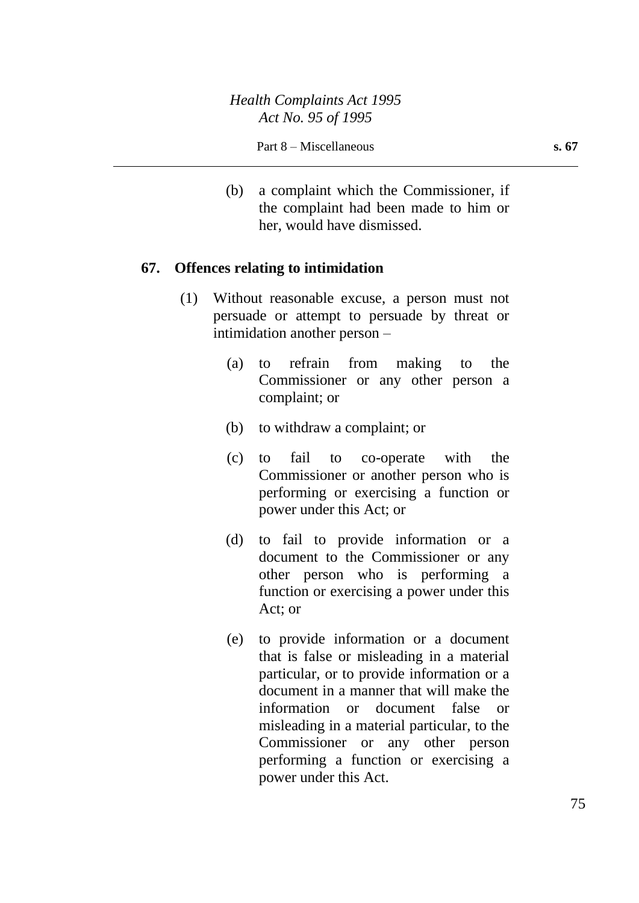(b) a complaint which the Commissioner, if the complaint had been made to him or her, would have dismissed.

### 67. Offences relating to intimidation

(1) Without reasonable excuse, a person must not persuade or attempt to persuade by threat or intimidation another person –

(a) to refrain from making to the Commissioner or any other person a complaint; or

(b) to withdraw a complaint; or

(c) to fail to co-operate with the Commissioner or another person who is performing or exercising a function or power under this Act; or

(d) to fail to provide information or a document to the Commissioner or any other person who is performing a function or exercising a power under this Act; or

(e) to provide information or a document that is false or misleading in a material particular, or to provide information or a document in a manner that will make the information or document false or misleading in a material particular, to the Commissioner or any other person performing a function or exercising a power under this Act.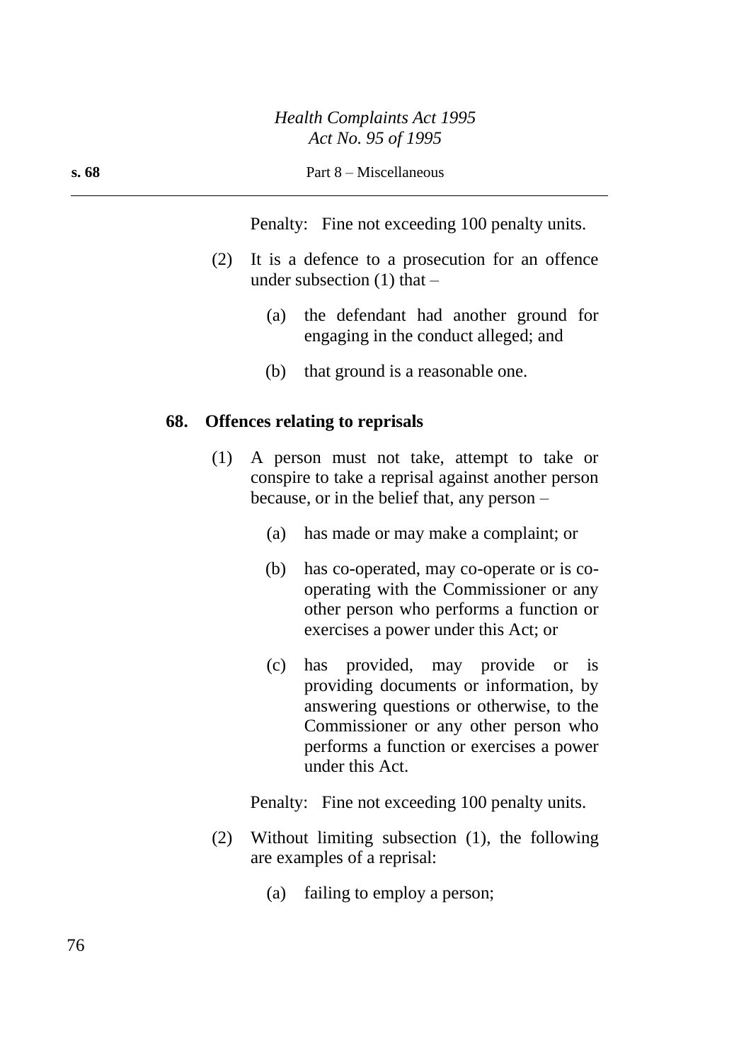Penalty: Fine not exceeding 100 penalty units.

(2) It is a defence to a prosecution for an offence under subsection (1) that –

(a) the defendant had another ground for engaging in the conduct alleged; and

(b) that ground is a reasonable one.

**68. Offences relating to reprisals**

(1) A person must not take, attempt to take or conspire to take a reprisal against another person because, or in the belief that, any person –

(a) has made or may make a complaint; or

(b) has co-operated, may co-operate or is co-operating with the Commissioner or any other person who performs a function or exercises a power under this Act; or

(c) has provided, may provide or is providing documents or information, by answering questions or otherwise, to the Commissioner or any other person who performs a function or exercises a power under this Act.

Penalty: Fine not exceeding 100 penalty units.

(2) Without limiting subsection (1), the following are examples of a reprisal:

(a) failing to employ a person;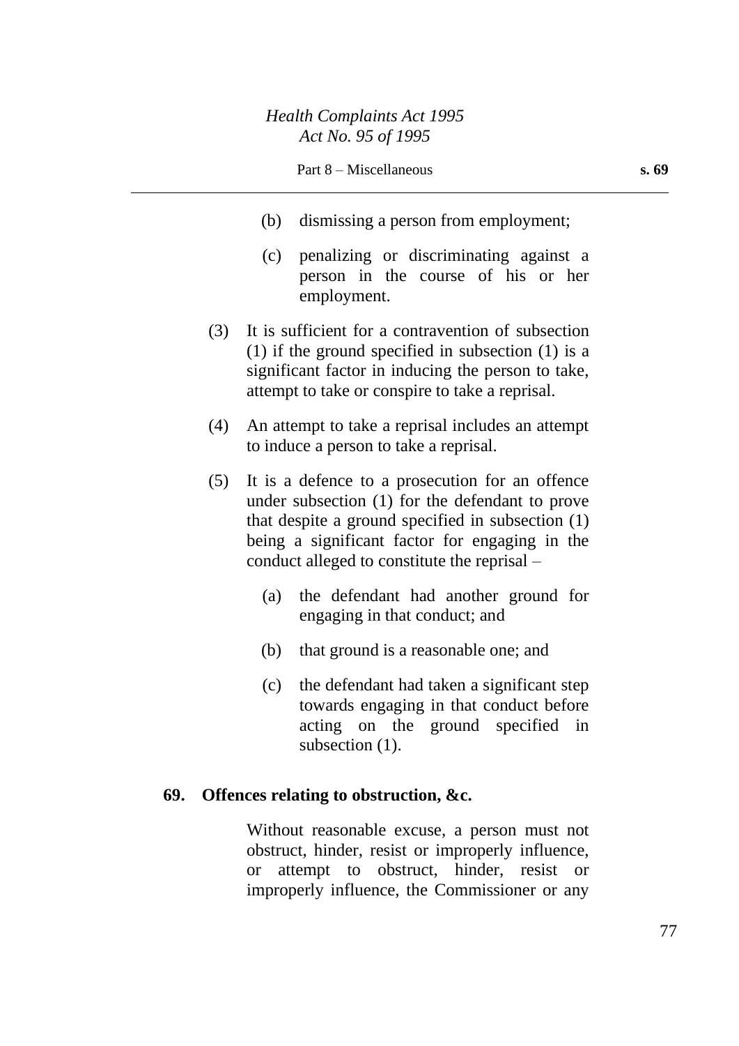(b) dismissing a person from employment;

(c) penalizing or discriminating against a person in the course of his or her employment.

(3) It is sufficient for a contravention of subsection (1) if the ground specified in subsection (1) is a significant factor in inducing the person to take, attempt to take or conspire to take a reprisal.

(4) An attempt to take a reprisal includes an attempt to induce a person to take a reprisal.

(5) It is a defence to a prosecution for an offence under subsection (1) for the defendant to prove that despite a ground specified in subsection (1) being a significant factor for engaging in the conduct alleged to constitute the reprisal –

(a) the defendant had another ground for engaging in that conduct; and

(b) that ground is a reasonable one; and

(c) the defendant had taken a significant step towards engaging in that conduct before acting on the ground specified in subsection (1).

**69. Offences relating to obstruction, &c.**

Without reasonable excuse, a person must not obstruct, hinder, resist or improperly influence, or attempt to obstruct, hinder, resist or improperly influence, the Commissioner or any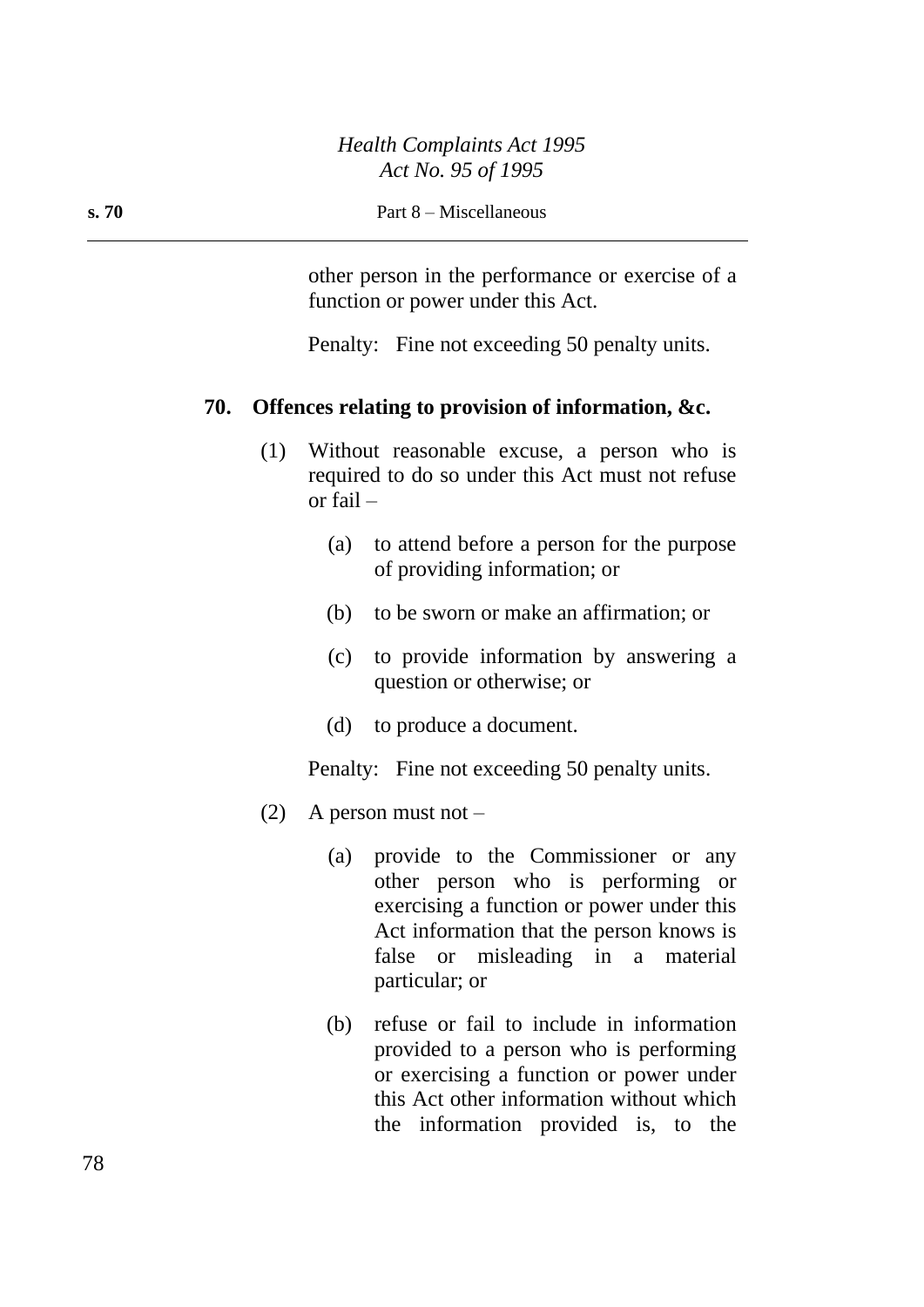other person in the performance or exercise of a function or power under this Act.

Penalty: Fine not exceeding 50 penalty units.

**70. Offences relating to provision of information, &c.**

(1) Without reasonable excuse, a person who is required to do so under this Act must not refuse or fail –

(a) to attend before a person for the purpose of providing information; or

(b) to be sworn or make an affirmation; or

(c) to provide information by answering a question or otherwise; or

(d) to produce a document.

Penalty: Fine not exceeding 50 penalty units.

(2) A person must not –

(a) provide to the Commissioner or any other person who is performing or exercising a function or power under this Act information that the person knows is false or misleading in a material particular; or

(b) refuse or fail to include in information provided to a person who is performing or exercising a function or power under this Act other information without which the information provided is, to the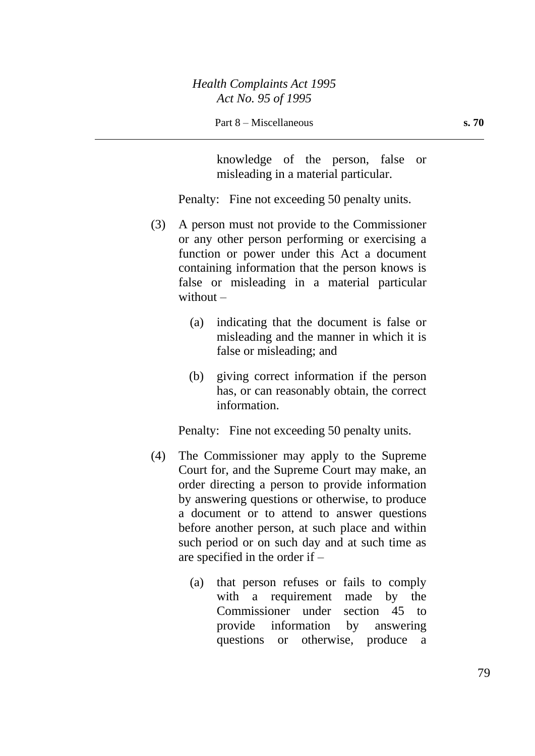knowledge of the person, false or misleading in a material particular.

Penalty: Fine not exceeding 50 penalty units.

(3) A person must not provide to the Commissioner or any other person performing or exercising a function or power under this Act a document containing information that the person knows is false or misleading in a material particular without –

(a) indicating that the document is false or misleading and the manner in which it is false or misleading; and

(b) giving correct information if the person has, or can reasonably obtain, the correct information.

Penalty: Fine not exceeding 50 penalty units.

(4) The Commissioner may apply to the Supreme Court for, and the Supreme Court may make, an order directing a person to provide information by answering questions or otherwise, to produce a document or to attend to answer questions before another person, at such place and within such period or on such day and at such time as are specified in the order if –

(a) that person refuses or fails to comply with a requirement made by the Commissioner under section 45 to provide information by answering questions or otherwise, produce a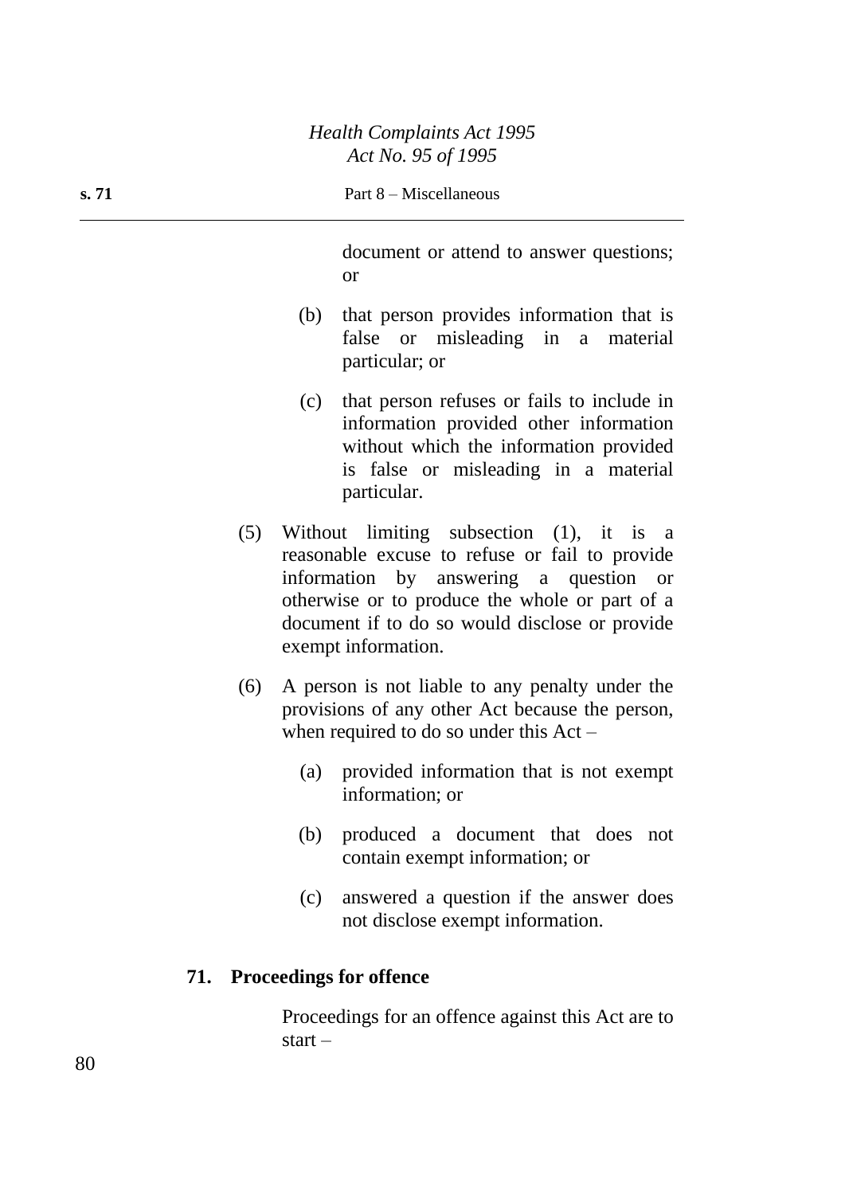document or attend to answer questions; or

(b) that person provides information that is false or misleading in a material particular; or

(c) that person refuses or fails to include in information provided other information without which the information provided is false or misleading in a material particular.

(5) Without limiting subsection (1), it is a reasonable excuse to refuse or fail to provide information by answering a question or otherwise or to produce the whole or part of a document if to do so would disclose or provide exempt information.

(6) A person is not liable to any penalty under the provisions of any other Act because the person, when required to do so under this Act –

(a) provided information that is not exempt information; or

(b) produced a document that does not contain exempt information; or

(c) answered a question if the answer does not disclose exempt information.

### 71. Proceedings for offence

Proceedings for an offence against this Act are to start –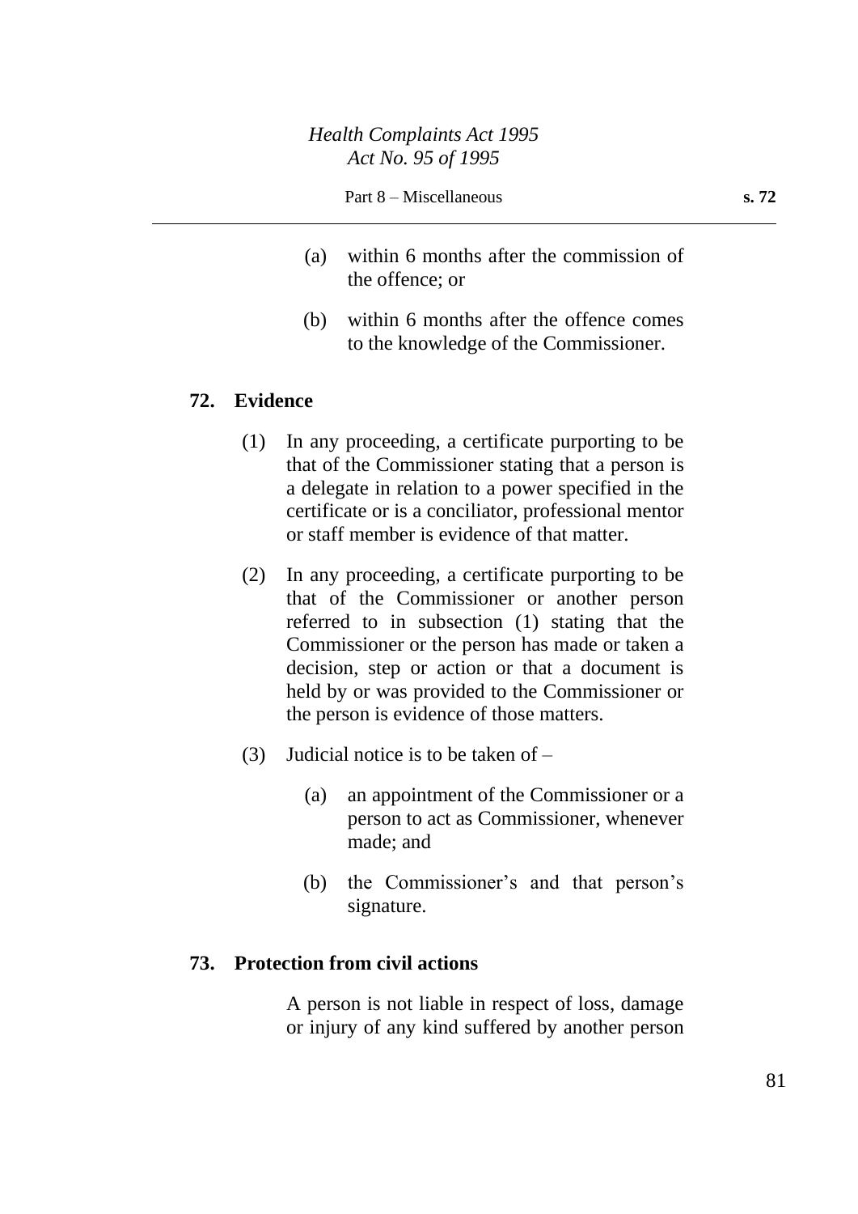(a) within 6 months after the commission of the offence; or

(b) within 6 months after the offence comes to the knowledge of the Commissioner.

## 72. Evidence

(1) In any proceeding, a certificate purporting to be that of the Commissioner stating that a person is a delegate in relation to a power specified in the certificate or is a conciliator, professional mentor or staff member is evidence of that matter.

(2) In any proceeding, a certificate purporting to be that of the Commissioner or another person referred to in subsection (1) stating that the Commissioner or the person has made or taken a decision, step or action or that a document is held by or was provided to the Commissioner or the person is evidence of those matters.

(3) Judicial notice is to be taken of –

(a) an appointment of the Commissioner or a person to act as Commissioner, whenever made; and

(b) the Commissioner's and that person's signature.

## 73. Protection from civil actions

A person is not liable in respect of loss, damage or injury of any kind suffered by another person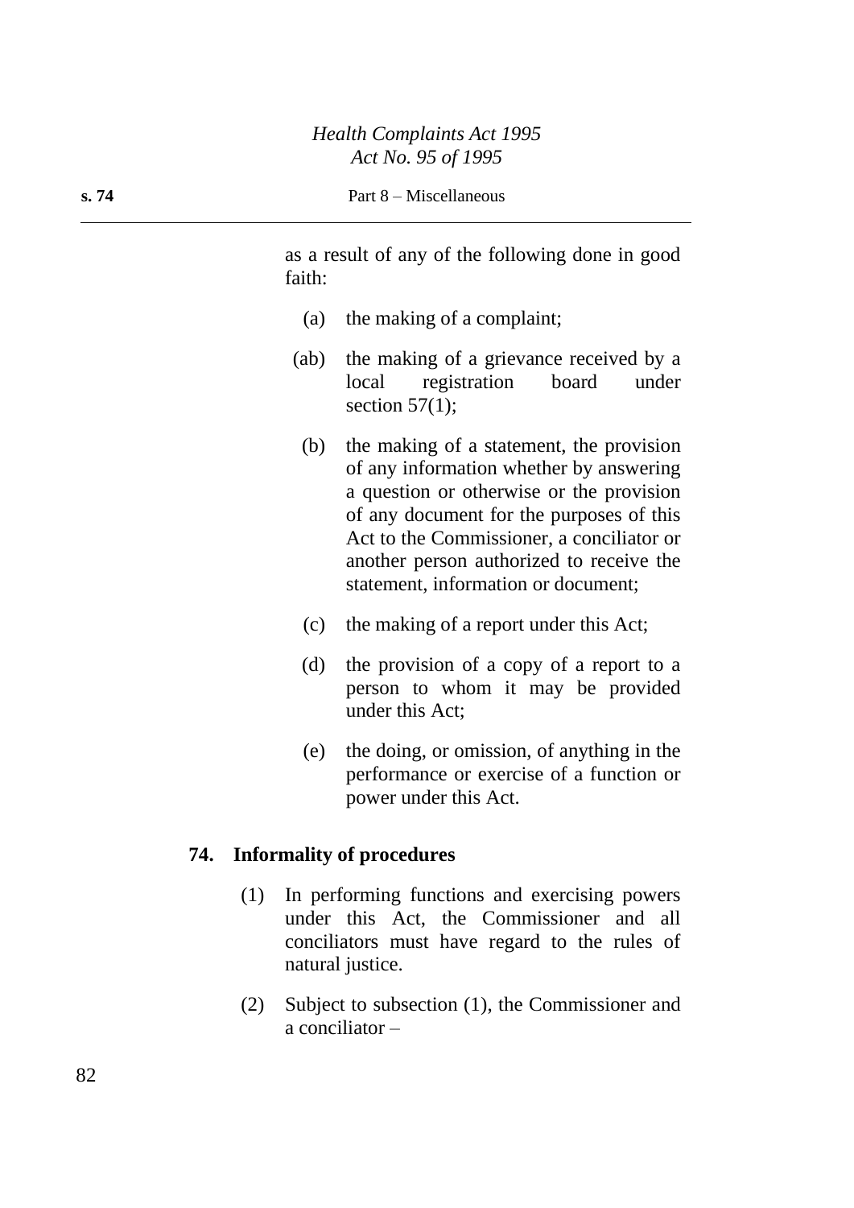as a result of any of the following done in good faith:

(a) the making of a complaint;

(ab) the making of a grievance received by a local registration board under section 57(1);

(b) the making of a statement, the provision of any information whether by answering a question or otherwise or the provision of any document for the purposes of this Act to the Commissioner, a conciliator or another person authorized to receive the statement, information or document;

(c) the making of a report under this Act;

(d) the provision of a copy of a report to a person to whom it may be provided under this Act;

(e) the doing, or omission, of anything in the performance or exercise of a function or power under this Act.

### 74. Informality of procedures

(1) In performing functions and exercising powers under this Act, the Commissioner and all conciliators must have regard to the rules of natural justice.

(2) Subject to subsection (1), the Commissioner and a conciliator –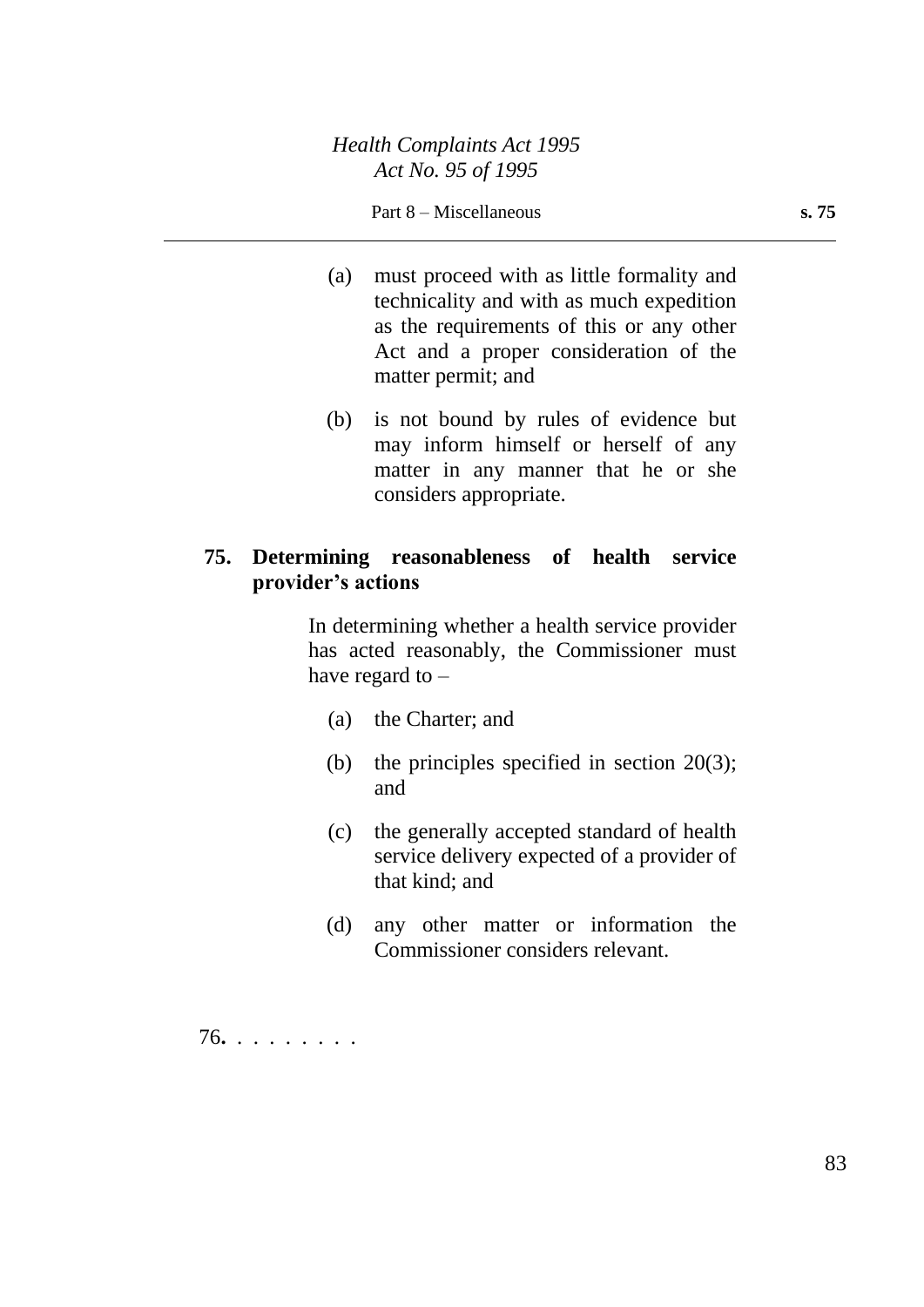(a) must proceed with as little formality and technicality and with as much expedition as the requirements of this or any other Act and a proper consideration of the matter permit; and

(b) is not bound by rules of evidence but may inform himself or herself of any matter in any manner that he or she considers appropriate.

**75. Determining reasonableness of health service provider's actions**

In determining whether a health service provider has acted reasonably, the Commissioner must have regard to –

(a) the Charter; and

(b) the principles specified in section 20(3); and

(c) the generally accepted standard of health service delivery expected of a provider of that kind; and

(d) any other matter or information the Commissioner considers relevant.

76**.** . . . . . . . .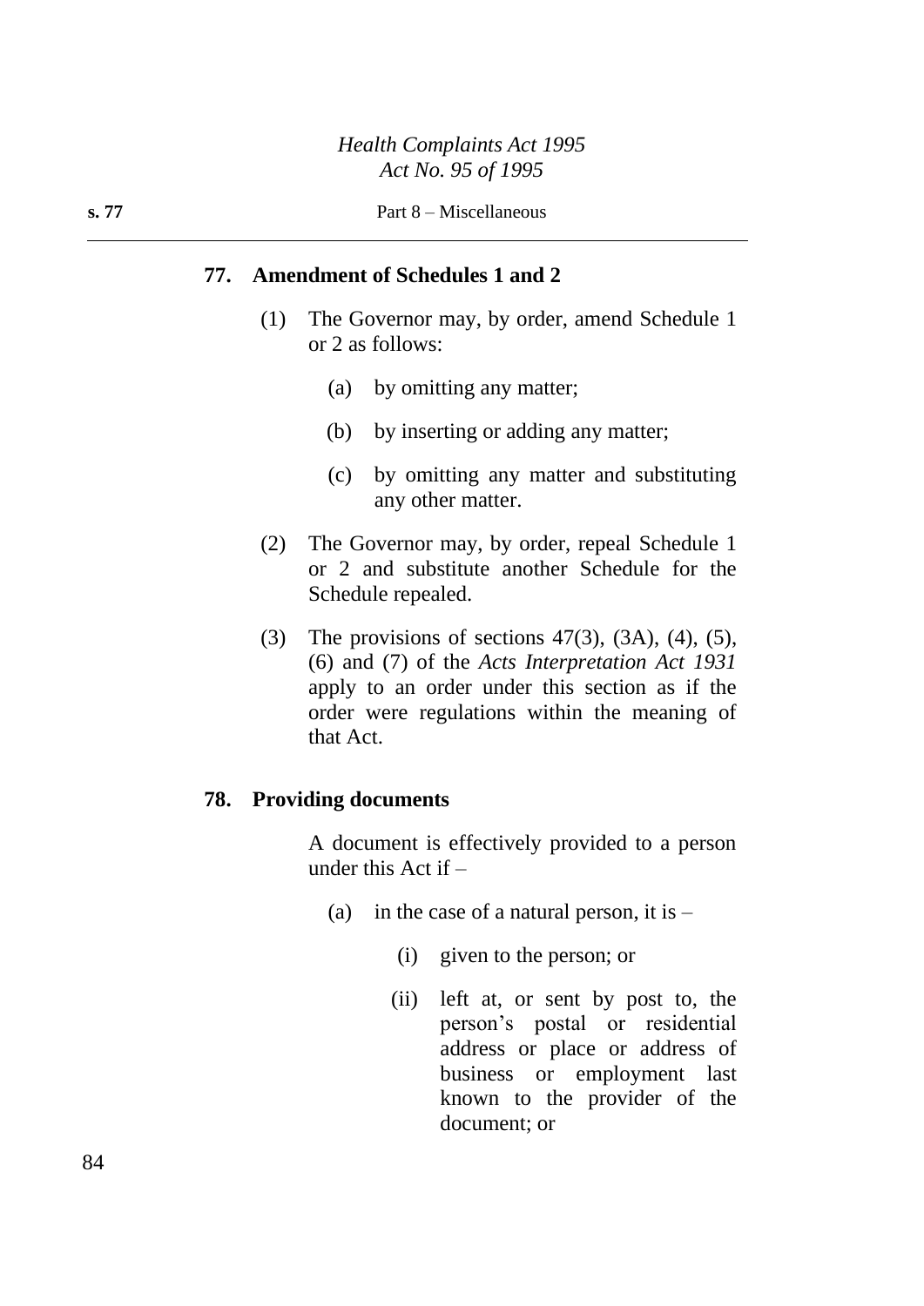### 77. Amendment of Schedules 1 and 2

(1) The Governor may, by order, amend Schedule 1 or 2 as follows:

(a) by omitting any matter;

(b) by inserting or adding any matter;

(c) by omitting any matter and substituting any other matter.

(2) The Governor may, by order, repeal Schedule 1 or 2 and substitute another Schedule for the Schedule repealed.

(3) The provisions of sections 47(3), (3A), (4), (5), (6) and (7) of the *Acts Interpretation Act 1931* apply to an order under this section as if the order were regulations within the meaning of that Act.

### 78. Providing documents

A document is effectively provided to a person under this Act if –

(a) in the case of a natural person, it is –

(i) given to the person; or

(ii) left at, or sent by post to, the person's postal or residential address or place or address of business or employment last known to the provider of the document; or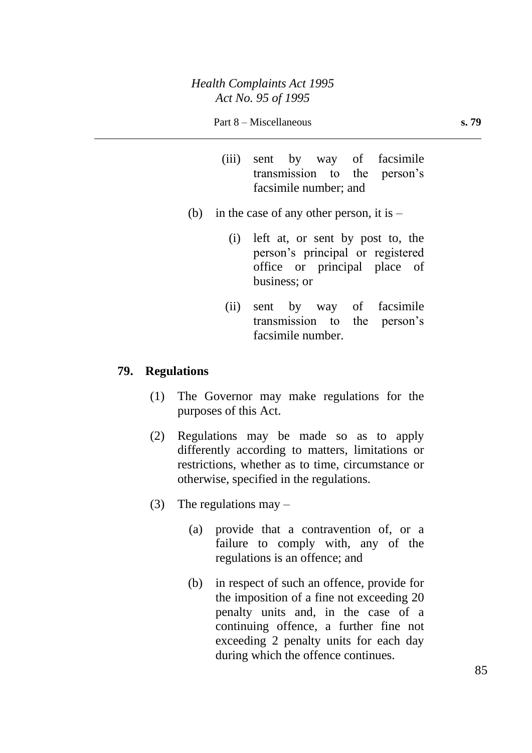(iii) sent by way of facsimile transmission to the person's facsimile number; and

(b) in the case of any other person, it is –

(i) left at, or sent by post to, the person's principal or registered office or principal place of business; or

(ii) sent by way of facsimile transmission to the person's facsimile number.

## 79. Regulations

(1) The Governor may make regulations for the purposes of this Act.

(2) Regulations may be made so as to apply differently according to matters, limitations or restrictions, whether as to time, circumstance or otherwise, specified in the regulations.

(3) The regulations may –

(a) provide that a contravention of, or a failure to comply with, any of the regulations is an offence; and

(b) in respect of such an offence, provide for the imposition of a fine not exceeding 20 penalty units and, in the case of a continuing offence, a further fine not exceeding 2 penalty units for each day during which the offence continues.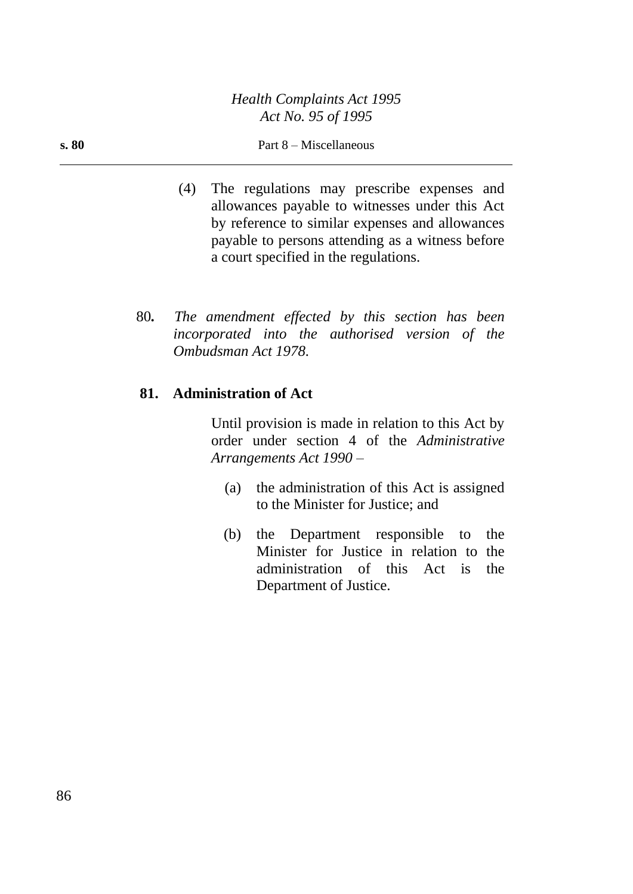(4) The regulations may prescribe expenses and allowances payable to witnesses under this Act by reference to similar expenses and allowances payable to persons attending as a witness before a court specified in the regulations.

80**.** *The amendment effected by this section has been incorporated into the authorised version of the Ombudsman Act 1978.*

**81. Administration of Act**

Until provision is made in relation to this Act by order under section 4 of the *Administrative Arrangements Act 1990* –

(a) the administration of this Act is assigned to the Minister for Justice; and

(b) the Department responsible to the Minister for Justice in relation to the administration of this Act is the Department of Justice.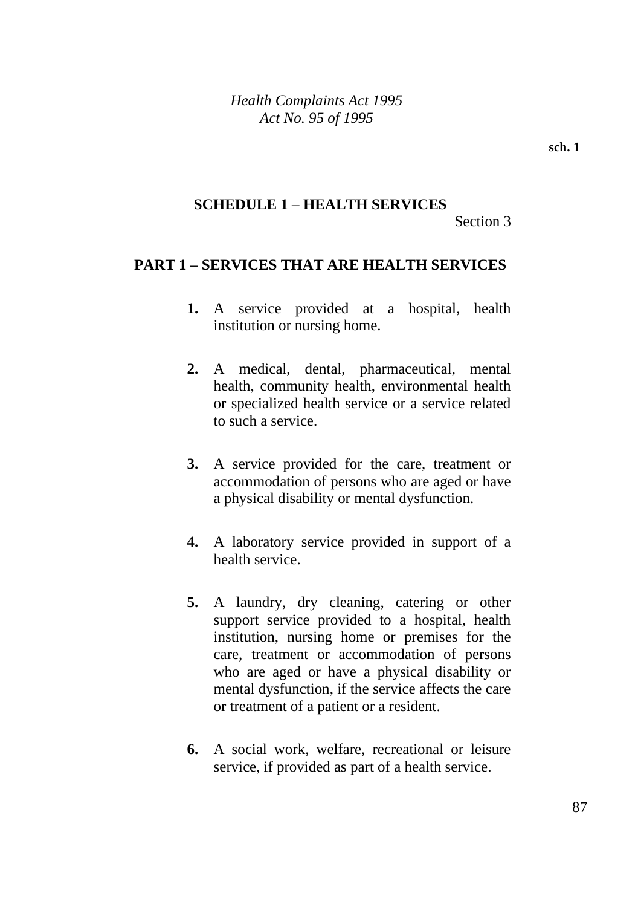## SCHEDULE 1 – HEALTH SERVICES

Section 3

### PART 1 – SERVICES THAT ARE HEALTH SERVICES

**1.** A service provided at a hospital, health institution or nursing home.

**2.** A medical, dental, pharmaceutical, mental health, community health, environmental health or specialized health service or a service related to such a service.

**3.** A service provided for the care, treatment or accommodation of persons who are aged or have a physical disability or mental dysfunction.

**4.** A laboratory service provided in support of a health service.

**5.** A laundry, dry cleaning, catering or other support service provided to a hospital, health institution, nursing home or premises for the care, treatment or accommodation of persons who are aged or have a physical disability or mental dysfunction, if the service affects the care or treatment of a patient or a resident.

**6.** A social work, welfare, recreational or leisure service, if provided as part of a health service.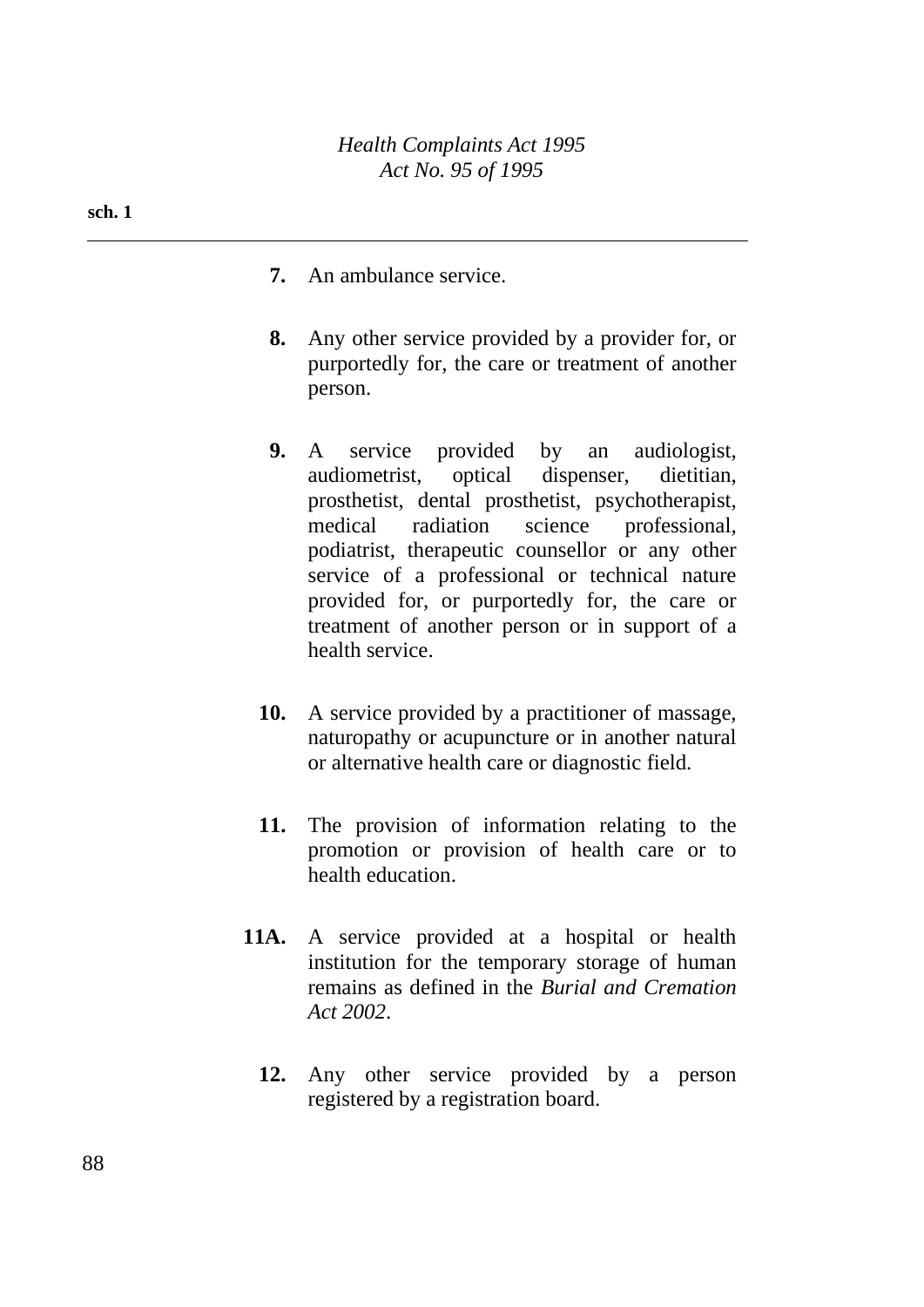**7.** An ambulance service.

**8.** Any other service provided by a provider for, or purportedly for, the care or treatment of another person.

**9.** A service provided by an audiologist, audiometrist, optical dispenser, dietitian, prosthetist, dental prosthetist, psychotherapist, medical radiation science professional, podiatrist, therapeutic counsellor or any other service of a professional or technical nature provided for, or purportedly for, the care or treatment of another person or in support of a health service.

**10.** A service provided by a practitioner of massage, naturopathy or acupuncture or in another natural or alternative health care or diagnostic field.

**11.** The provision of information relating to the promotion or provision of health care or to health education.

**11A.** A service provided at a hospital or health institution for the temporary storage of human remains as defined in the *Burial and Cremation Act 2002*.

**12.** Any other service provided by a person registered by a registration board.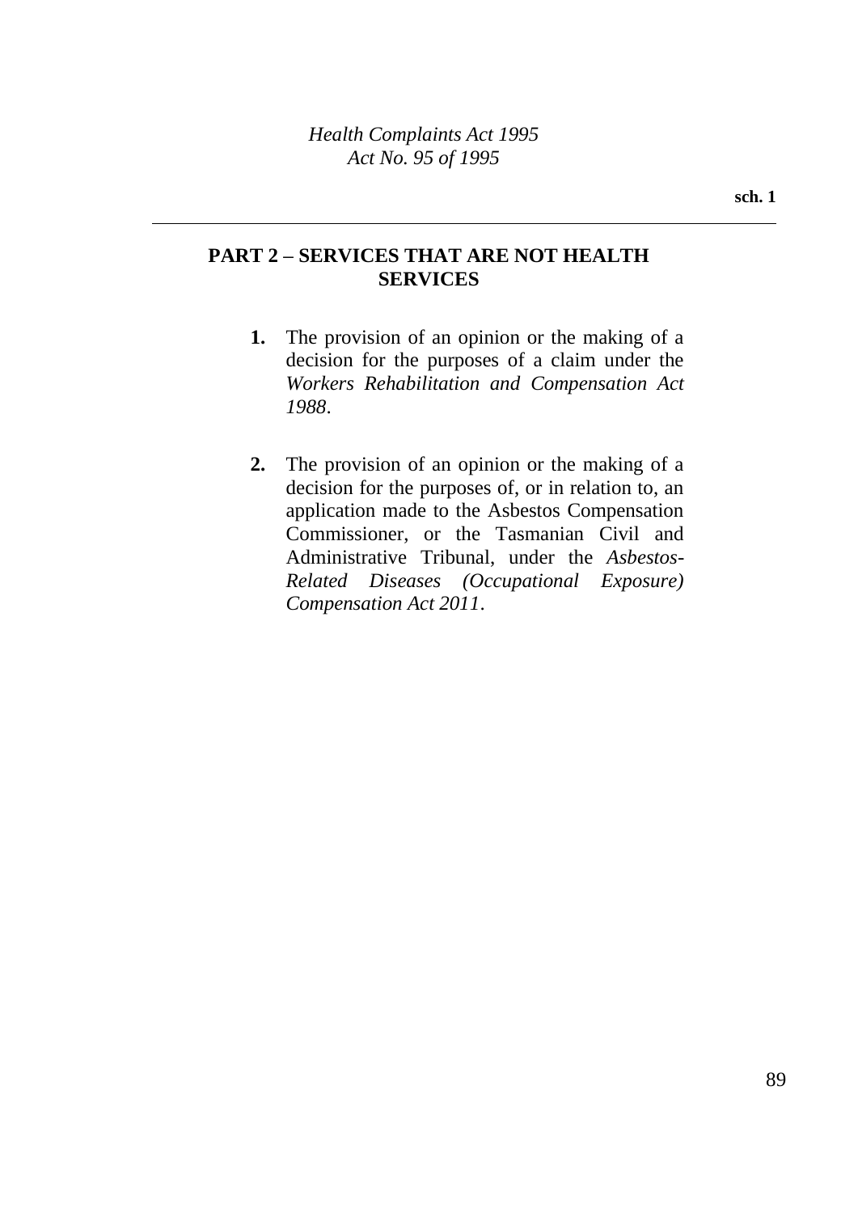## PART 2 – SERVICES THAT ARE NOT HEALTH SERVICES

**1.** The provision of an opinion or the making of a decision for the purposes of a claim under the *Workers Rehabilitation and Compensation Act 1988*.

**2.** The provision of an opinion or the making of a decision for the purposes of, or in relation to, an application made to the Asbestos Compensation Commissioner, or the Tasmanian Civil and Administrative Tribunal, under the *Asbestos-Related Diseases (Occupational Exposure) Compensation Act 2011*.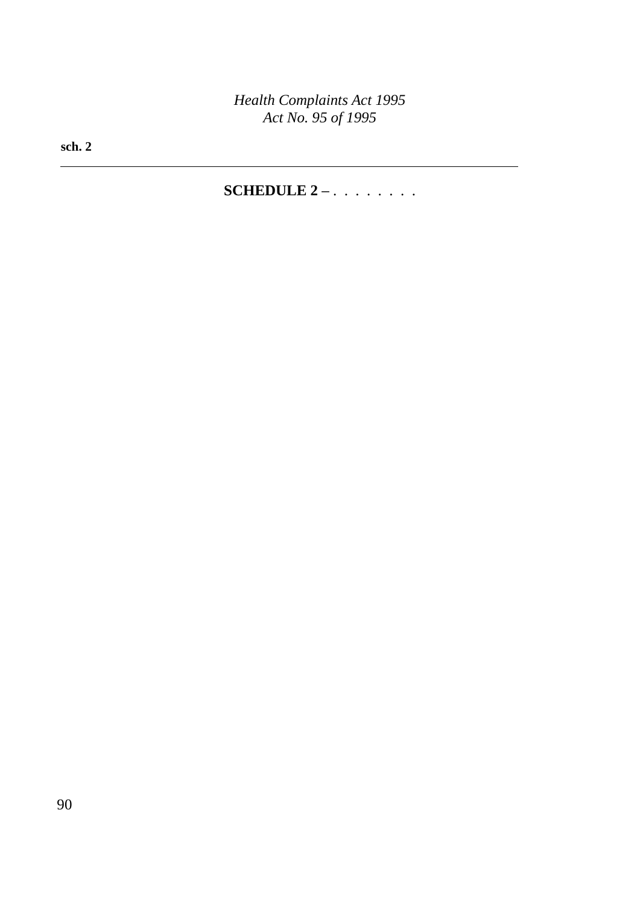## SCHEDULE 2 – . . . . . . . .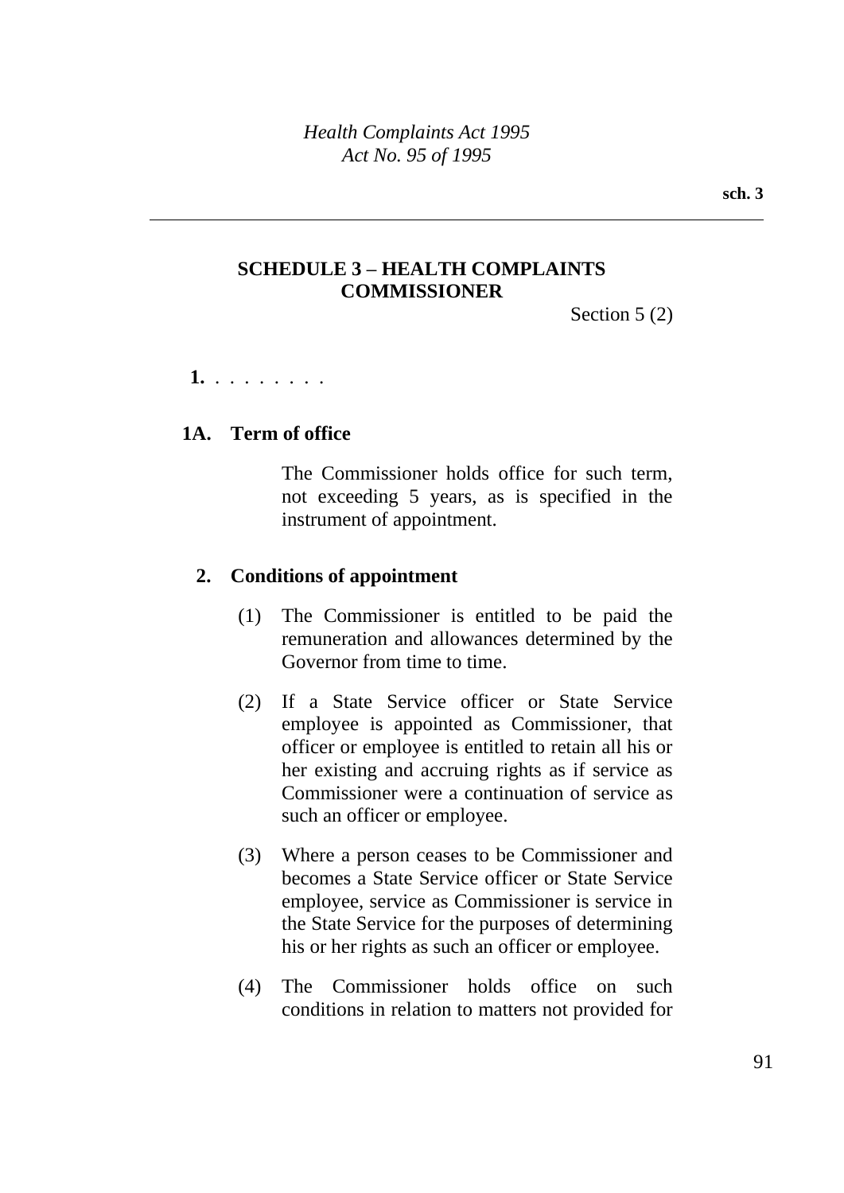## SCHEDULE 3 – HEALTH COMPLAINTS COMMISSIONER

Section 5 (2)

**1.** . . . . . . . .

### 1A. Term of office

The Commissioner holds office for such term, not exceeding 5 years, as is specified in the instrument of appointment.

### 2. Conditions of appointment

(1) The Commissioner is entitled to be paid the remuneration and allowances determined by the Governor from time to time.

(2) If a State Service officer or State Service employee is appointed as Commissioner, that officer or employee is entitled to retain all his or her existing and accruing rights as if service as Commissioner were a continuation of service as such an officer or employee.

(3) Where a person ceases to be Commissioner and becomes a State Service officer or State Service employee, service as Commissioner is service in the State Service for the purposes of determining his or her rights as such an officer or employee.

(4) The Commissioner holds office on such conditions in relation to matters not provided for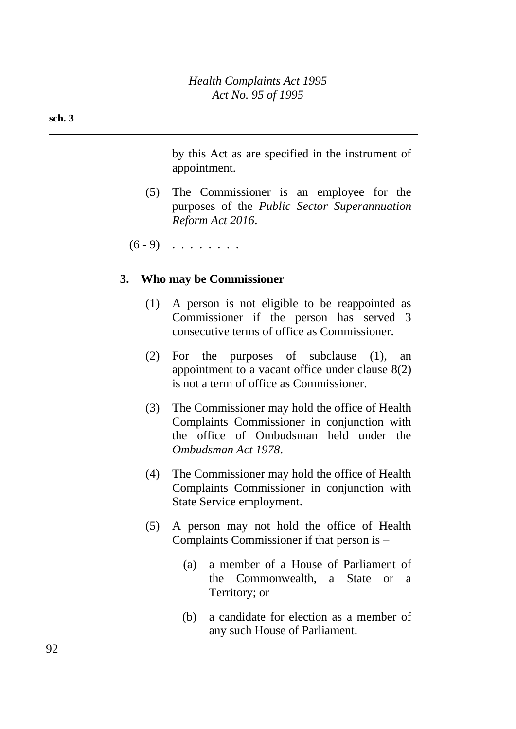by this Act as are specified in the instrument of appointment.

(5) The Commissioner is an employee for the purposes of the *Public Sector Superannuation Reform Act 2016*.

(6 - 9) . . . . . . . .

### 3. Who may be Commissioner

(1) A person is not eligible to be reappointed as Commissioner if the person has served 3 consecutive terms of office as Commissioner.

(2) For the purposes of subclause (1), an appointment to a vacant office under clause 8(2) is not a term of office as Commissioner.

(3) The Commissioner may hold the office of Health Complaints Commissioner in conjunction with the office of Ombudsman held under the *Ombudsman Act 1978*.

(4) The Commissioner may hold the office of Health Complaints Commissioner in conjunction with State Service employment.

(5) A person may not hold the office of Health Complaints Commissioner if that person is –

(a) a member of a House of Parliament of the Commonwealth, a State or a Territory; or

(b) a candidate for election as a member of any such House of Parliament.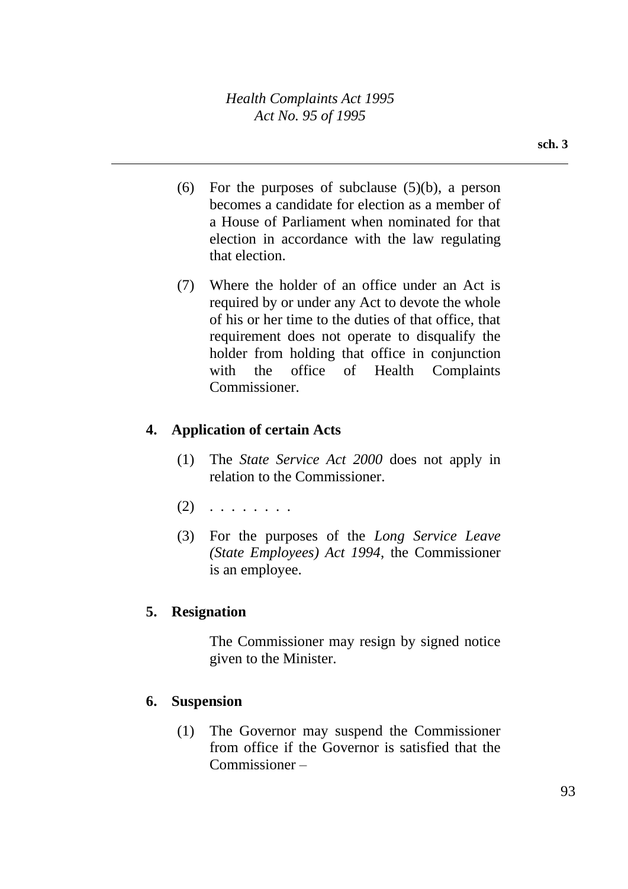(6) For the purposes of subclause (5)(b), a person becomes a candidate for election as a member of a House of Parliament when nominated for that election in accordance with the law regulating that election.

(7) Where the holder of an office under an Act is required by or under any Act to devote the whole of his or her time to the duties of that office, that requirement does not operate to disqualify the holder from holding that office in conjunction with the office of Health Complaints Commissioner.

**4. Application of certain Acts**

(1) The *State Service Act 2000* does not apply in relation to the Commissioner.

(2) . . . . . . . .

(3) For the purposes of the *Long Service Leave (State Employees) Act 1994*, the Commissioner is an employee.

**5. Resignation**

The Commissioner may resign by signed notice given to the Minister.

**6. Suspension**

(1) The Governor may suspend the Commissioner from office if the Governor is satisfied that the Commissioner –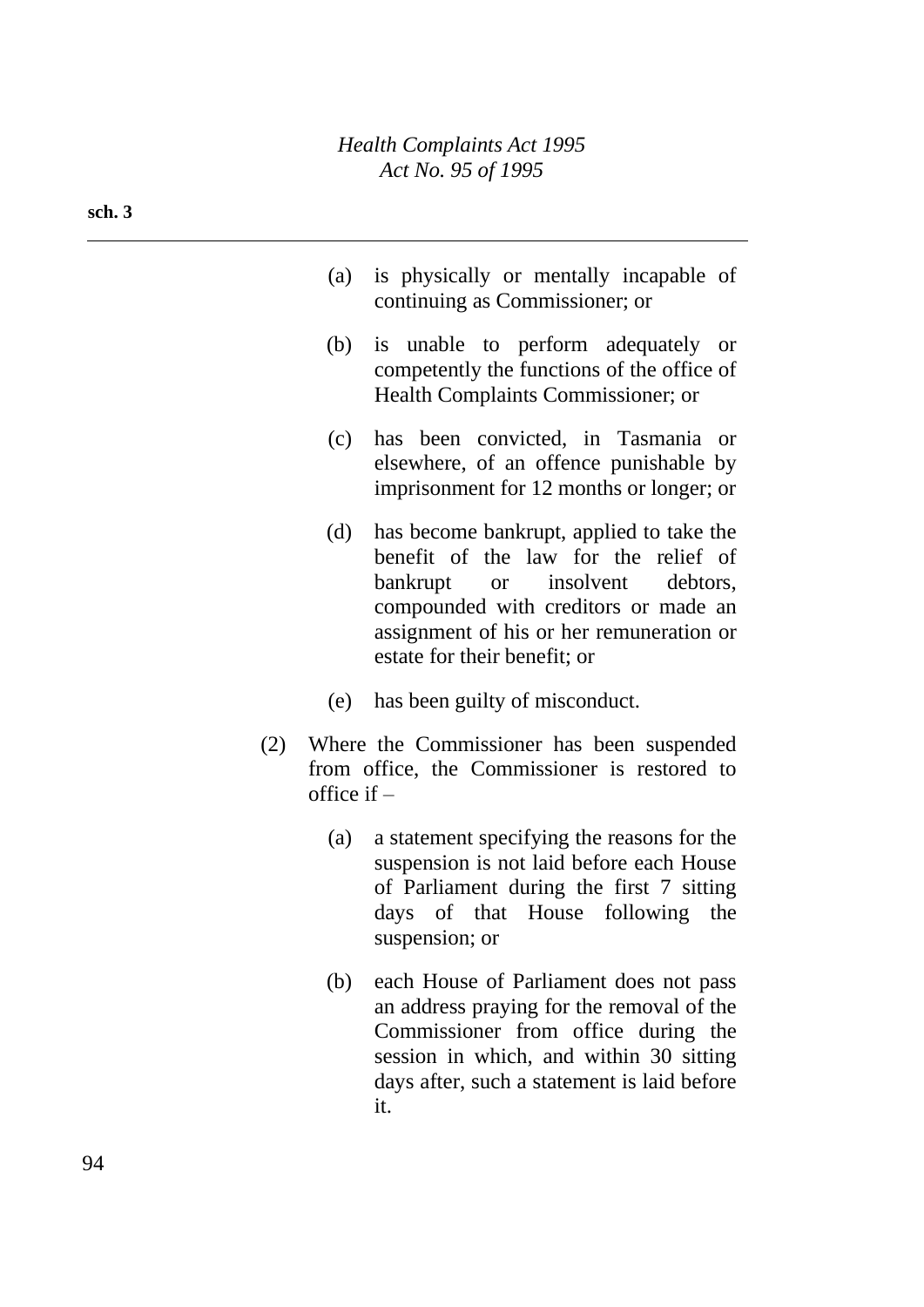(a) is physically or mentally incapable of continuing as Commissioner; or

(b) is unable to perform adequately or competently the functions of the office of Health Complaints Commissioner; or

(c) has been convicted, in Tasmania or elsewhere, of an offence punishable by imprisonment for 12 months or longer; or

(d) has become bankrupt, applied to take the benefit of the law for the relief of bankrupt or insolvent debtors, compounded with creditors or made an assignment of his or her remuneration or estate for their benefit; or

(e) has been guilty of misconduct.

(2) Where the Commissioner has been suspended from office, the Commissioner is restored to office if –

(a) a statement specifying the reasons for the suspension is not laid before each House of Parliament during the first 7 sitting days of that House following the suspension; or

(b) each House of Parliament does not pass an address praying for the removal of the Commissioner from office during the session in which, and within 30 sitting days after, such a statement is laid before it.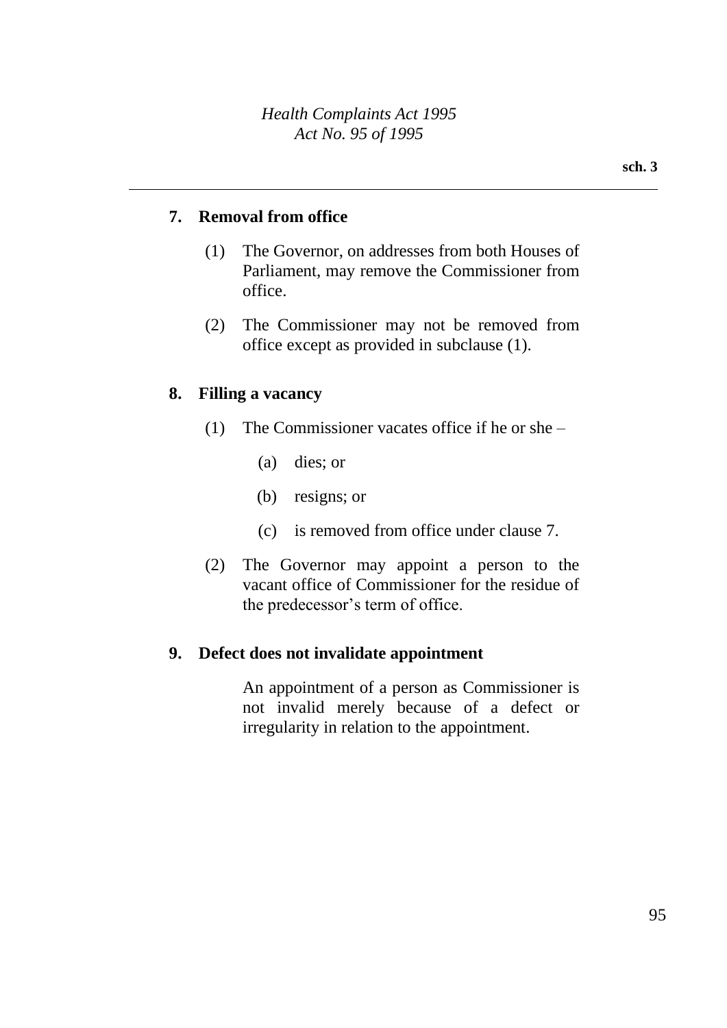## 7. Removal from office

(1) The Governor, on addresses from both Houses of Parliament, may remove the Commissioner from office.

(2) The Commissioner may not be removed from office except as provided in subclause (1).

## 8. Filling a vacancy

(1) The Commissioner vacates office if he or she –

(a) dies; or

(b) resigns; or

(c) is removed from office under clause 7.

(2) The Governor may appoint a person to the vacant office of Commissioner for the residue of the predecessor's term of office.

## 9. Defect does not invalidate appointment

An appointment of a person as Commissioner is not invalid merely because of a defect or irregularity in relation to the appointment.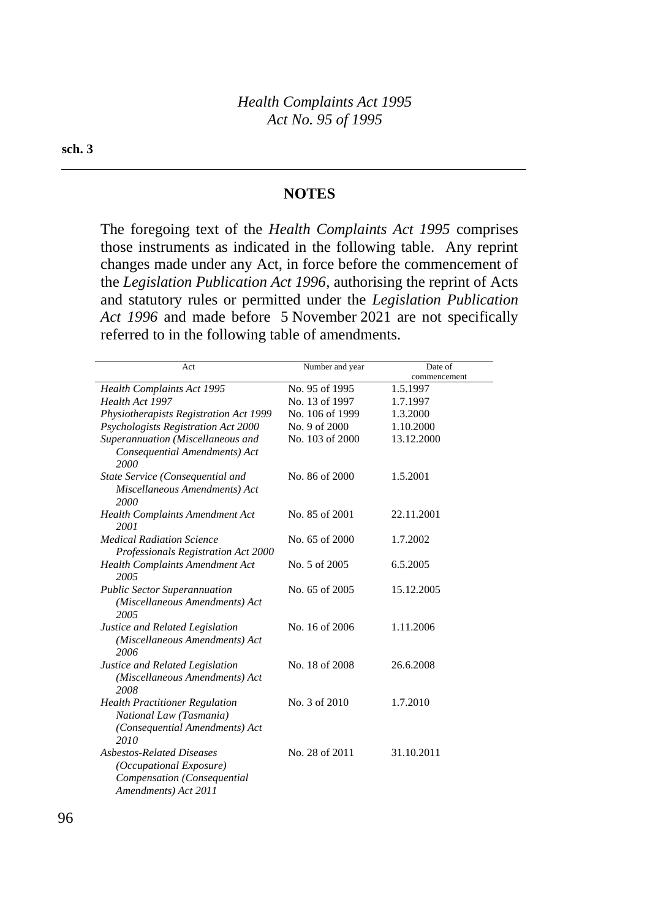## NOTES

The foregoing text of the *Health Complaints Act 1995* comprises those instruments as indicated in the following table. Any reprint changes made under any Act, in force before the commencement of the *Legislation Publication Act 1996*, authorising the reprint of Acts and statutory rules or permitted under the *Legislation Publication Act 1996* and made before 5 November 2021 are not specifically referred to in the following table of amendments.

| Act | Number and year | Date of commencement |
| --- | --- | --- |
| *Health Complaints Act 1995* | No. 95 of 1995 | 1.5.1997 |
| *Health Act 1997* | No. 13 of 1997 | 1.7.1997 |
| *Physiotherapists Registration Act 1999* | No. 106 of 1999 | 1.3.2000 |
| *Psychologists Registration Act 2000* | No. 9 of 2000 | 1.10.2000 |
| *Superannuation (Miscellaneous and Consequential Amendments) Act 2000* | No. 103 of 2000 | 13.12.2000 |
| *State Service (Consequential and Miscellaneous Amendments) Act 2000* | No. 86 of 2000 | 1.5.2001 |
| *Health Complaints Amendment Act 2001* | No. 85 of 2001 | 22.11.2001 |
| *Medical Radiation Science Professionals Registration Act 2000* | No. 65 of 2000 | 1.7.2002 |
| *Health Complaints Amendment Act 2005* | No. 5 of 2005 | 6.5.2005 |
| *Public Sector Superannuation (Miscellaneous Amendments) Act 2005* | No. 65 of 2005 | 15.12.2005 |
| *Justice and Related Legislation (Miscellaneous Amendments) Act 2006* | No. 16 of 2006 | 1.11.2006 |
| *Justice and Related Legislation (Miscellaneous Amendments) Act 2008* | No. 18 of 2008 | 26.6.2008 |
| *Health Practitioner Regulation National Law (Tasmania) (Consequential Amendments) Act 2010* | No. 3 of 2010 | 1.7.2010 |
| *Asbestos-Related Diseases (Occupational Exposure) Compensation (Consequential Amendments) Act 2011* | No. 28 of 2011 | 31.10.2011 |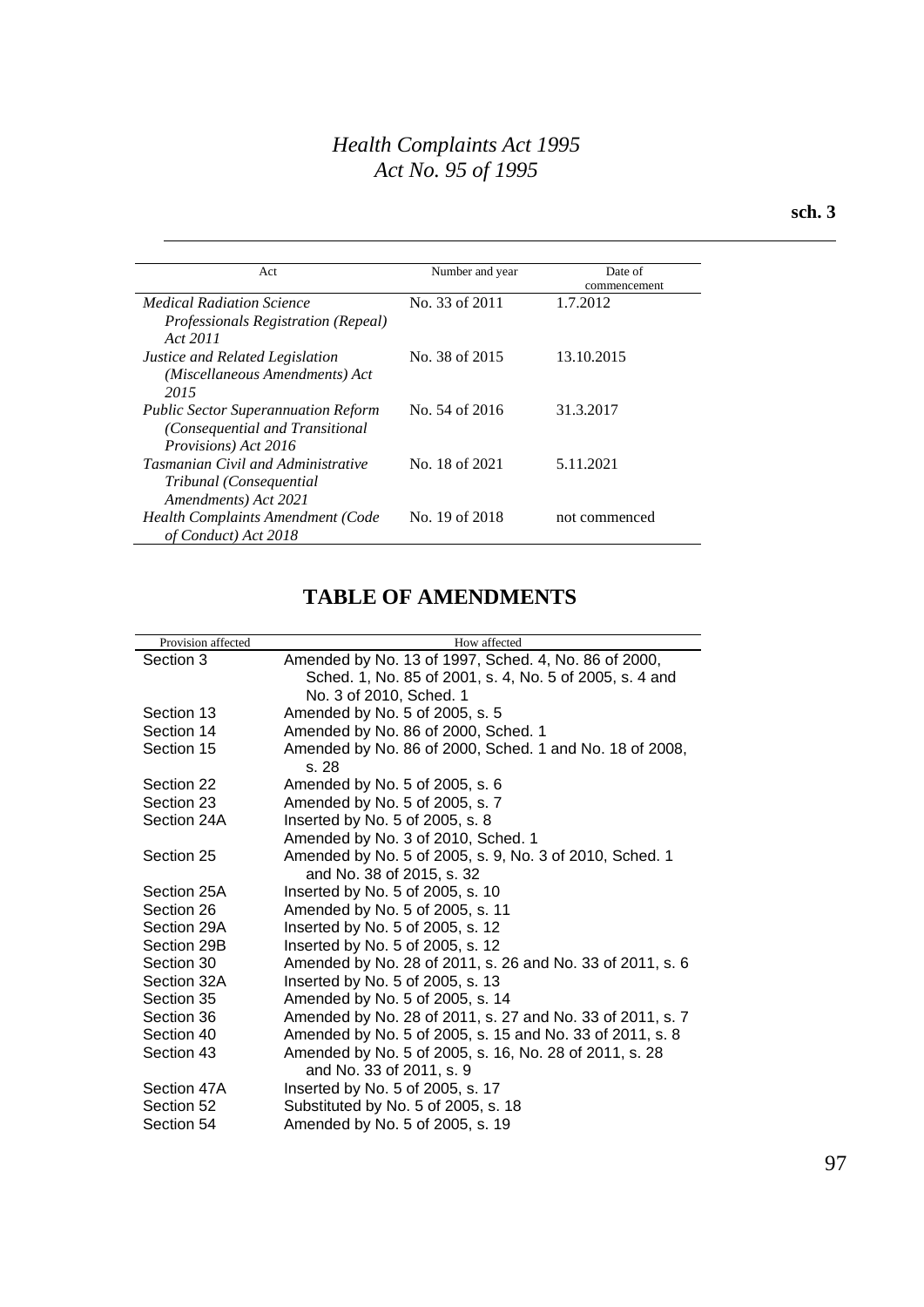| Act | Number and year | Date of commencement |
|---|---|---|
| *Medical Radiation Science Professionals Registration (Repeal) Act 2011* | No. 33 of 2011 | 1.7.2012 |
| *Justice and Related Legislation (Miscellaneous Amendments) Act 2015* | No. 38 of 2015 | 13.10.2015 |
| *Public Sector Superannuation Reform (Consequential and Transitional Provisions) Act 2016* | No. 54 of 2016 | 31.3.2017 |
| *Tasmanian Civil and Administrative Tribunal (Consequential Amendments) Act 2021* | No. 18 of 2021 | 5.11.2021 |
| *Health Complaints Amendment (Code of Conduct) Act 2018* | No. 19 of 2018 | not commenced |

## TABLE OF AMENDMENTS

| Provision affected | How affected |
|---|---|
| Section 3 | Amended by No. 13 of 1997, Sched. 4, No. 86 of 2000, Sched. 1, No. 85 of 2001, s. 4, No. 5 of 2005, s. 4 and No. 3 of 2010, Sched. 1 |
| Section 13 | Amended by No. 5 of 2005, s. 5 |
| Section 14 | Amended by No. 86 of 2000, Sched. 1 |
| Section 15 | Amended by No. 86 of 2000, Sched. 1 and No. 18 of 2008, s. 28 |
| Section 22 | Amended by No. 5 of 2005, s. 6 |
| Section 23 | Amended by No. 5 of 2005, s. 7 |
| Section 24A | Inserted by No. 5 of 2005, s. 8<br>Amended by No. 3 of 2010, Sched. 1 |
| Section 25 | Amended by No. 5 of 2005, s. 9, No. 3 of 2010, Sched. 1 and No. 38 of 2015, s. 32 |
| Section 25A | Inserted by No. 5 of 2005, s. 10 |
| Section 26 | Amended by No. 5 of 2005, s. 11 |
| Section 29A | Inserted by No. 5 of 2005, s. 12 |
| Section 29B | Inserted by No. 5 of 2005, s. 12 |
| Section 30 | Amended by No. 28 of 2011, s. 26 and No. 33 of 2011, s. 6 |
| Section 32A | Inserted by No. 5 of 2005, s. 13 |
| Section 35 | Amended by No. 5 of 2005, s. 14 |
| Section 36 | Amended by No. 28 of 2011, s. 27 and No. 33 of 2011, s. 7 |
| Section 40 | Amended by No. 5 of 2005, s. 15 and No. 33 of 2011, s. 8 |
| Section 43 | Amended by No. 5 of 2005, s. 16, No. 28 of 2011, s. 28 and No. 33 of 2011, s. 9 |
| Section 47A | Inserted by No. 5 of 2005, s. 17 |
| Section 52 | Substituted by No. 5 of 2005, s. 18 |
| Section 54 | Amended by No. 5 of 2005, s. 19 |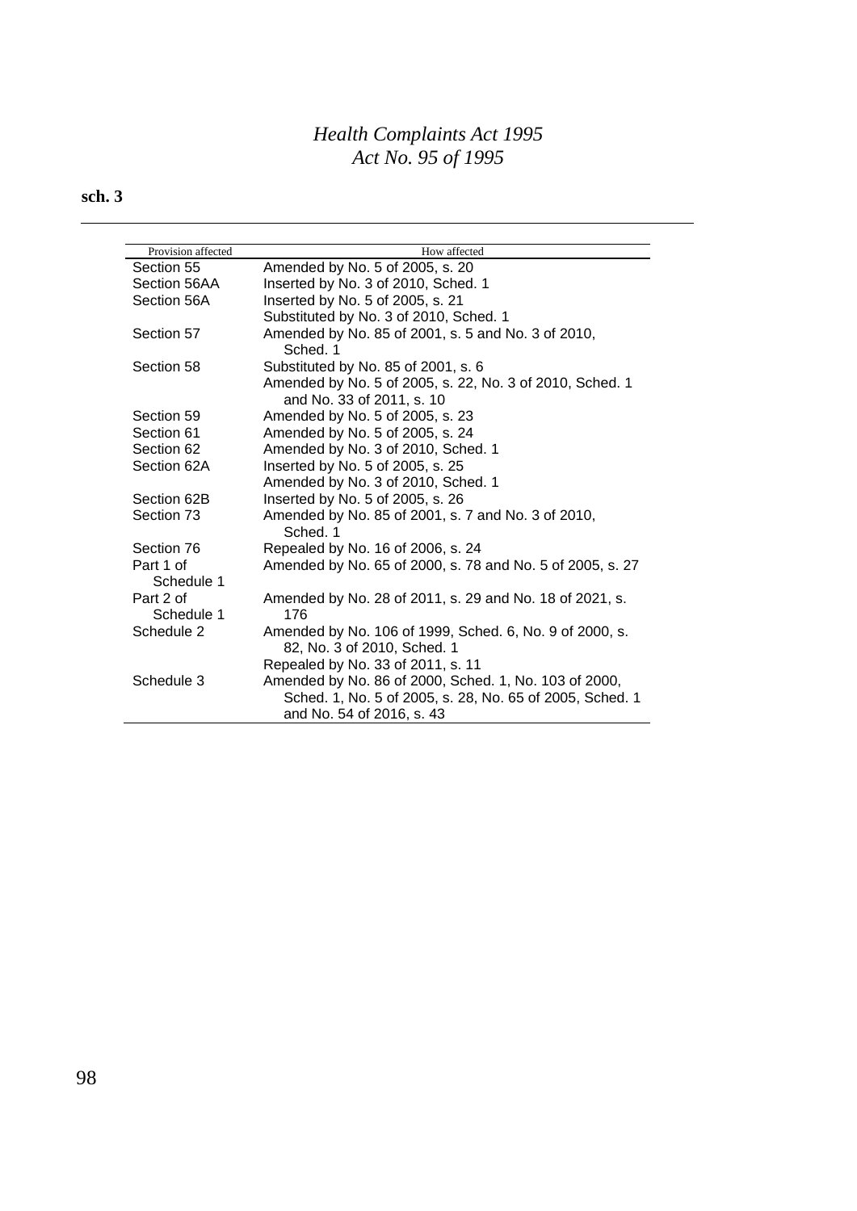| Provision affected | How affected |
|---|---|
| Section 55 | Amended by No. 5 of 2005, s. 20 |
| Section 56AA | Inserted by No. 3 of 2010, Sched. 1 |
| Section 56A | Inserted by No. 5 of 2005, s. 21 |
| | Substituted by No. 3 of 2010, Sched. 1 |
| Section 57 | Amended by No. 85 of 2001, s. 5 and No. 3 of 2010, Sched. 1 |
| Section 58 | Substituted by No. 85 of 2001, s. 6 |
| | Amended by No. 5 of 2005, s. 22, No. 3 of 2010, Sched. 1 and No. 33 of 2011, s. 10 |
| Section 59 | Amended by No. 5 of 2005, s. 23 |
| Section 61 | Amended by No. 5 of 2005, s. 24 |
| Section 62 | Amended by No. 3 of 2010, Sched. 1 |
| Section 62A | Inserted by No. 5 of 2005, s. 25 |
| | Amended by No. 3 of 2010, Sched. 1 |
| Section 62B | Inserted by No. 5 of 2005, s. 26 |
| Section 73 | Amended by No. 85 of 2001, s. 7 and No. 3 of 2010, Sched. 1 |
| Section 76 | Repealed by No. 16 of 2006, s. 24 |
| Part 1 of Schedule 1 | Amended by No. 65 of 2000, s. 78 and No. 5 of 2005, s. 27 |
| Part 2 of Schedule 1 | Amended by No. 28 of 2011, s. 29 and No. 18 of 2021, s. 176 |
| Schedule 2 | Amended by No. 106 of 1999, Sched. 6, No. 9 of 2000, s. 82, No. 3 of 2010, Sched. 1 |
| | Repealed by No. 33 of 2011, s. 11 |
| Schedule 3 | Amended by No. 86 of 2000, Sched. 1, No. 103 of 2000, Sched. 1, No. 5 of 2005, s. 28, No. 65 of 2005, Sched. 1 and No. 54 of 2016, s. 43 |